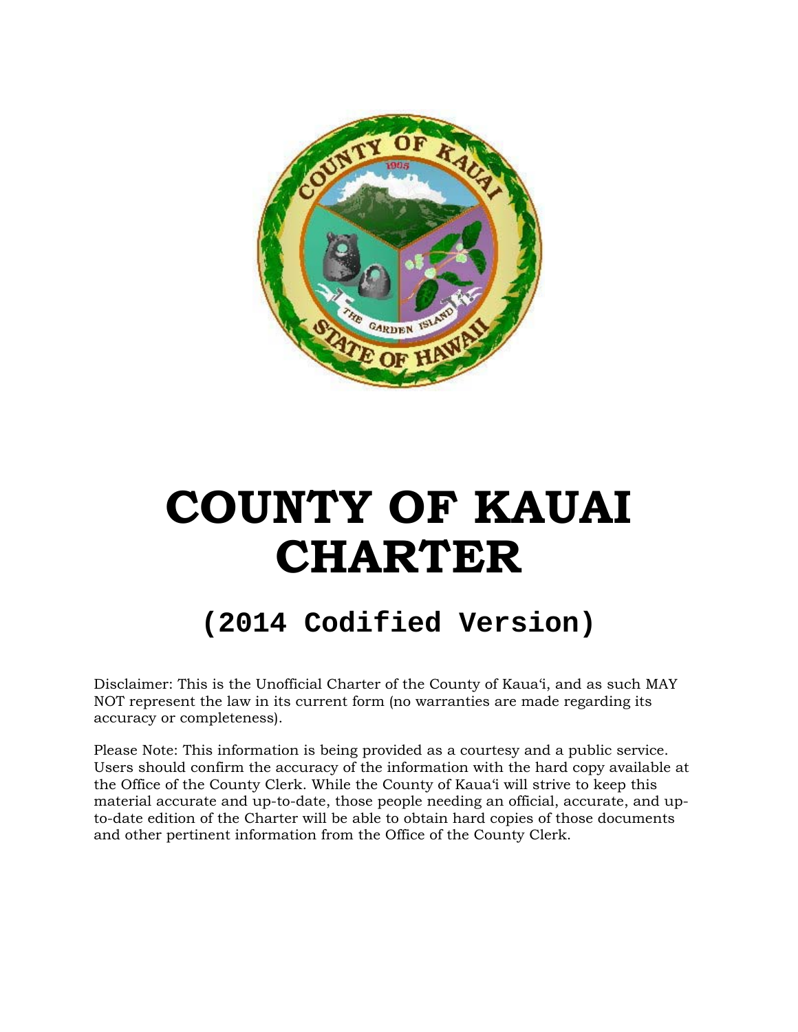# COUNTY OF KAUAI CHARTER

## (2014 Codified Version)

Disclaimer: This is the Unofficial Charter of the County of Kaua'i, and as such MAY NOT represent the law in its current form (no warranties are made regarding its accuracy or completeness).

Please Note: This information is being provided as a courtesy and a public service. Users should confirm the accuracy of the information with the hard copy available at the Office of the County Clerk. While the County of Kaua'i will strive to keep this material accurate and up-to-date, those people needing an official, accurate, and up-to-date edition of the Charter will be able to obtain hard copies of those documents and other pertinent information from the Office of the County Clerk.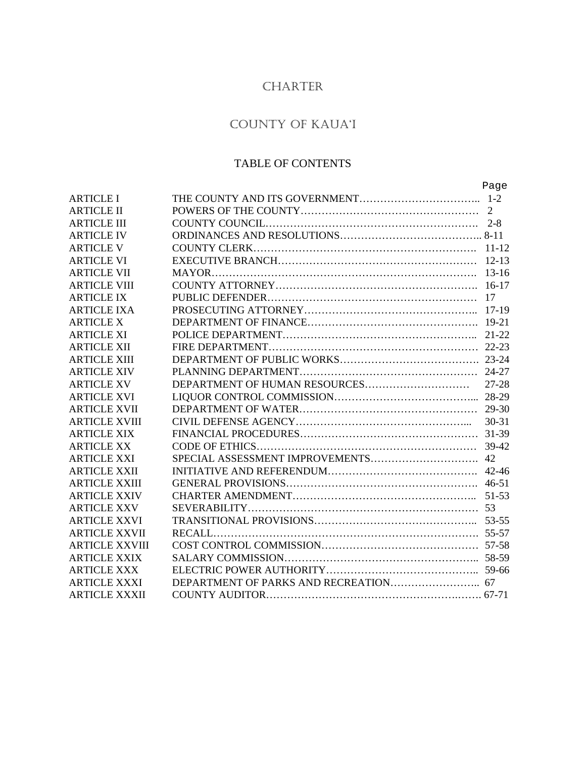# CHARTER

# COUNTY OF KAUA'I

## TABLE OF CONTENTS

| | | Page |
|---|---|---|
| ARTICLE I | THE COUNTY AND ITS GOVERNMENT | 1-2 |
| ARTICLE II | POWERS OF THE COUNTY | 2 |
| ARTICLE III | COUNTY COUNCIL | 2-8 |
| ARTICLE IV | ORDINANCES AND RESOLUTIONS | 8-11 |
| ARTICLE V | COUNTY CLERK | 11-12 |
| ARTICLE VI | EXECUTIVE BRANCH | 12-13 |
| ARTICLE VII | MAYOR | 13-16 |
| ARTICLE VIII | COUNTY ATTORNEY | 16-17 |
| ARTICLE IX | PUBLIC DEFENDER | 17 |
| ARTICLE IXA | PROSECUTING ATTORNEY | 17-19 |
| ARTICLE X | DEPARTMENT OF FINANCE | 19-21 |
| ARTICLE XI | POLICE DEPARTMENT | 21-22 |
| ARTICLE XII | FIRE DEPARTMENT | 22-23 |
| ARTICLE XIII | DEPARTMENT OF PUBLIC WORKS | 23-24 |
| ARTICLE XIV | PLANNING DEPARTMENT | 24-27 |
| ARTICLE XV | DEPARTMENT OF HUMAN RESOURCES | 27-28 |
| ARTICLE XVI | LIQUOR CONTROL COMMISSION | 28-29 |
| ARTICLE XVII | DEPARTMENT OF WATER | 29-30 |
| ARTICLE XVIII | CIVIL DEFENSE AGENCY | 30-31 |
| ARTICLE XIX | FINANCIAL PROCEDURES | 31-39 |
| ARTICLE XX | CODE OF ETHICS | 39-42 |
| ARTICLE XXI | SPECIAL ASSESSMENT IMPROVEMENTS | 42 |
| ARTICLE XXII | INITIATIVE AND REFERENDUM | 42-46 |
| ARTICLE XXIII | GENERAL PROVISIONS | 46-51 |
| ARTICLE XXIV | CHARTER AMENDMENT | 51-53 |
| ARTICLE XXV | SEVERABILITY | 53 |
| ARTICLE XXVI | TRANSITIONAL PROVISIONS | 53-55 |
| ARTICLE XXVII | RECALL | 55-57 |
| ARTICLE XXVIII | COST CONTROL COMMISSION | 57-58 |
| ARTICLE XXIX | SALARY COMMISSION | 58-59 |
| ARTICLE XXX | ELECTRIC POWER AUTHORITY | 59-66 |
| ARTICLE XXXI | DEPARTMENT OF PARKS AND RECREATION | 67 |
| ARTICLE XXXII | COUNTY AUDITOR | 67-71 |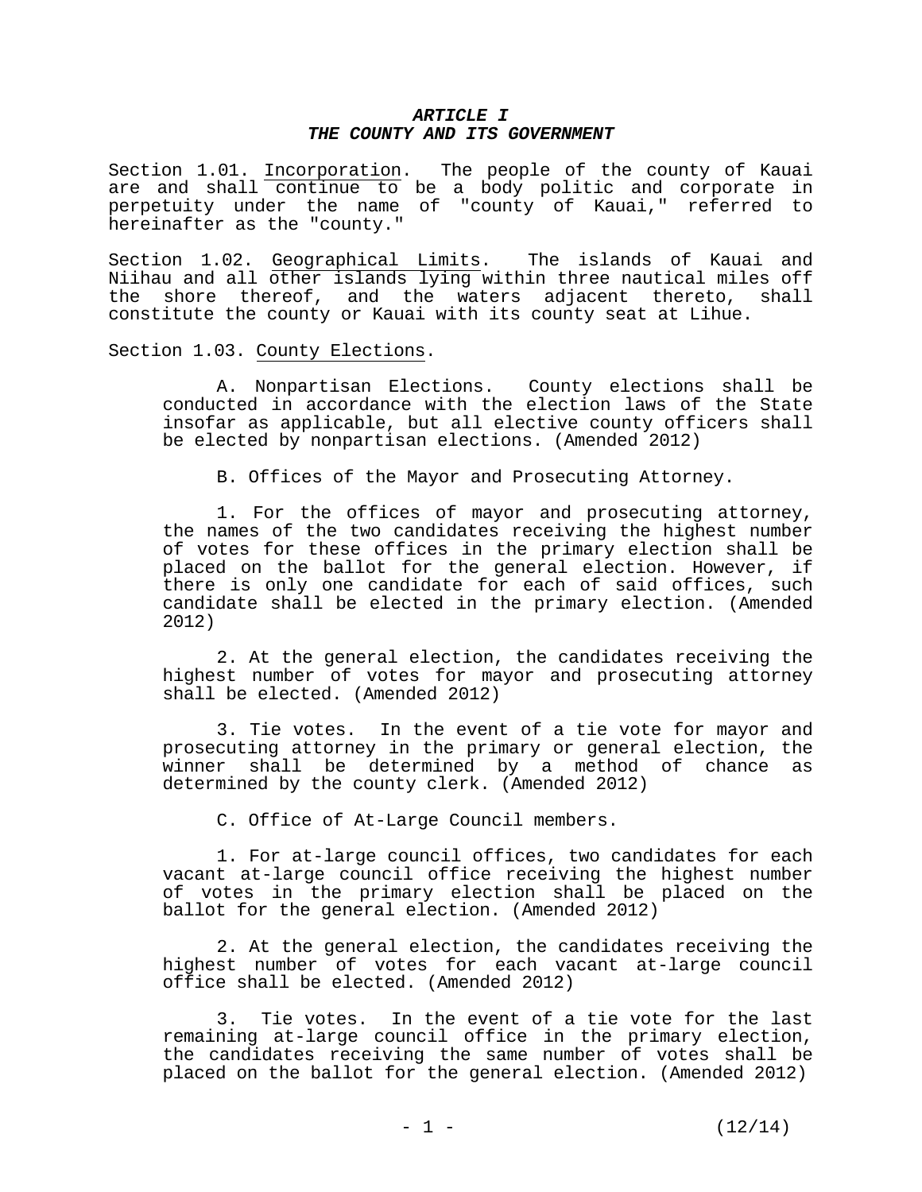## ***ARTICLE I***
## ***THE COUNTY AND ITS GOVERNMENT***

Section 1.01. Incorporation. The people of the county of Kauai are and shall continue to be a body politic and corporate in perpetuity under the name of "county of Kauai," referred to hereinafter as the "county."

Section 1.02. Geographical Limits. The islands of Kauai and Niihau and all other islands lying within three nautical miles off the shore thereof, and the waters adjacent thereto, shall constitute the county or Kauai with its county seat at Lihue.

Section 1.03. County Elections.

A. Nonpartisan Elections. County elections shall be conducted in accordance with the election laws of the State insofar as applicable, but all elective county officers shall be elected by nonpartisan elections. (Amended 2012)

B. Offices of the Mayor and Prosecuting Attorney.

1. For the offices of mayor and prosecuting attorney, the names of the two candidates receiving the highest number of votes for these offices in the primary election shall be placed on the ballot for the general election. However, if there is only one candidate for each of said offices, such candidate shall be elected in the primary election. (Amended 2012)

2. At the general election, the candidates receiving the highest number of votes for mayor and prosecuting attorney shall be elected. (Amended 2012)

3. Tie votes. In the event of a tie vote for mayor and prosecuting attorney in the primary or general election, the winner shall be determined by a method of chance as determined by the county clerk. (Amended 2012)

C. Office of At-Large Council members.

1. For at-large council offices, two candidates for each vacant at-large council office receiving the highest number of votes in the primary election shall be placed on the ballot for the general election. (Amended 2012)

2. At the general election, the candidates receiving the highest number of votes for each vacant at-large council office shall be elected. (Amended 2012)

3. Tie votes. In the event of a tie vote for the last remaining at-large council office in the primary election, the candidates receiving the same number of votes shall be placed on the ballot for the general election. (Amended 2012)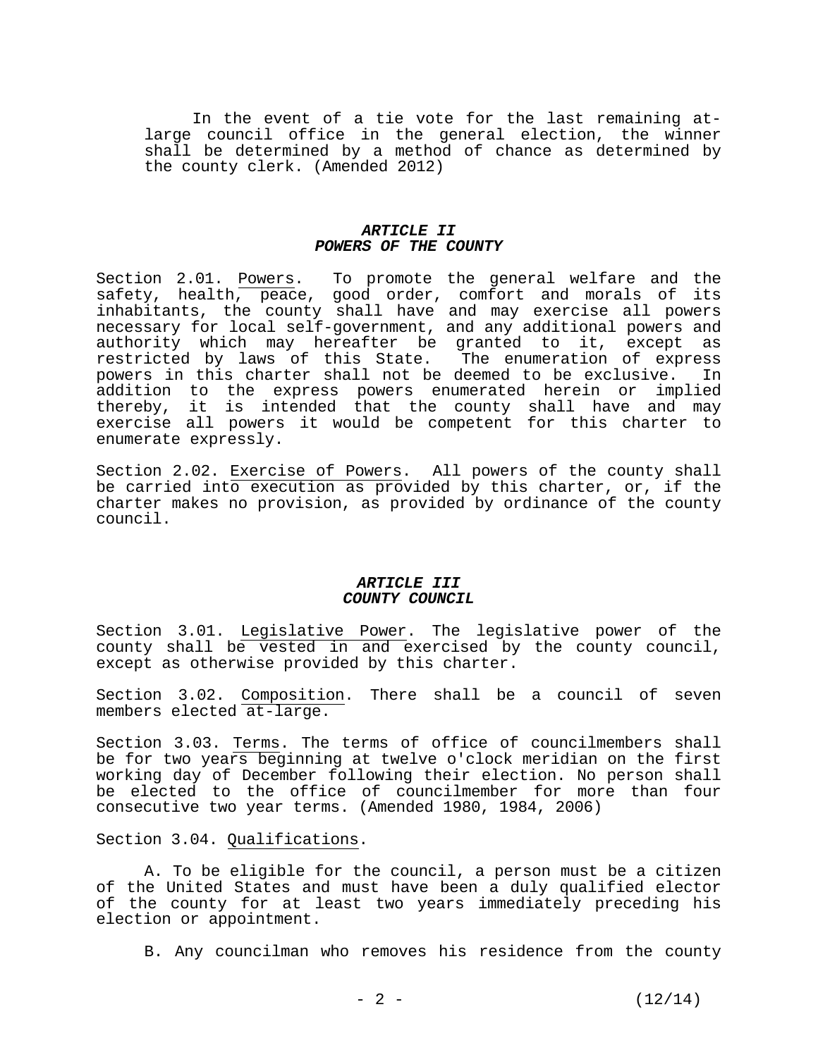In the event of a tie vote for the last remaining at-large council office in the general election, the winner shall be determined by a method of chance as determined by the county clerk. (Amended 2012)

## *ARTICLE II*
## *POWERS OF THE COUNTY*

Section 2.01. Powers. To promote the general welfare and the safety, health, peace, good order, comfort and morals of its inhabitants, the county shall have and may exercise all powers necessary for local self-government, and any additional powers and authority which may hereafter be granted to it, except as restricted by laws of this State. The enumeration of express powers in this charter shall not be deemed to be exclusive. In addition to the express powers enumerated herein or implied thereby, it is intended that the county shall have and may exercise all powers it would be competent for this charter to enumerate expressly.

Section 2.02. Exercise of Powers. All powers of the county shall be carried into execution as provided by this charter, or, if the charter makes no provision, as provided by ordinance of the county council.

## *ARTICLE III*
## *COUNTY COUNCIL*

Section 3.01. Legislative Power. The legislative power of the county shall be vested in and exercised by the county council, except as otherwise provided by this charter.

Section 3.02. Composition. There shall be a council of seven members elected at-large.

Section 3.03. Terms. The terms of office of councilmembers shall be for two years beginning at twelve o'clock meridian on the first working day of December following their election. No person shall be elected to the office of councilmember for more than four consecutive two year terms. (Amended 1980, 1984, 2006)

Section 3.04. Qualifications.

A. To be eligible for the council, a person must be a citizen of the United States and must have been a duly qualified elector of the county for at least two years immediately preceding his election or appointment.

B. Any councilman who removes his residence from the county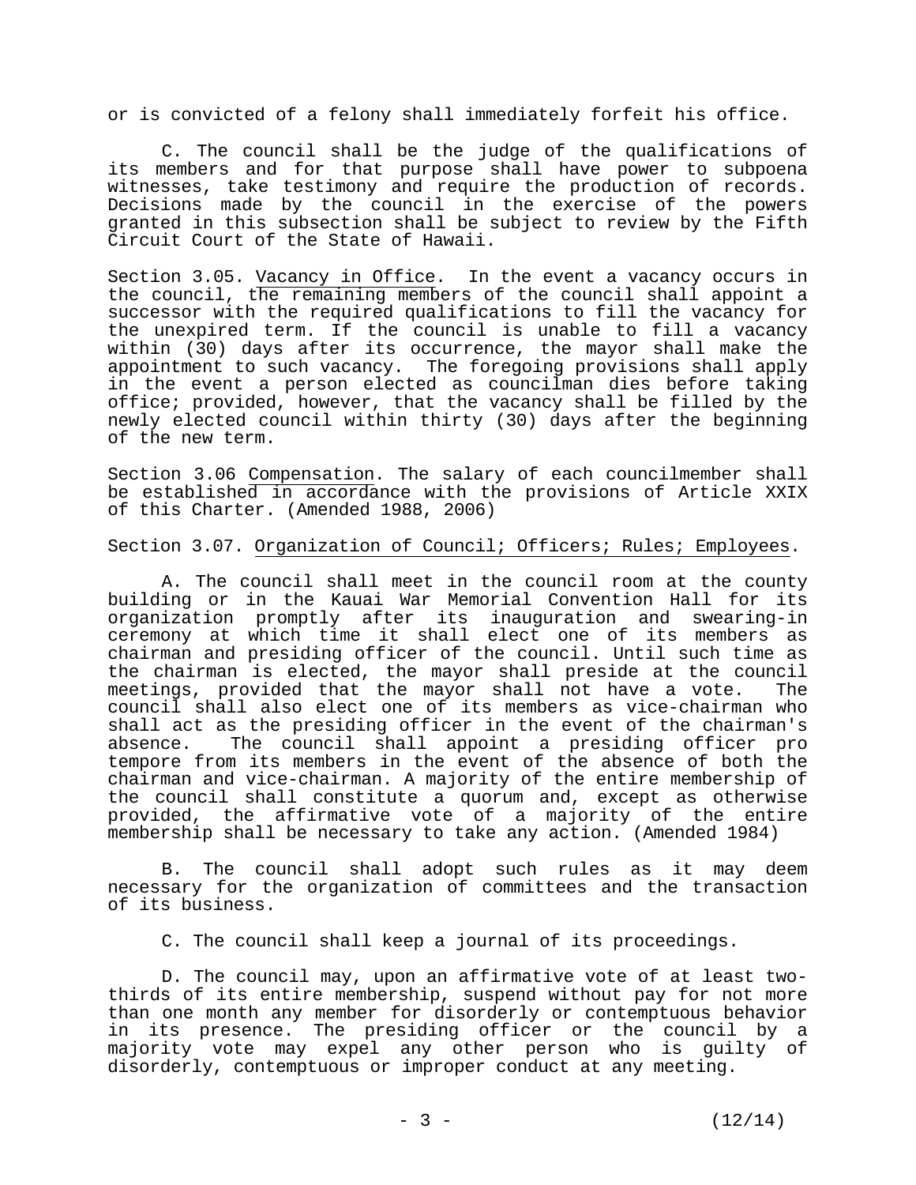or is convicted of a felony shall immediately forfeit his office.

C. The council shall be the judge of the qualifications of its members and for that purpose shall have power to subpoena witnesses, take testimony and require the production of records. Decisions made by the council in the exercise of the powers granted in this subsection shall be subject to review by the Fifth Circuit Court of the State of Hawaii.

Section 3.05. Vacancy in Office. In the event a vacancy occurs in the council, the remaining members of the council shall appoint a successor with the required qualifications to fill the vacancy for the unexpired term. If the council is unable to fill a vacancy within (30) days after its occurrence, the mayor shall make the appointment to such vacancy. The foregoing provisions shall apply in the event a person elected as councilman dies before taking office; provided, however, that the vacancy shall be filled by the newly elected council within thirty (30) days after the beginning of the new term.

Section 3.06 Compensation. The salary of each councilmember shall be established in accordance with the provisions of Article XXIX of this Charter. (Amended 1988, 2006)

Section 3.07. Organization of Council; Officers; Rules; Employees.

A. The council shall meet in the council room at the county building or in the Kauai War Memorial Convention Hall for its organization promptly after its inauguration and swearing-in ceremony at which time it shall elect one of its members as chairman and presiding officer of the council. Until such time as the chairman is elected, the mayor shall preside at the council meetings, provided that the mayor shall not have a vote. The council shall also elect one of its members as vice-chairman who shall act as the presiding officer in the event of the chairman's absence. The council shall appoint a presiding officer pro tempore from its members in the event of the absence of both the chairman and vice-chairman. A majority of the entire membership of the council shall constitute a quorum and, except as otherwise provided, the affirmative vote of a majority of the entire membership shall be necessary to take any action. (Amended 1984)

B. The council shall adopt such rules as it may deem necessary for the organization of committees and the transaction of its business.

C. The council shall keep a journal of its proceedings.

D. The council may, upon an affirmative vote of at least two-thirds of its entire membership, suspend without pay for not more than one month any member for disorderly or contemptuous behavior in its presence. The presiding officer or the council by a majority vote may expel any other person who is guilty of disorderly, contemptuous or improper conduct at any meeting.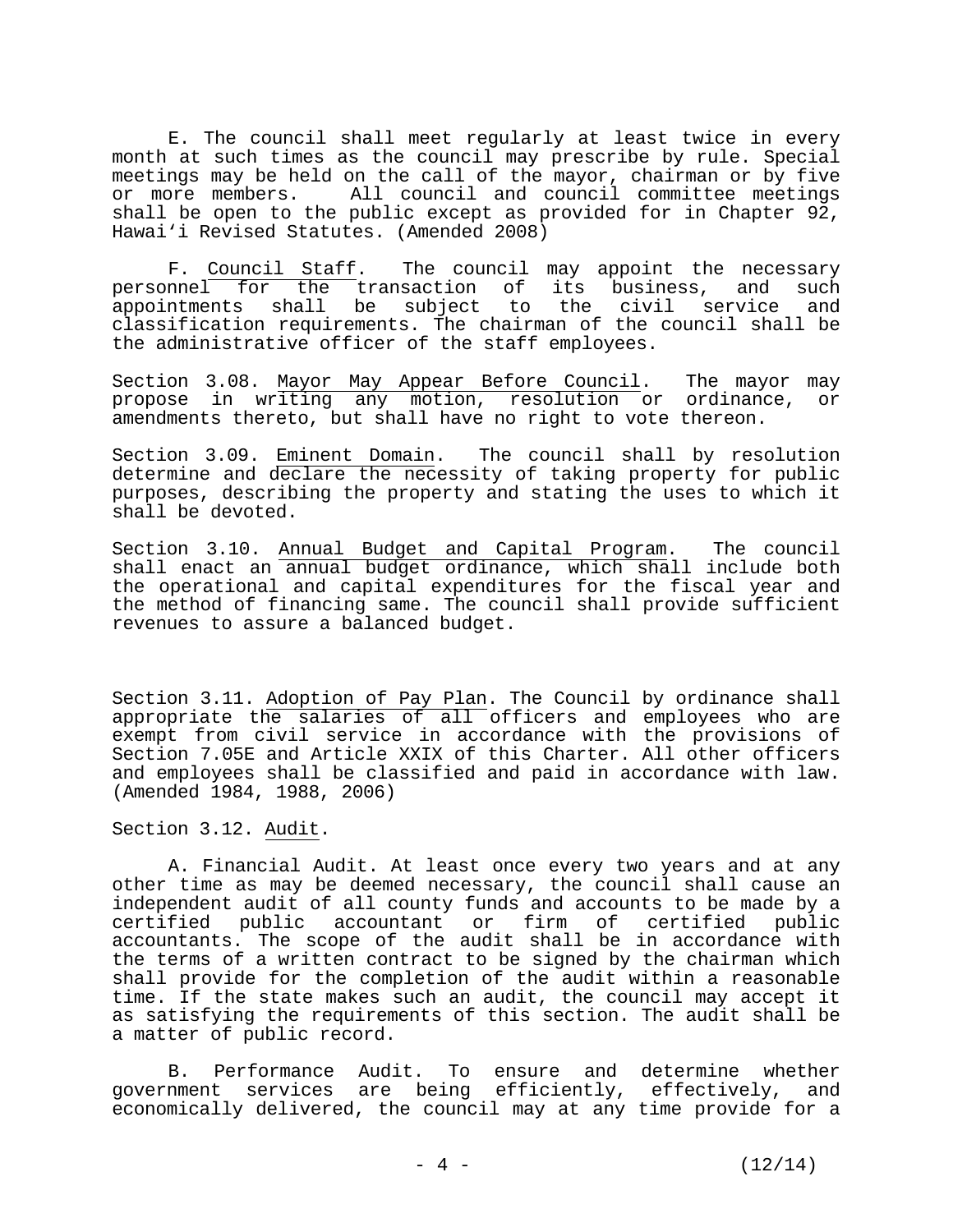E. The council shall meet regularly at least twice in every month at such times as the council may prescribe by rule. Special meetings may be held on the call of the mayor, chairman or by five or more members. All council and council committee meetings shall be open to the public except as provided for in Chapter 92, Hawai'i Revised Statutes. (Amended 2008)

F. Council Staff. The council may appoint the necessary personnel for the transaction of its business, and such appointments shall be subject to the civil service and classification requirements. The chairman of the council shall be the administrative officer of the staff employees.

Section 3.08. Mayor May Appear Before Council. The mayor may propose in writing any motion, resolution or ordinance, or amendments thereto, but shall have no right to vote thereon.

Section 3.09. Eminent Domain. The council shall by resolution determine and declare the necessity of taking property for public purposes, describing the property and stating the uses to which it shall be devoted.

Section 3.10. Annual Budget and Capital Program. The council shall enact an annual budget ordinance, which shall include both the operational and capital expenditures for the fiscal year and the method of financing same. The council shall provide sufficient revenues to assure a balanced budget.

Section 3.11. Adoption of Pay Plan. The Council by ordinance shall appropriate the salaries of all officers and employees who are exempt from civil service in accordance with the provisions of Section 7.05E and Article XXIX of this Charter. All other officers and employees shall be classified and paid in accordance with law. (Amended 1984, 1988, 2006)

Section 3.12. Audit.

A. Financial Audit. At least once every two years and at any other time as may be deemed necessary, the council shall cause an independent audit of all county funds and accounts to be made by a certified public accountant or firm of certified public accountants. The scope of the audit shall be in accordance with the terms of a written contract to be signed by the chairman which shall provide for the completion of the audit within a reasonable time. If the state makes such an audit, the council may accept it as satisfying the requirements of this section. The audit shall be a matter of public record.

B. Performance Audit. To ensure and determine whether government services are being efficiently, effectively, and economically delivered, the council may at any time provide for a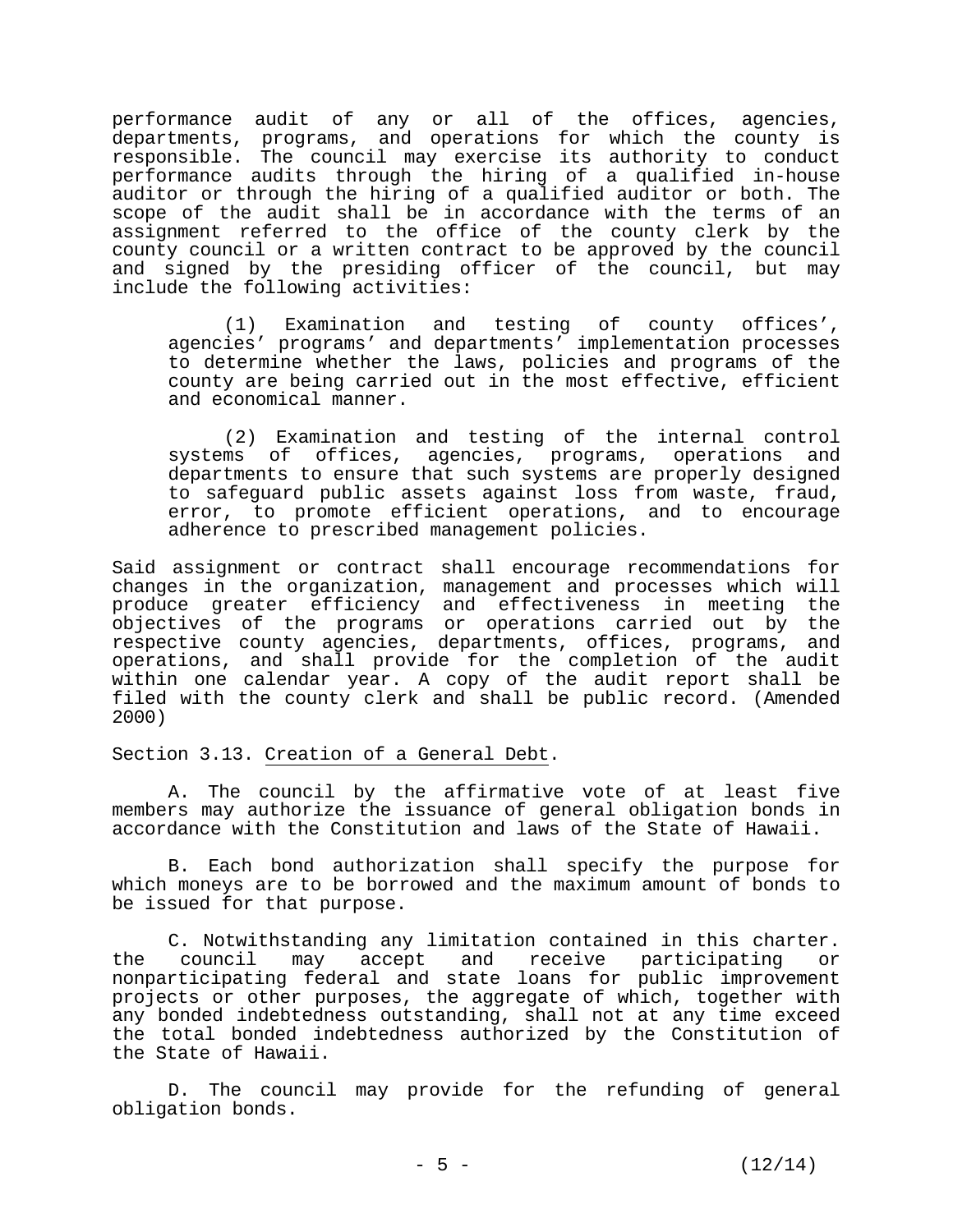performance audit of any or all of the offices, agencies, departments, programs, and operations for which the county is responsible. The council may exercise its authority to conduct performance audits through the hiring of a qualified in-house auditor or through the hiring of a qualified auditor or both. The scope of the audit shall be in accordance with the terms of an assignment referred to the office of the county clerk by the county council or a written contract to be approved by the council and signed by the presiding officer of the council, but may include the following activities:

(1) Examination and testing of county offices', agencies' programs' and departments' implementation processes to determine whether the laws, policies and programs of the county are being carried out in the most effective, efficient and economical manner.

(2) Examination and testing of the internal control systems of offices, agencies, programs, operations and departments to ensure that such systems are properly designed to safeguard public assets against loss from waste, fraud, error, to promote efficient operations, and to encourage adherence to prescribed management policies.

Said assignment or contract shall encourage recommendations for changes in the organization, management and processes which will produce greater efficiency and effectiveness in meeting the objectives of the programs or operations carried out by the respective county agencies, departments, offices, programs, and operations, and shall provide for the completion of the audit within one calendar year. A copy of the audit report shall be filed with the county clerk and shall be public record. (Amended 2000)

Section 3.13. Creation of a General Debt.

A. The council by the affirmative vote of at least five members may authorize the issuance of general obligation bonds in accordance with the Constitution and laws of the State of Hawaii.

B. Each bond authorization shall specify the purpose for which moneys are to be borrowed and the maximum amount of bonds to be issued for that purpose.

C. Notwithstanding any limitation contained in this charter. the council may accept and receive participating or nonparticipating federal and state loans for public improvement projects or other purposes, the aggregate of which, together with any bonded indebtedness outstanding, shall not at any time exceed the total bonded indebtedness authorized by the Constitution of the State of Hawaii.

D. The council may provide for the refunding of general obligation bonds.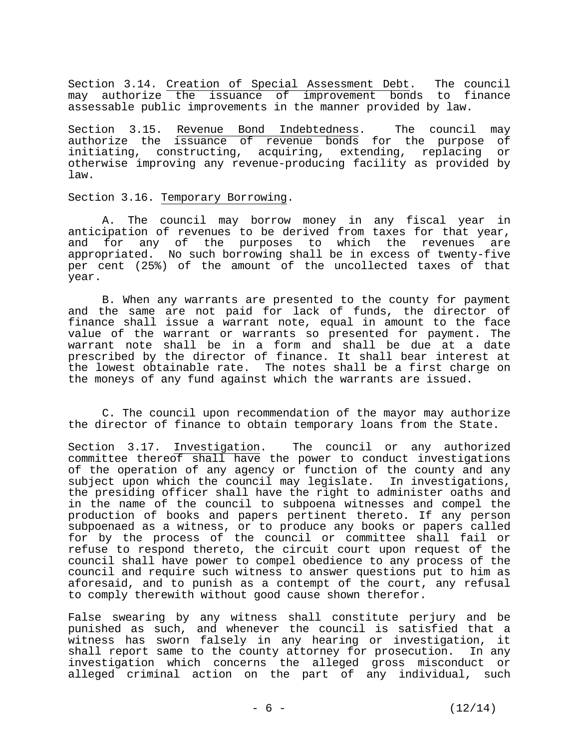Section 3.14. Creation of Special Assessment Debt. The council may authorize the issuance of improvement bonds to finance assessable public improvements in the manner provided by law.

Section 3.15. Revenue Bond Indebtedness. The council may authorize the issuance of revenue bonds for the purpose of initiating, constructing, acquiring, extending, replacing or otherwise improving any revenue-producing facility as provided by law.

Section 3.16. Temporary Borrowing.

A. The council may borrow money in any fiscal year in anticipation of revenues to be derived from taxes for that year, and for any of the purposes to which the revenues are appropriated. No such borrowing shall be in excess of twenty-five per cent (25%) of the amount of the uncollected taxes of that year.

B. When any warrants are presented to the county for payment and the same are not paid for lack of funds, the director of finance shall issue a warrant note, equal in amount to the face value of the warrant or warrants so presented for payment. The warrant note shall be in a form and shall be due at a date prescribed by the director of finance. It shall bear interest at the lowest obtainable rate. The notes shall be a first charge on the moneys of any fund against which the warrants are issued.

C. The council upon recommendation of the mayor may authorize the director of finance to obtain temporary loans from the State.

Section 3.17. Investigation. The council or any authorized committee thereof shall have the power to conduct investigations of the operation of any agency or function of the county and any subject upon which the council may legislate. In investigations, the presiding officer shall have the right to administer oaths and in the name of the council to subpoena witnesses and compel the production of books and papers pertinent thereto. If any person subpoenaed as a witness, or to produce any books or papers called for by the process of the council or committee shall fail or refuse to respond thereto, the circuit court upon request of the council shall have power to compel obedience to any process of the council and require such witness to answer questions put to him as aforesaid, and to punish as a contempt of the court, any refusal to comply therewith without good cause shown therefor.

False swearing by any witness shall constitute perjury and be punished as such, and whenever the council is satisfied that a witness has sworn falsely in any hearing or investigation, it shall report same to the county attorney for prosecution. In any investigation which concerns the alleged gross misconduct or alleged criminal action on the part of any individual, such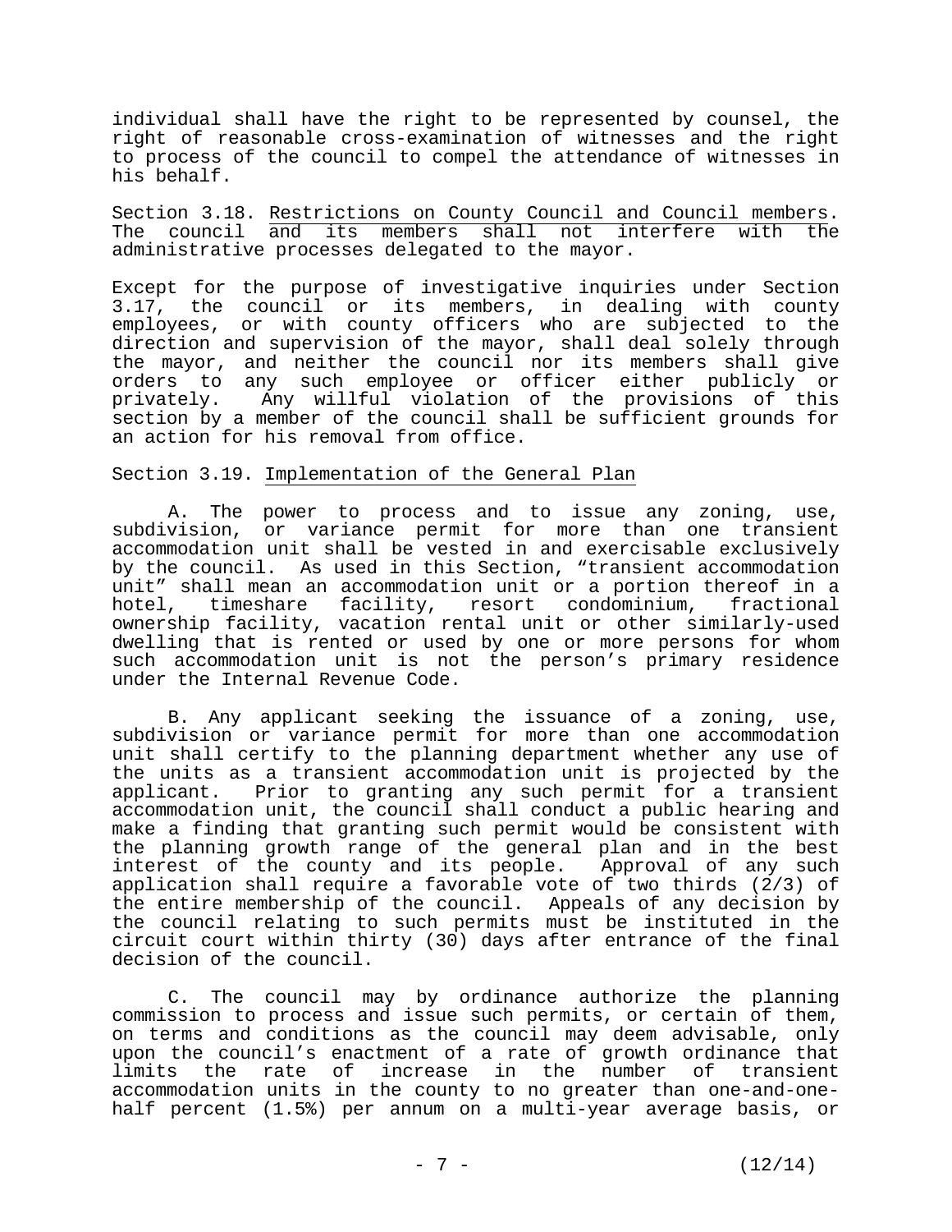individual shall have the right to be represented by counsel, the right of reasonable cross-examination of witnesses and the right to process of the council to compel the attendance of witnesses in his behalf.

Section 3.18. Restrictions on County Council and Council members. The council and its members shall not interfere with the administrative processes delegated to the mayor.

Except for the purpose of investigative inquiries under Section 3.17, the council or its members, in dealing with county employees, or with county officers who are subjected to the direction and supervision of the mayor, shall deal solely through the mayor, and neither the council nor its members shall give orders to any such employee or officer either publicly or privately. Any willful violation of the provisions of this section by a member of the council shall be sufficient grounds for an action for his removal from office.

Section 3.19. Implementation of the General Plan

A. The power to process and to issue any zoning, use, subdivision, or variance permit for more than one transient accommodation unit shall be vested in and exercisable exclusively by the council. As used in this Section, "transient accommodation unit" shall mean an accommodation unit or a portion thereof in a hotel, timeshare facility, resort condominium, fractional ownership facility, vacation rental unit or other similarly-used dwelling that is rented or used by one or more persons for whom such accommodation unit is not the person's primary residence under the Internal Revenue Code.

B. Any applicant seeking the issuance of a zoning, use, subdivision or variance permit for more than one accommodation unit shall certify to the planning department whether any use of the units as a transient accommodation unit is projected by the applicant. Prior to granting any such permit for a transient accommodation unit, the council shall conduct a public hearing and make a finding that granting such permit would be consistent with the planning growth range of the general plan and in the best interest of the county and its people. Approval of any such application shall require a favorable vote of two thirds (2/3) of the entire membership of the council. Appeals of any decision by the council relating to such permits must be instituted in the circuit court within thirty (30) days after entrance of the final decision of the council.

C. The council may by ordinance authorize the planning commission to process and issue such permits, or certain of them, on terms and conditions as the council may deem advisable, only upon the council's enactment of a rate of growth ordinance that limits the rate of increase in the number of transient accommodation units in the county to no greater than one-and-one-half percent (1.5%) per annum on a multi-year average basis, or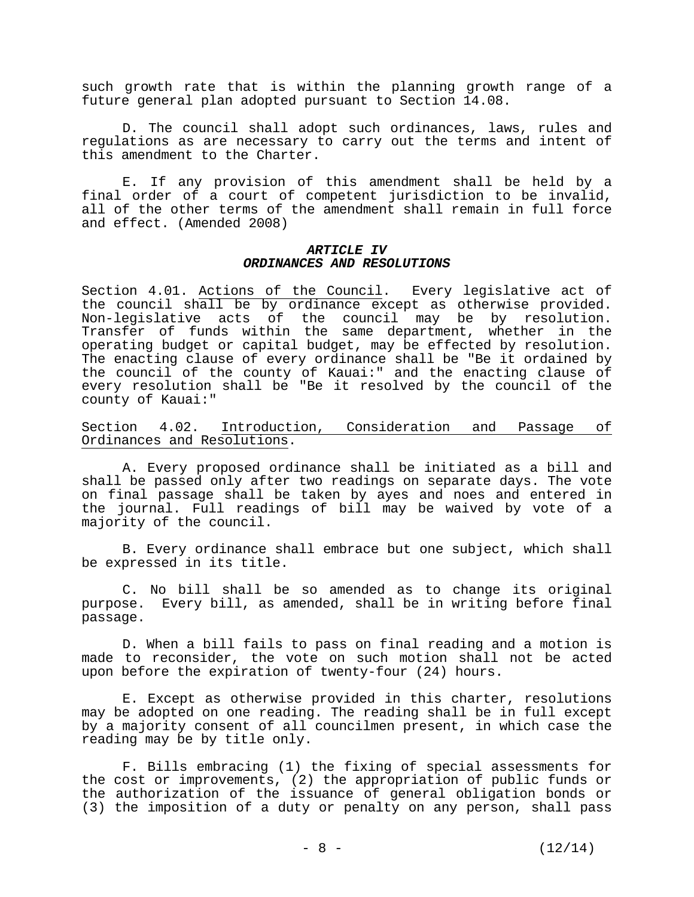such growth rate that is within the planning growth range of a future general plan adopted pursuant to Section 14.08.

D. The council shall adopt such ordinances, laws, rules and regulations as are necessary to carry out the terms and intent of this amendment to the Charter.

E. If any provision of this amendment shall be held by a final order of a court of competent jurisdiction to be invalid, all of the other terms of the amendment shall remain in full force and effect. (Amended 2008)

## *ARTICLE IV*
## *ORDINANCES AND RESOLUTIONS*

Section 4.01. Actions of the Council. Every legislative act of the council shall be by ordinance except as otherwise provided. Non-legislative acts of the council may be by resolution. Transfer of funds within the same department, whether in the operating budget or capital budget, may be effected by resolution. The enacting clause of every ordinance shall be "Be it ordained by the council of the county of Kauai:" and the enacting clause of every resolution shall be "Be it resolved by the council of the county of Kauai:"

Section 4.02. Introduction, Consideration and Passage of Ordinances and Resolutions.

A. Every proposed ordinance shall be initiated as a bill and shall be passed only after two readings on separate days. The vote on final passage shall be taken by ayes and noes and entered in the journal. Full readings of bill may be waived by vote of a majority of the council.

B. Every ordinance shall embrace but one subject, which shall be expressed in its title.

C. No bill shall be so amended as to change its original purpose. Every bill, as amended, shall be in writing before final passage.

D. When a bill fails to pass on final reading and a motion is made to reconsider, the vote on such motion shall not be acted upon before the expiration of twenty-four (24) hours.

E. Except as otherwise provided in this charter, resolutions may be adopted on one reading. The reading shall be in full except by a majority consent of all councilmen present, in which case the reading may be by title only.

F. Bills embracing (1) the fixing of special assessments for the cost or improvements, (2) the appropriation of public funds or the authorization of the issuance of general obligation bonds or (3) the imposition of a duty or penalty on any person, shall pass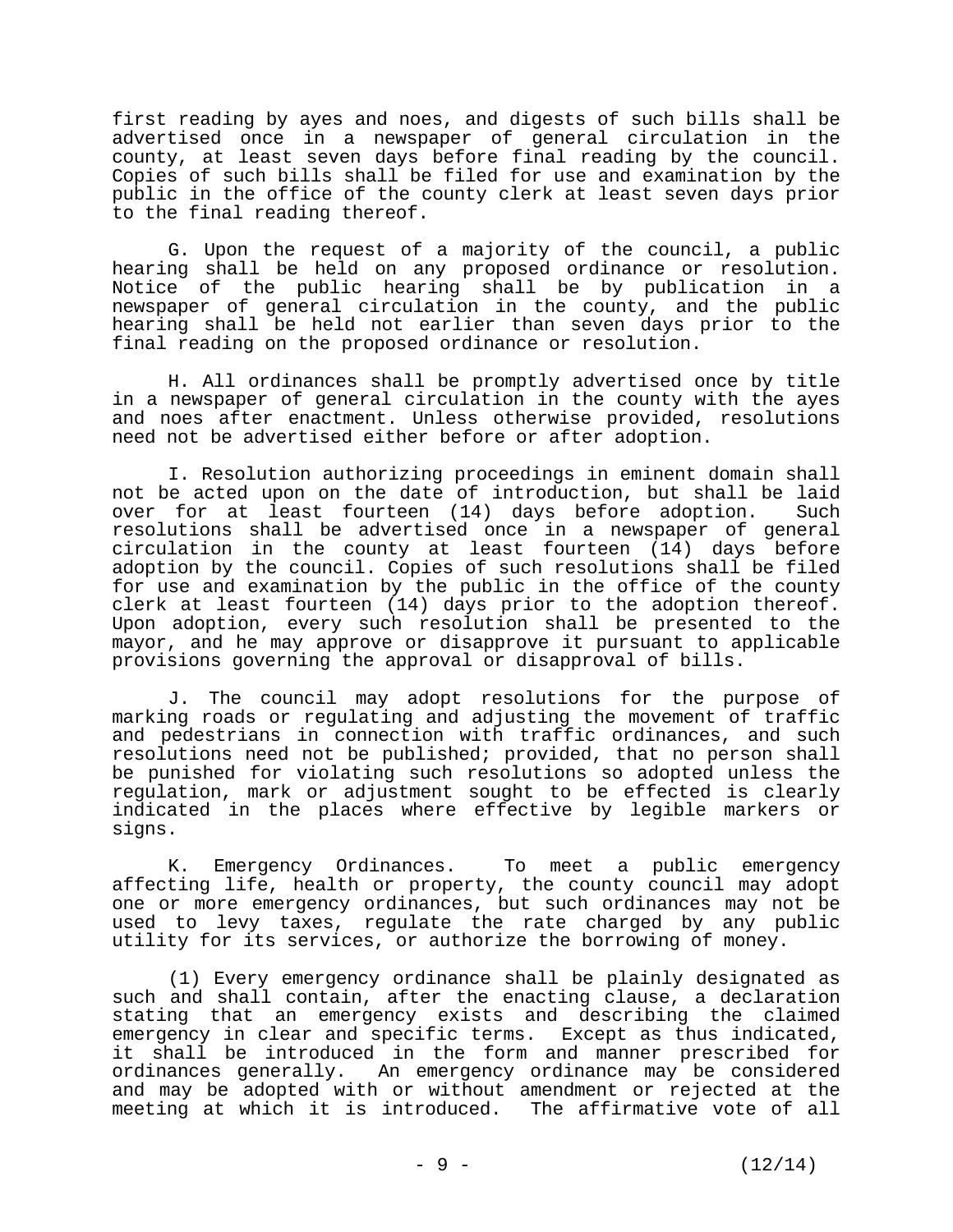first reading by ayes and noes, and digests of such bills shall be advertised once in a newspaper of general circulation in the county, at least seven days before final reading by the council. Copies of such bills shall be filed for use and examination by the public in the office of the county clerk at least seven days prior to the final reading thereof.

G. Upon the request of a majority of the council, a public hearing shall be held on any proposed ordinance or resolution. Notice of the public hearing shall be by publication in a newspaper of general circulation in the county, and the public hearing shall be held not earlier than seven days prior to the final reading on the proposed ordinance or resolution.

H. All ordinances shall be promptly advertised once by title in a newspaper of general circulation in the county with the ayes and noes after enactment. Unless otherwise provided, resolutions need not be advertised either before or after adoption.

I. Resolution authorizing proceedings in eminent domain shall not be acted upon on the date of introduction, but shall be laid over for at least fourteen (14) days before adoption. Such resolutions shall be advertised once in a newspaper of general circulation in the county at least fourteen (14) days before adoption by the council. Copies of such resolutions shall be filed for use and examination by the public in the office of the county clerk at least fourteen (14) days prior to the adoption thereof. Upon adoption, every such resolution shall be presented to the mayor, and he may approve or disapprove it pursuant to applicable provisions governing the approval or disapproval of bills.

J. The council may adopt resolutions for the purpose of marking roads or regulating and adjusting the movement of traffic and pedestrians in connection with traffic ordinances, and such resolutions need not be published; provided, that no person shall be punished for violating such resolutions so adopted unless the regulation, mark or adjustment sought to be effected is clearly indicated in the places where effective by legible markers or signs.

K. Emergency Ordinances. To meet a public emergency affecting life, health or property, the county council may adopt one or more emergency ordinances, but such ordinances may not be used to levy taxes, regulate the rate charged by any public utility for its services, or authorize the borrowing of money.

(1) Every emergency ordinance shall be plainly designated as such and shall contain, after the enacting clause, a declaration stating that an emergency exists and describing the claimed emergency in clear and specific terms. Except as thus indicated, it shall be introduced in the form and manner prescribed for ordinances generally. An emergency ordinance may be considered and may be adopted with or without amendment or rejected at the meeting at which it is introduced. The affirmative vote of all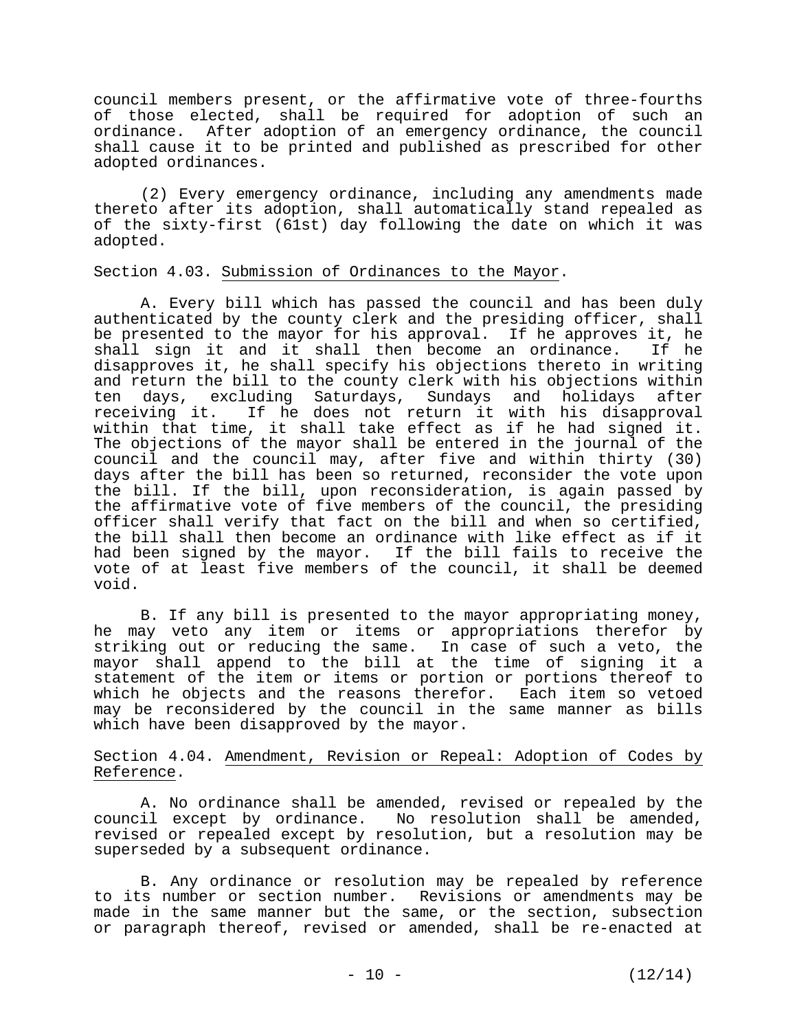council members present, or the affirmative vote of three-fourths of those elected, shall be required for adoption of such an ordinance. After adoption of an emergency ordinance, the council shall cause it to be printed and published as prescribed for other adopted ordinances.

(2) Every emergency ordinance, including any amendments made thereto after its adoption, shall automatically stand repealed as of the sixty-first (61st) day following the date on which it was adopted.

Section 4.03. Submission of Ordinances to the Mayor.

A. Every bill which has passed the council and has been duly authenticated by the county clerk and the presiding officer, shall be presented to the mayor for his approval. If he approves it, he shall sign it and it shall then become an ordinance. If he disapproves it, he shall specify his objections thereto in writing and return the bill to the county clerk with his objections within ten days, excluding Saturdays, Sundays and holidays after receiving it. If he does not return it with his disapproval within that time, it shall take effect as if he had signed it. The objections of the mayor shall be entered in the journal of the council and the council may, after five and within thirty (30) days after the bill has been so returned, reconsider the vote upon the bill. If the bill, upon reconsideration, is again passed by the affirmative vote of five members of the council, the presiding officer shall verify that fact on the bill and when so certified, the bill shall then become an ordinance with like effect as if it had been signed by the mayor. If the bill fails to receive the vote of at least five members of the council, it shall be deemed void.

B. If any bill is presented to the mayor appropriating money, he may veto any item or items or appropriations therefor by striking out or reducing the same. In case of such a veto, the mayor shall append to the bill at the time of signing it a statement of the item or items or portion or portions thereof to which he objects and the reasons therefor. Each item so vetoed may be reconsidered by the council in the same manner as bills which have been disapproved by the mayor.

Section 4.04. Amendment, Revision or Repeal: Adoption of Codes by Reference.

A. No ordinance shall be amended, revised or repealed by the council except by ordinance. No resolution shall be amended, revised or repealed except by resolution, but a resolution may be superseded by a subsequent ordinance.

B. Any ordinance or resolution may be repealed by reference to its number or section number. Revisions or amendments may be made in the same manner but the same, or the section, subsection or paragraph thereof, revised or amended, shall be re-enacted at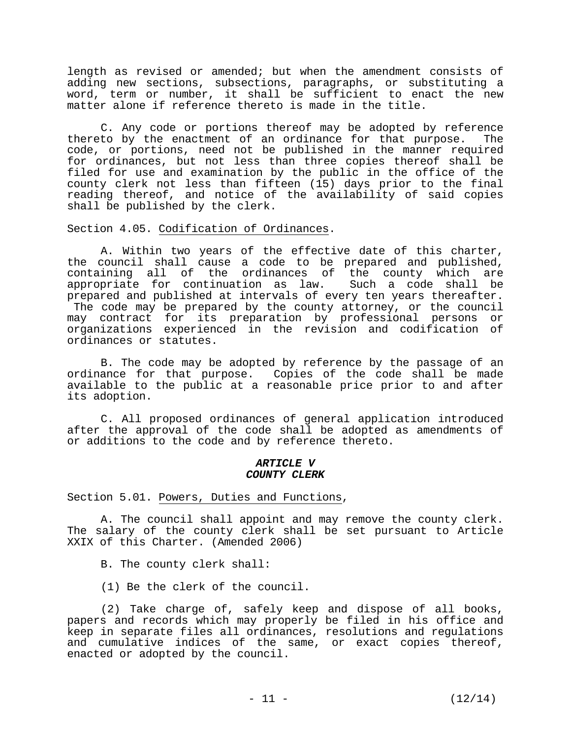length as revised or amended; but when the amendment consists of adding new sections, subsections, paragraphs, or substituting a word, term or number, it shall be sufficient to enact the new matter alone if reference thereto is made in the title.

C. Any code or portions thereof may be adopted by reference thereto by the enactment of an ordinance for that purpose. The code, or portions, need not be published in the manner required for ordinances, but not less than three copies thereof shall be filed for use and examination by the public in the office of the county clerk not less than fifteen (15) days prior to the final reading thereof, and notice of the availability of said copies shall be published by the clerk.

Section 4.05. Codification of Ordinances.

A. Within two years of the effective date of this charter, the council shall cause a code to be prepared and published, containing all of the ordinances of the county which are appropriate for continuation as law. Such a code shall be prepared and published at intervals of every ten years thereafter. The code may be prepared by the county attorney, or the council may contract for its preparation by professional persons or organizations experienced in the revision and codification of ordinances or statutes.

B. The code may be adopted by reference by the passage of an ordinance for that purpose. Copies of the code shall be made available to the public at a reasonable price prior to and after its adoption.

C. All proposed ordinances of general application introduced after the approval of the code shall be adopted as amendments of or additions to the code and by reference thereto.

## *ARTICLE V*
## *COUNTY CLERK*

Section 5.01. Powers, Duties and Functions,

A. The council shall appoint and may remove the county clerk. The salary of the county clerk shall be set pursuant to Article XXIX of this Charter. (Amended 2006)

B. The county clerk shall:

(1) Be the clerk of the council.

(2) Take charge of, safely keep and dispose of all books, papers and records which may properly be filed in his office and keep in separate files all ordinances, resolutions and regulations and cumulative indices of the same, or exact copies thereof, enacted or adopted by the council.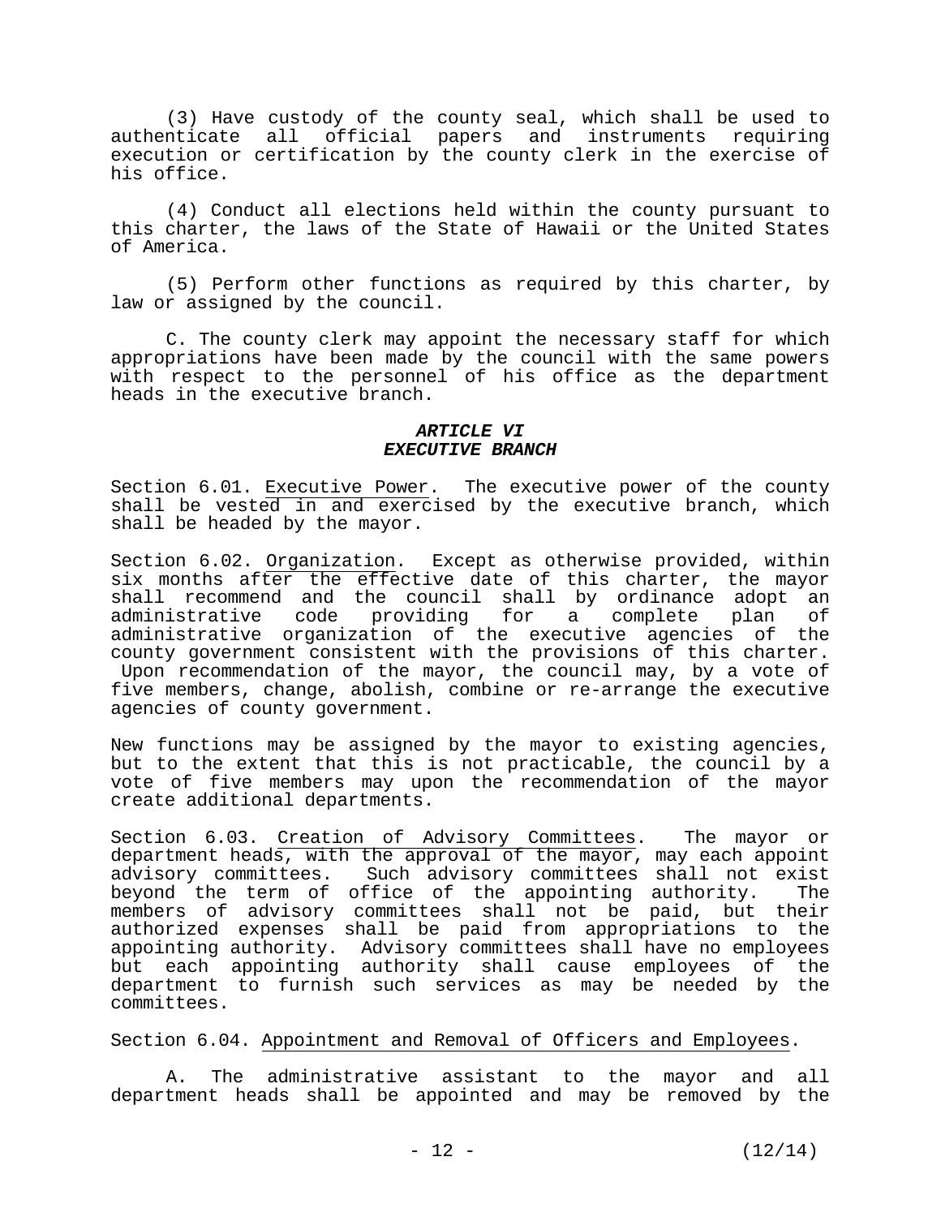(3) Have custody of the county seal, which shall be used to authenticate all official papers and instruments requiring execution or certification by the county clerk in the exercise of his office.

(4) Conduct all elections held within the county pursuant to this charter, the laws of the State of Hawaii or the United States of America.

(5) Perform other functions as required by this charter, by law or assigned by the council.

C. The county clerk may appoint the necessary staff for which appropriations have been made by the council with the same powers with respect to the personnel of his office as the department heads in the executive branch.

## ***ARTICLE VI***
## ***EXECUTIVE BRANCH***

Section 6.01. Executive Power. The executive power of the county shall be vested in and exercised by the executive branch, which shall be headed by the mayor.

Section 6.02. Organization. Except as otherwise provided, within six months after the effective date of this charter, the mayor shall recommend and the council shall by ordinance adopt an administrative code providing for a complete plan of administrative organization of the executive agencies of the county government consistent with the provisions of this charter. Upon recommendation of the mayor, the council may, by a vote of five members, change, abolish, combine or re-arrange the executive agencies of county government.

New functions may be assigned by the mayor to existing agencies, but to the extent that this is not practicable, the council by a vote of five members may upon the recommendation of the mayor create additional departments.

Section 6.03. Creation of Advisory Committees. The mayor or department heads, with the approval of the mayor, may each appoint advisory committees. Such advisory committees shall not exist beyond the term of office of the appointing authority. The members of advisory committees shall not be paid, but their authorized expenses shall be paid from appropriations to the appointing authority. Advisory committees shall have no employees but each appointing authority shall cause employees of the department to furnish such services as may be needed by the committees.

Section 6.04. Appointment and Removal of Officers and Employees.

A. The administrative assistant to the mayor and all department heads shall be appointed and may be removed by the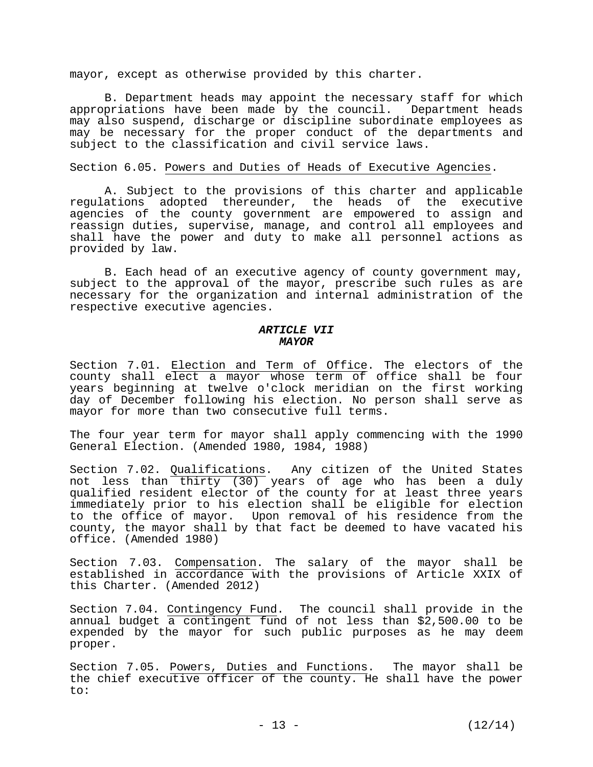mayor, except as otherwise provided by this charter.

B. Department heads may appoint the necessary staff for which appropriations have been made by the council. Department heads may also suspend, discharge or discipline subordinate employees as may be necessary for the proper conduct of the departments and subject to the classification and civil service laws.

Section 6.05. Powers and Duties of Heads of Executive Agencies.

A. Subject to the provisions of this charter and applicable regulations adopted thereunder, the heads of the executive agencies of the county government are empowered to assign and reassign duties, supervise, manage, and control all employees and shall have the power and duty to make all personnel actions as provided by law.

B. Each head of an executive agency of county government may, subject to the approval of the mayor, prescribe such rules as are necessary for the organization and internal administration of the respective executive agencies.

## ***ARTICLE VII***
## ***MAYOR***

Section 7.01. Election and Term of Office. The electors of the county shall elect a mayor whose term of office shall be four years beginning at twelve o'clock meridian on the first working day of December following his election. No person shall serve as mayor for more than two consecutive full terms.

The four year term for mayor shall apply commencing with the 1990 General Election. (Amended 1980, 1984, 1988)

Section 7.02. Qualifications. Any citizen of the United States not less than thirty (30) years of age who has been a duly qualified resident elector of the county for at least three years immediately prior to his election shall be eligible for election to the office of mayor. Upon removal of his residence from the county, the mayor shall by that fact be deemed to have vacated his office. (Amended 1980)

Section 7.03. Compensation. The salary of the mayor shall be established in accordance with the provisions of Article XXIX of this Charter. (Amended 2012)

Section 7.04. Contingency Fund. The council shall provide in the annual budget a contingent fund of not less than $2,500.00 to be expended by the mayor for such public purposes as he may deem proper.

Section 7.05. Powers, Duties and Functions. The mayor shall be the chief executive officer of the county. He shall have the power to: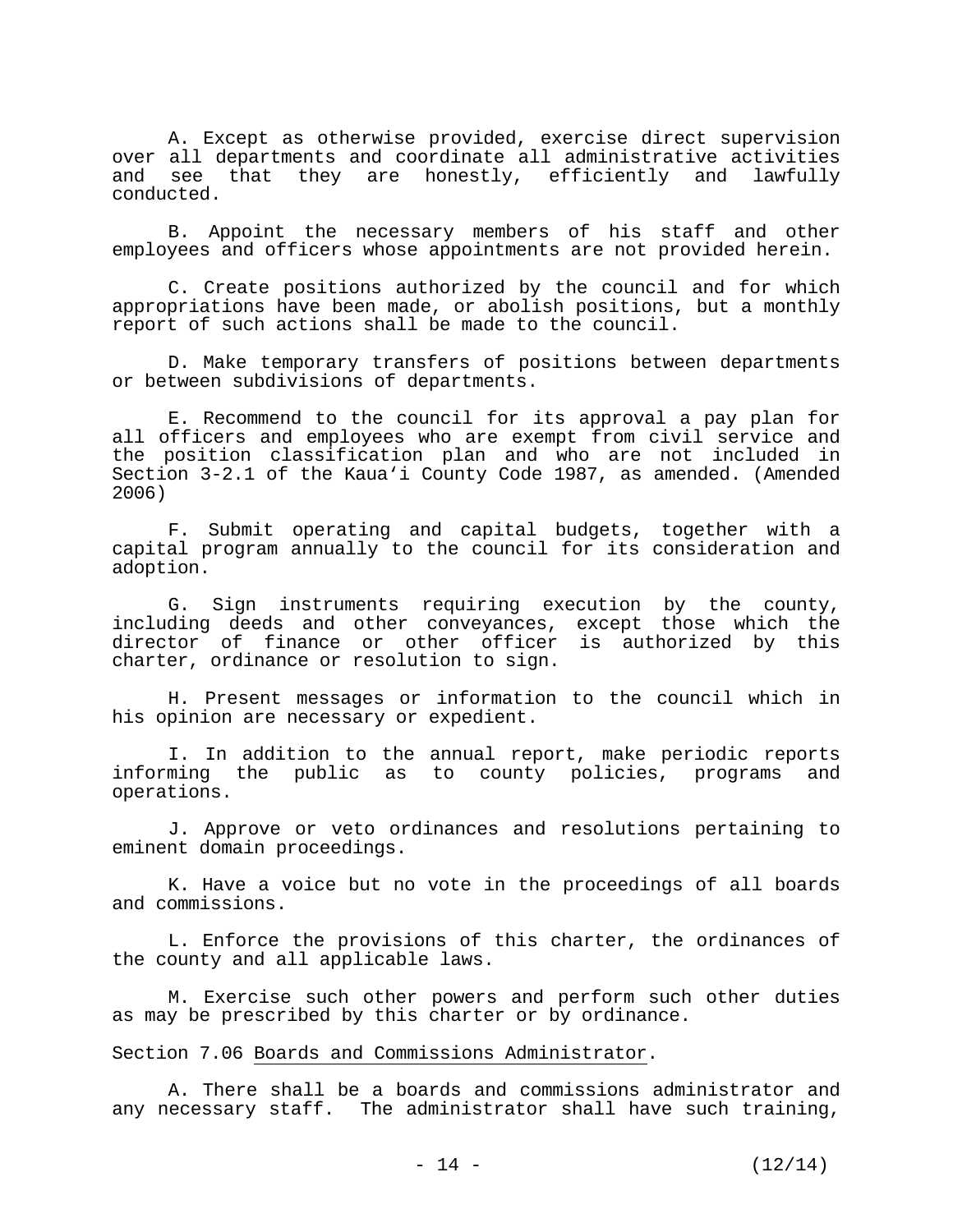A. Except as otherwise provided, exercise direct supervision over all departments and coordinate all administrative activities and see that they are honestly, efficiently and lawfully conducted.

B. Appoint the necessary members of his staff and other employees and officers whose appointments are not provided herein.

C. Create positions authorized by the council and for which appropriations have been made, or abolish positions, but a monthly report of such actions shall be made to the council.

D. Make temporary transfers of positions between departments or between subdivisions of departments.

E. Recommend to the council for its approval a pay plan for all officers and employees who are exempt from civil service and the position classification plan and who are not included in Section 3-2.1 of the Kauaʻi County Code 1987, as amended. (Amended 2006)

F. Submit operating and capital budgets, together with a capital program annually to the council for its consideration and adoption.

G. Sign instruments requiring execution by the county, including deeds and other conveyances, except those which the director of finance or other officer is authorized by this charter, ordinance or resolution to sign.

H. Present messages or information to the council which in his opinion are necessary or expedient.

I. In addition to the annual report, make periodic reports informing the public as to county policies, programs and operations.

J. Approve or veto ordinances and resolutions pertaining to eminent domain proceedings.

K. Have a voice but no vote in the proceedings of all boards and commissions.

L. Enforce the provisions of this charter, the ordinances of the county and all applicable laws.

M. Exercise such other powers and perform such other duties as may be prescribed by this charter or by ordinance.

Section 7.06 Boards and Commissions Administrator.

A. There shall be a boards and commissions administrator and any necessary staff. The administrator shall have such training,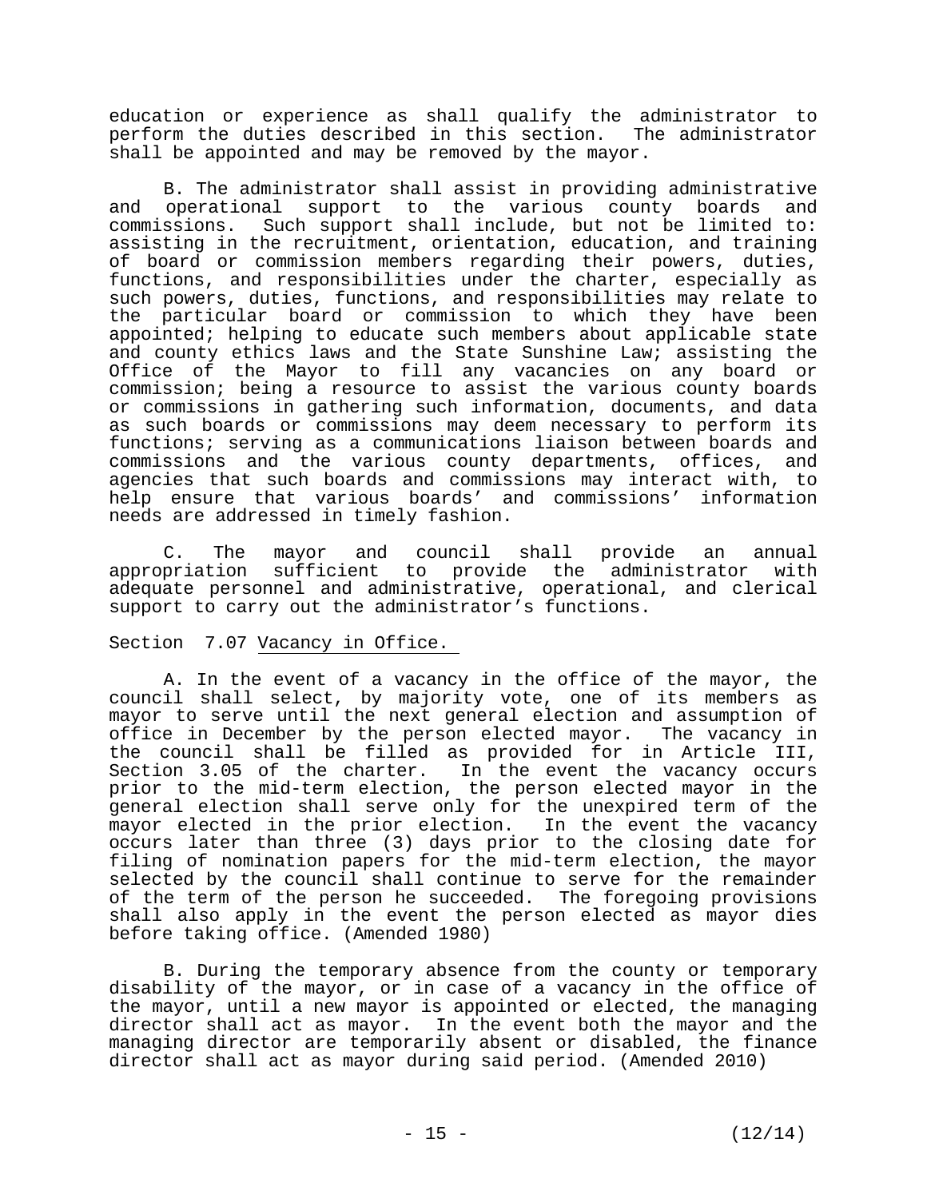education or experience as shall qualify the administrator to perform the duties described in this section. The administrator shall be appointed and may be removed by the mayor.

B. The administrator shall assist in providing administrative and operational support to the various county boards and commissions. Such support shall include, but not be limited to: assisting in the recruitment, orientation, education, and training of board or commission members regarding their powers, duties, functions, and responsibilities under the charter, especially as such powers, duties, functions, and responsibilities may relate to the particular board or commission to which they have been appointed; helping to educate such members about applicable state and county ethics laws and the State Sunshine Law; assisting the Office of the Mayor to fill any vacancies on any board or commission; being a resource to assist the various county boards or commissions in gathering such information, documents, and data as such boards or commissions may deem necessary to perform its functions; serving as a communications liaison between boards and commissions and the various county departments, offices, and agencies that such boards and commissions may interact with, to help ensure that various boards' and commissions' information needs are addressed in timely fashion.

C. The mayor and council shall provide an annual appropriation sufficient to provide the administrator with adequate personnel and administrative, operational, and clerical support to carry out the administrator's functions.

Section 7.07 Vacancy in Office.

A. In the event of a vacancy in the office of the mayor, the council shall select, by majority vote, one of its members as mayor to serve until the next general election and assumption of office in December by the person elected mayor. The vacancy in the council shall be filled as provided for in Article III, Section 3.05 of the charter. In the event the vacancy occurs prior to the mid-term election, the person elected mayor in the general election shall serve only for the unexpired term of the mayor elected in the prior election. In the event the vacancy occurs later than three (3) days prior to the closing date for filing of nomination papers for the mid-term election, the mayor selected by the council shall continue to serve for the remainder of the term of the person he succeeded. The foregoing provisions shall also apply in the event the person elected as mayor dies before taking office. (Amended 1980)

B. During the temporary absence from the county or temporary disability of the mayor, or in case of a vacancy in the office of the mayor, until a new mayor is appointed or elected, the managing director shall act as mayor. In the event both the mayor and the managing director are temporarily absent or disabled, the finance director shall act as mayor during said period. (Amended 2010)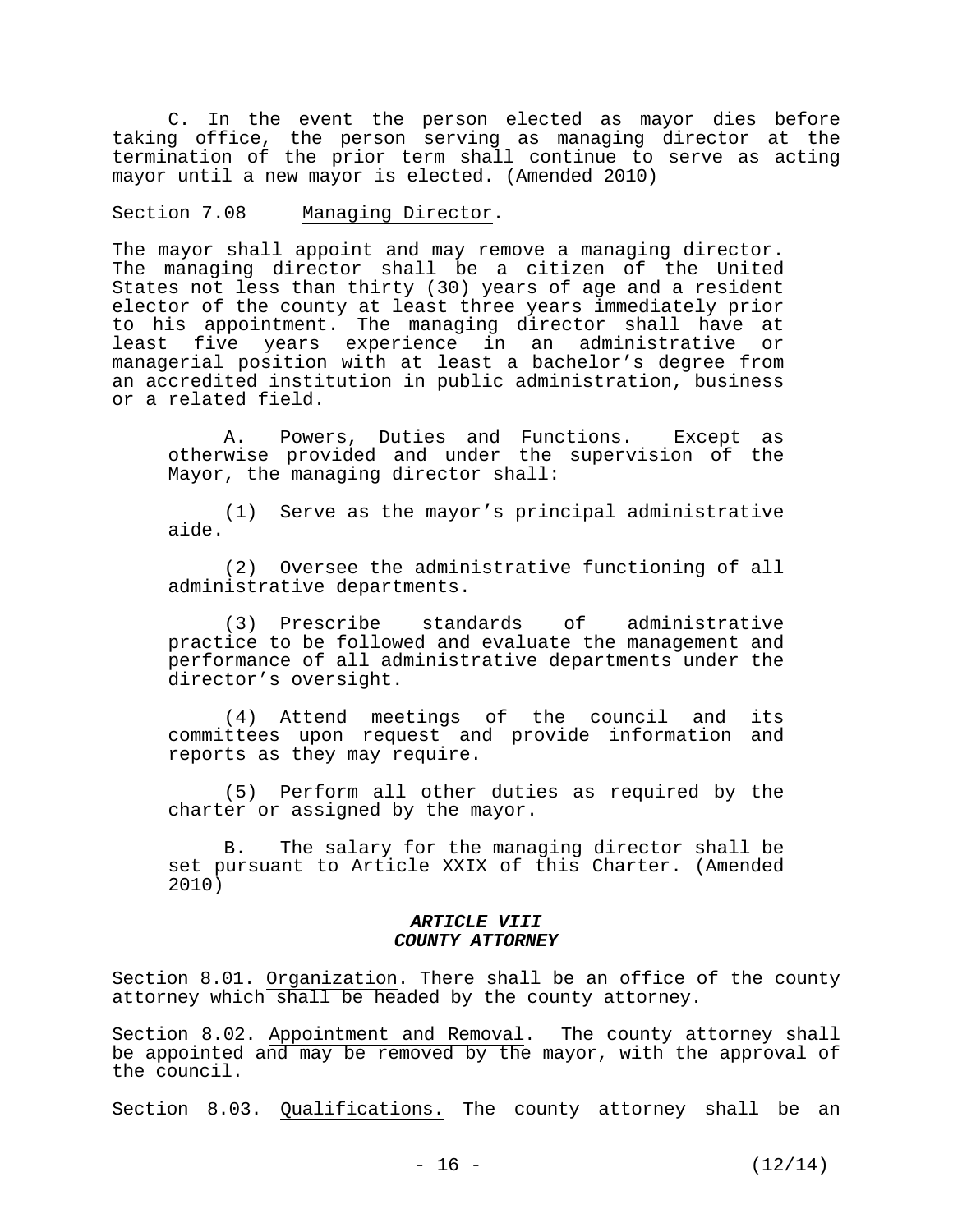C. In the event the person elected as mayor dies before taking office, the person serving as managing director at the termination of the prior term shall continue to serve as acting mayor until a new mayor is elected. (Amended 2010)

Section 7.08 Managing Director.

The mayor shall appoint and may remove a managing director. The managing director shall be a citizen of the United States not less than thirty (30) years of age and a resident elector of the county at least three years immediately prior to his appointment. The managing director shall have at least five years experience in an administrative or managerial position with at least a bachelor's degree from an accredited institution in public administration, business or a related field.

A. Powers, Duties and Functions. Except as otherwise provided and under the supervision of the Mayor, the managing director shall:

(1) Serve as the mayor's principal administrative aide.

(2) Oversee the administrative functioning of all administrative departments.

(3) Prescribe standards of administrative practice to be followed and evaluate the management and performance of all administrative departments under the director's oversight.

(4) Attend meetings of the council and its committees upon request and provide information and reports as they may require.

(5) Perform all other duties as required by the charter or assigned by the mayor.

B. The salary for the managing director shall be set pursuant to Article XXIX of this Charter. (Amended 2010)

## *ARTICLE VIII*
## *COUNTY ATTORNEY*

Section 8.01. Organization. There shall be an office of the county attorney which shall be headed by the county attorney.

Section 8.02. Appointment and Removal. The county attorney shall be appointed and may be removed by the mayor, with the approval of the council.

Section 8.03. Qualifications. The county attorney shall be an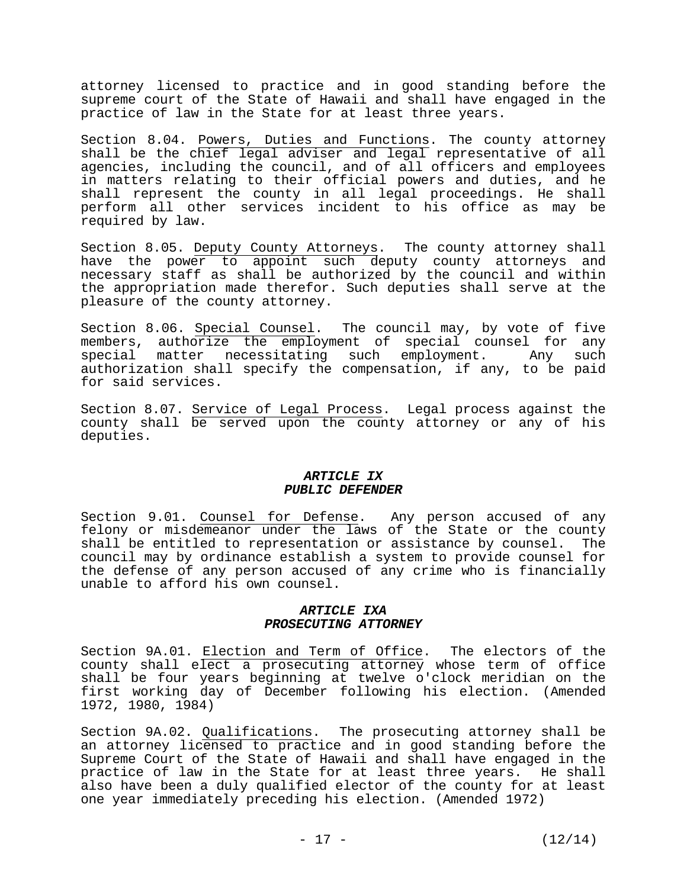attorney licensed to practice and in good standing before the supreme court of the State of Hawaii and shall have engaged in the practice of law in the State for at least three years.

Section 8.04. Powers, Duties and Functions. The county attorney shall be the chief legal adviser and legal representative of all agencies, including the council, and of all officers and employees in matters relating to their official powers and duties, and he shall represent the county in all legal proceedings. He shall perform all other services incident to his office as may be required by law.

Section 8.05. Deputy County Attorneys. The county attorney shall have the power to appoint such deputy county attorneys and necessary staff as shall be authorized by the council and within the appropriation made therefor. Such deputies shall serve at the pleasure of the county attorney.

Section 8.06. Special Counsel. The council may, by vote of five members, authorize the employment of special counsel for any special matter necessitating such employment. Any such authorization shall specify the compensation, if any, to be paid for said services.

Section 8.07. Service of Legal Process. Legal process against the county shall be served upon the county attorney or any of his deputies.

## ***ARTICLE IX***
## ***PUBLIC DEFENDER***

Section 9.01. Counsel for Defense. Any person accused of any felony or misdemeanor under the laws of the State or the county shall be entitled to representation or assistance by counsel. The council may by ordinance establish a system to provide counsel for the defense of any person accused of any crime who is financially unable to afford his own counsel.

## ***ARTICLE IXA***
## ***PROSECUTING ATTORNEY***

Section 9A.01. Election and Term of Office. The electors of the county shall elect a prosecuting attorney whose term of office shall be four years beginning at twelve o'clock meridian on the first working day of December following his election. (Amended 1972, 1980, 1984)

Section 9A.02. Qualifications. The prosecuting attorney shall be an attorney licensed to practice and in good standing before the Supreme Court of the State of Hawaii and shall have engaged in the practice of law in the State for at least three years. He shall also have been a duly qualified elector of the county for at least one year immediately preceding his election. (Amended 1972)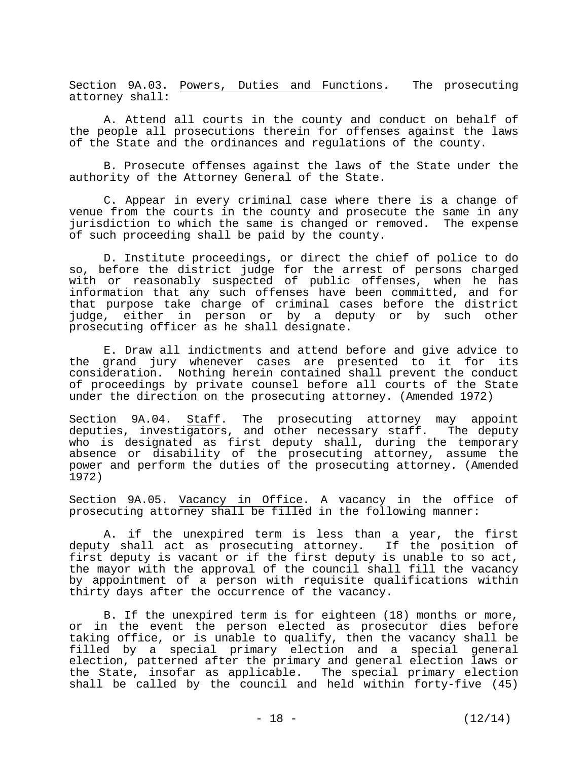Section 9A.03. Powers, Duties and Functions. The prosecuting attorney shall:

A. Attend all courts in the county and conduct on behalf of the people all prosecutions therein for offenses against the laws of the State and the ordinances and regulations of the county.

B. Prosecute offenses against the laws of the State under the authority of the Attorney General of the State.

C. Appear in every criminal case where there is a change of venue from the courts in the county and prosecute the same in any jurisdiction to which the same is changed or removed. The expense of such proceeding shall be paid by the county.

D. Institute proceedings, or direct the chief of police to do so, before the district judge for the arrest of persons charged with or reasonably suspected of public offenses, when he has information that any such offenses have been committed, and for that purpose take charge of criminal cases before the district judge, either in person or by a deputy or by such other prosecuting officer as he shall designate.

E. Draw all indictments and attend before and give advice to the grand jury whenever cases are presented to it for its consideration. Nothing herein contained shall prevent the conduct of proceedings by private counsel before all courts of the State under the direction on the prosecuting attorney. (Amended 1972)

Section 9A.04. Staff. The prosecuting attorney may appoint deputies, investigators, and other necessary staff. The deputy who is designated as first deputy shall, during the temporary absence or disability of the prosecuting attorney, assume the power and perform the duties of the prosecuting attorney. (Amended 1972)

Section 9A.05. Vacancy in Office. A vacancy in the office of prosecuting attorney shall be filled in the following manner:

A. if the unexpired term is less than a year, the first deputy shall act as prosecuting attorney. If the position of first deputy is vacant or if the first deputy is unable to so act, the mayor with the approval of the council shall fill the vacancy by appointment of a person with requisite qualifications within thirty days after the occurrence of the vacancy.

B. If the unexpired term is for eighteen (18) months or more, or in the event the person elected as prosecutor dies before taking office, or is unable to qualify, then the vacancy shall be filled by a special primary election and a special general election, patterned after the primary and general election laws or the State, insofar as applicable. The special primary election shall be called by the council and held within forty-five (45)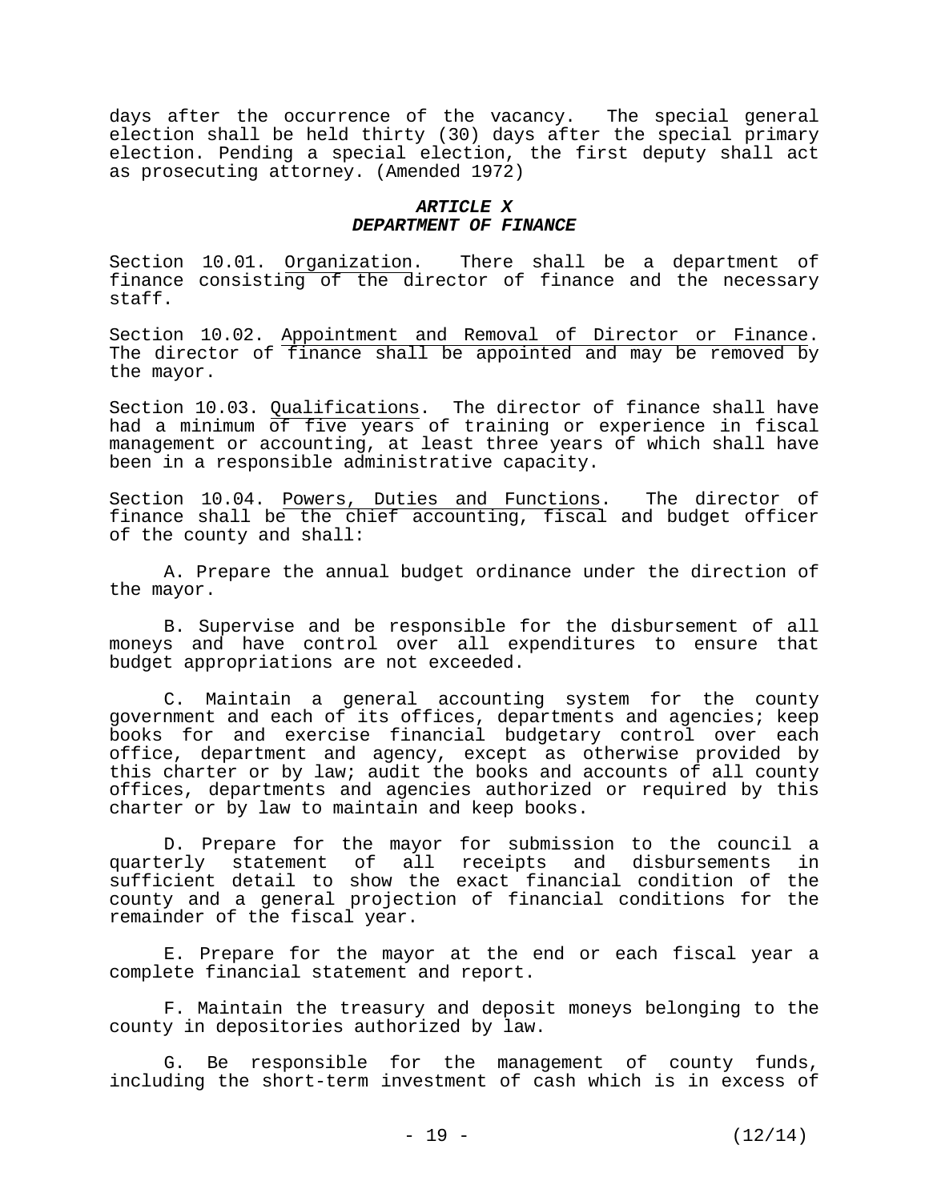days after the occurrence of the vacancy. The special general election shall be held thirty (30) days after the special primary election. Pending a special election, the first deputy shall act as prosecuting attorney. (Amended 1972)

## *ARTICLE X*
## *DEPARTMENT OF FINANCE*

Section 10.01. Organization. There shall be a department of finance consisting of the director of finance and the necessary staff.

Section 10.02. Appointment and Removal of Director or Finance. The director of finance shall be appointed and may be removed by the mayor.

Section 10.03. Qualifications. The director of finance shall have had a minimum of five years of training or experience in fiscal management or accounting, at least three years of which shall have been in a responsible administrative capacity.

Section 10.04. Powers, Duties and Functions. The director of finance shall be the chief accounting, fiscal and budget officer of the county and shall:

A. Prepare the annual budget ordinance under the direction of the mayor.

B. Supervise and be responsible for the disbursement of all moneys and have control over all expenditures to ensure that budget appropriations are not exceeded.

C. Maintain a general accounting system for the county government and each of its offices, departments and agencies; keep books for and exercise financial budgetary control over each office, department and agency, except as otherwise provided by this charter or by law; audit the books and accounts of all county offices, departments and agencies authorized or required by this charter or by law to maintain and keep books.

D. Prepare for the mayor for submission to the council a quarterly statement of all receipts and disbursements in sufficient detail to show the exact financial condition of the county and a general projection of financial conditions for the remainder of the fiscal year.

E. Prepare for the mayor at the end or each fiscal year a complete financial statement and report.

F. Maintain the treasury and deposit moneys belonging to the county in depositories authorized by law.

G. Be responsible for the management of county funds, including the short-term investment of cash which is in excess of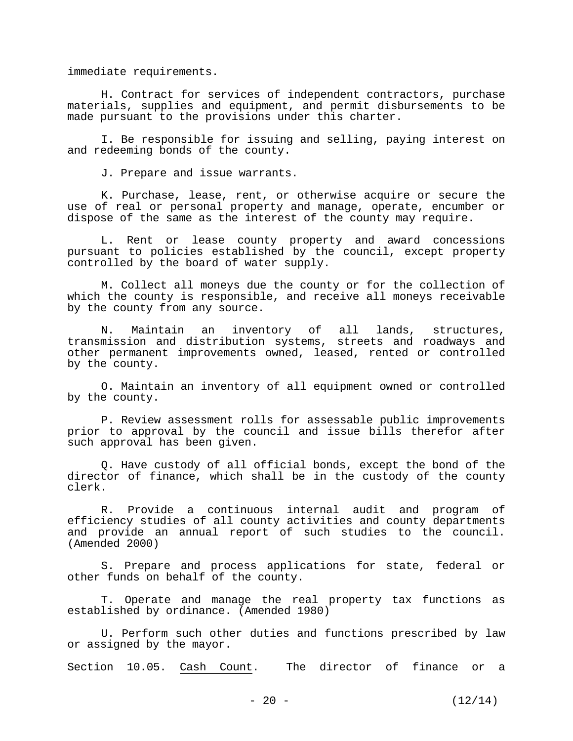immediate requirements.

H. Contract for services of independent contractors, purchase materials, supplies and equipment, and permit disbursements to be made pursuant to the provisions under this charter.

I. Be responsible for issuing and selling, paying interest on and redeeming bonds of the county.

J. Prepare and issue warrants.

K. Purchase, lease, rent, or otherwise acquire or secure the use of real or personal property and manage, operate, encumber or dispose of the same as the interest of the county may require.

L. Rent or lease county property and award concessions pursuant to policies established by the council, except property controlled by the board of water supply.

M. Collect all moneys due the county or for the collection of which the county is responsible, and receive all moneys receivable by the county from any source.

N. Maintain an inventory of all lands, structures, transmission and distribution systems, streets and roadways and other permanent improvements owned, leased, rented or controlled by the county.

O. Maintain an inventory of all equipment owned or controlled by the county.

P. Review assessment rolls for assessable public improvements prior to approval by the council and issue bills therefor after such approval has been given.

Q. Have custody of all official bonds, except the bond of the director of finance, which shall be in the custody of the county clerk.

R. Provide a continuous internal audit and program of efficiency studies of all county activities and county departments and provide an annual report of such studies to the council. (Amended 2000)

S. Prepare and process applications for state, federal or other funds on behalf of the county.

T. Operate and manage the real property tax functions as established by ordinance. (Amended 1980)

U. Perform such other duties and functions prescribed by law or assigned by the mayor.

Section 10.05. Cash Count. The director of finance or a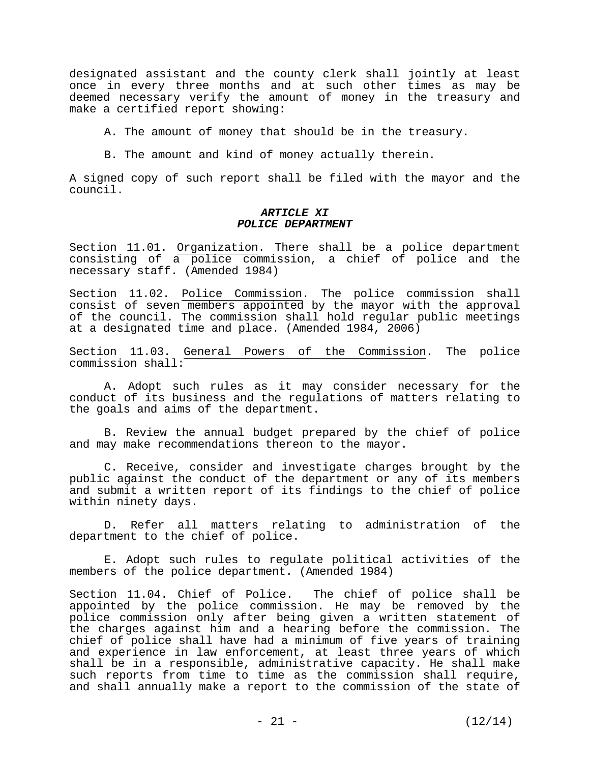designated assistant and the county clerk shall jointly at least once in every three months and at such other times as may be deemed necessary verify the amount of money in the treasury and make a certified report showing:

A. The amount of money that should be in the treasury.

B. The amount and kind of money actually therein.

A signed copy of such report shall be filed with the mayor and the council.

## *ARTICLE XI*
## *POLICE DEPARTMENT*

Section 11.01. Organization. There shall be a police department consisting of a police commission, a chief of police and the necessary staff. (Amended 1984)

Section 11.02. Police Commission. The police commission shall consist of seven members appointed by the mayor with the approval of the council. The commission shall hold regular public meetings at a designated time and place. (Amended 1984, 2006)

Section 11.03. General Powers of the Commission. The police commission shall:

A. Adopt such rules as it may consider necessary for the conduct of its business and the regulations of matters relating to the goals and aims of the department.

B. Review the annual budget prepared by the chief of police and may make recommendations thereon to the mayor.

C. Receive, consider and investigate charges brought by the public against the conduct of the department or any of its members and submit a written report of its findings to the chief of police within ninety days.

D. Refer all matters relating to administration of the department to the chief of police.

E. Adopt such rules to regulate political activities of the members of the police department. (Amended 1984)

Section 11.04. Chief of Police. The chief of police shall be appointed by the police commission. He may be removed by the police commission only after being given a written statement of the charges against him and a hearing before the commission. The chief of police shall have had a minimum of five years of training and experience in law enforcement, at least three years of which shall be in a responsible, administrative capacity. He shall make such reports from time to time as the commission shall require, and shall annually make a report to the commission of the state of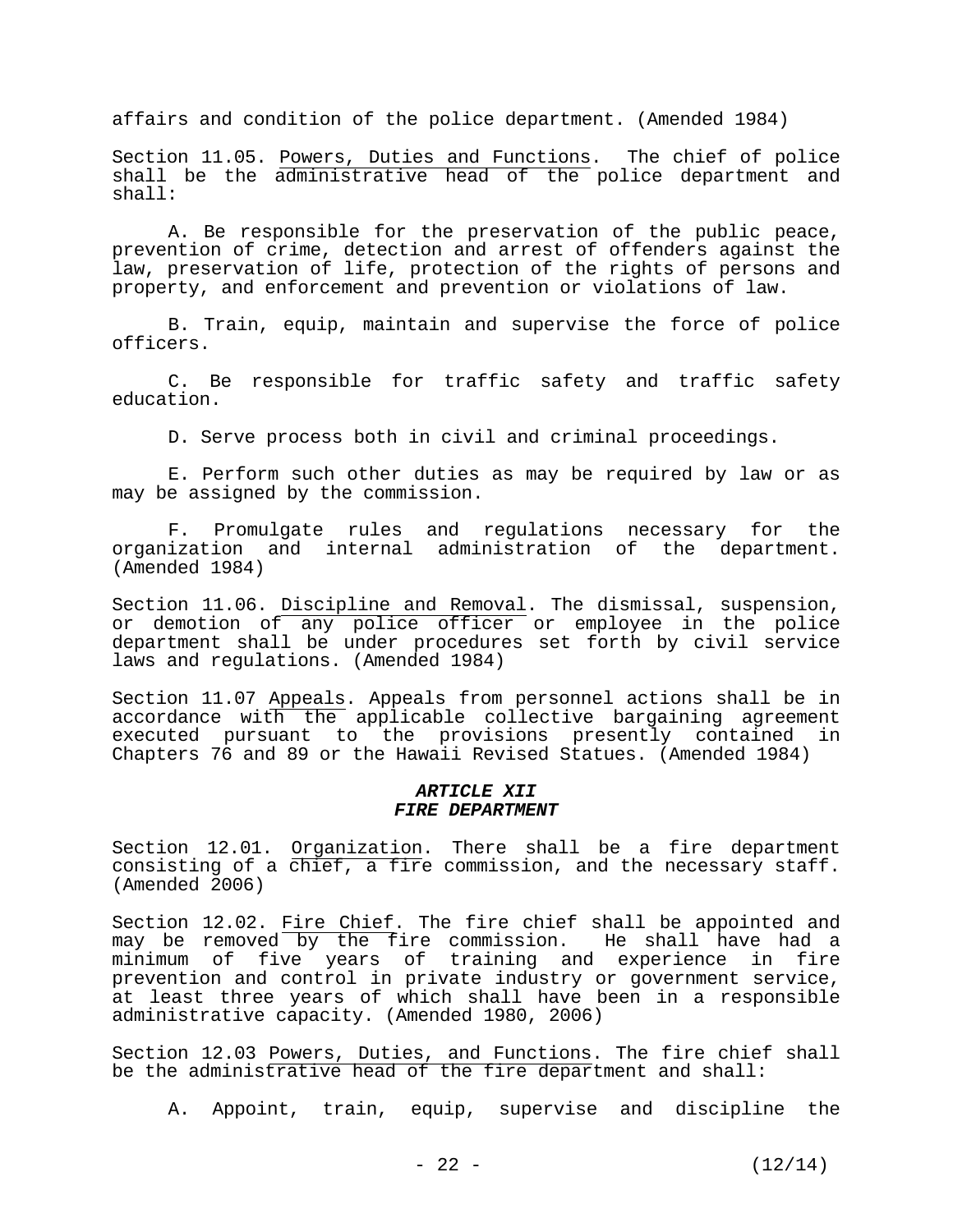affairs and condition of the police department. (Amended 1984)

Section 11.05. Powers, Duties and Functions. The chief of police shall be the administrative head of the police department and shall:

A. Be responsible for the preservation of the public peace, prevention of crime, detection and arrest of offenders against the law, preservation of life, protection of the rights of persons and property, and enforcement and prevention or violations of law.

B. Train, equip, maintain and supervise the force of police officers.

C. Be responsible for traffic safety and traffic safety education.

D. Serve process both in civil and criminal proceedings.

E. Perform such other duties as may be required by law or as may be assigned by the commission.

F. Promulgate rules and regulations necessary for the organization and internal administration of the department. (Amended 1984)

Section 11.06. Discipline and Removal. The dismissal, suspension, or demotion of any police officer or employee in the police department shall be under procedures set forth by civil service laws and regulations. (Amended 1984)

Section 11.07 Appeals. Appeals from personnel actions shall be in accordance with the applicable collective bargaining agreement executed pursuant to the provisions presently contained in Chapters 76 and 89 or the Hawaii Revised Statues. (Amended 1984)

## *ARTICLE XII*
## *FIRE DEPARTMENT*

Section 12.01. Organization. There shall be a fire department consisting of a chief, a fire commission, and the necessary staff. (Amended 2006)

Section 12.02. Fire Chief. The fire chief shall be appointed and may be removed by the fire commission. He shall have had a minimum of five years of training and experience in fire prevention and control in private industry or government service, at least three years of which shall have been in a responsible administrative capacity. (Amended 1980, 2006)

Section 12.03 Powers, Duties, and Functions. The fire chief shall be the administrative head of the fire department and shall:

A. Appoint, train, equip, supervise and discipline the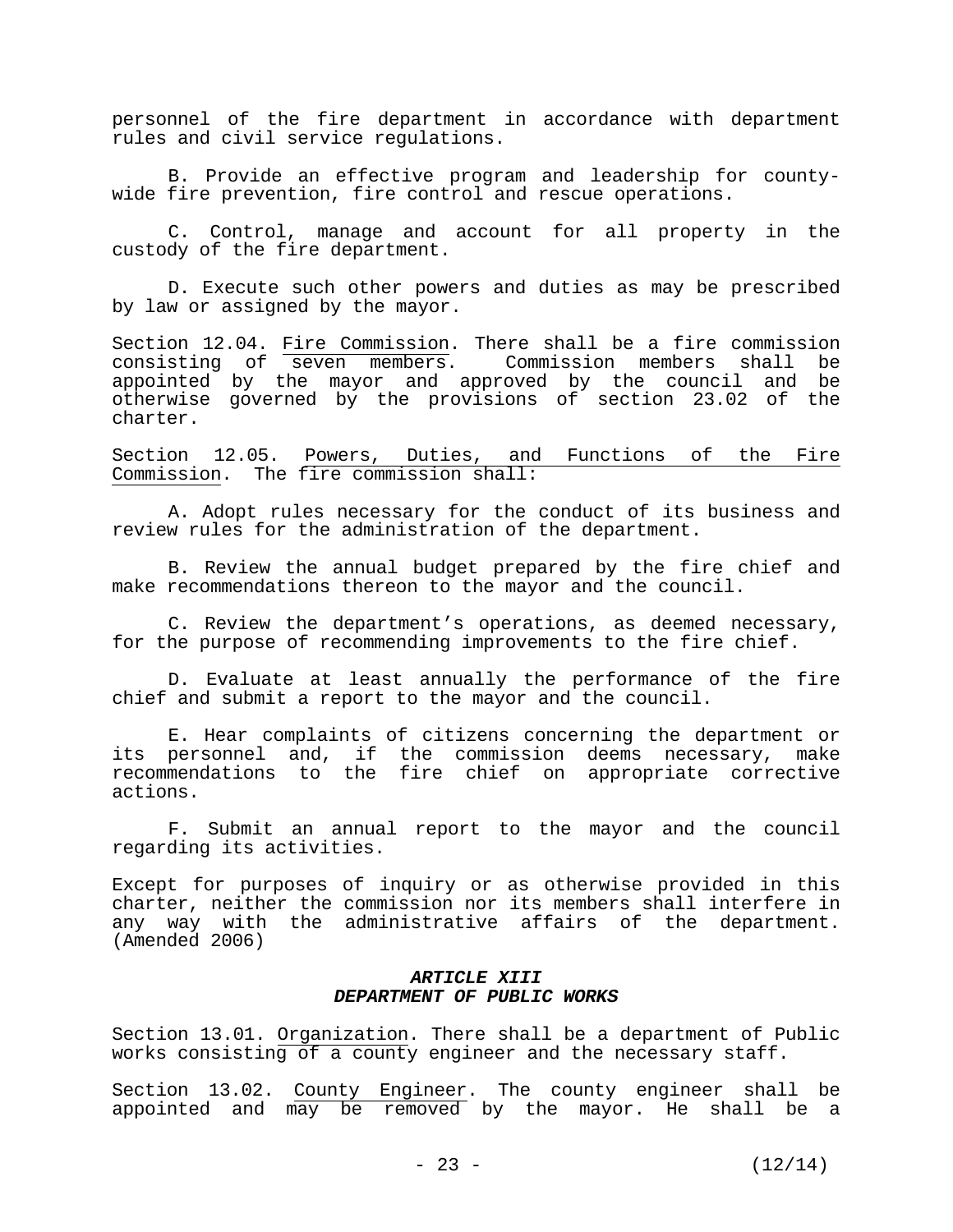personnel of the fire department in accordance with department rules and civil service regulations.

B. Provide an effective program and leadership for county-wide fire prevention, fire control and rescue operations.

C. Control, manage and account for all property in the custody of the fire department.

D. Execute such other powers and duties as may be prescribed by law or assigned by the mayor.

Section 12.04. Fire Commission. There shall be a fire commission consisting of seven members. Commission members shall be appointed by the mayor and approved by the council and be otherwise governed by the provisions of section 23.02 of the charter.

Section 12.05. Powers, Duties, and Functions of the Fire Commission. The fire commission shall:

A. Adopt rules necessary for the conduct of its business and review rules for the administration of the department.

B. Review the annual budget prepared by the fire chief and make recommendations thereon to the mayor and the council.

C. Review the department's operations, as deemed necessary, for the purpose of recommending improvements to the fire chief.

D. Evaluate at least annually the performance of the fire chief and submit a report to the mayor and the council.

E. Hear complaints of citizens concerning the department or its personnel and, if the commission deems necessary, make recommendations to the fire chief on appropriate corrective actions.

F. Submit an annual report to the mayor and the council regarding its activities.

Except for purposes of inquiry or as otherwise provided in this charter, neither the commission nor its members shall interfere in any way with the administrative affairs of the department. (Amended 2006)

## *ARTICLE XIII*
## *DEPARTMENT OF PUBLIC WORKS*

Section 13.01. Organization. There shall be a department of Public works consisting of a county engineer and the necessary staff.

Section 13.02. County Engineer. The county engineer shall be appointed and may be removed by the mayor. He shall be a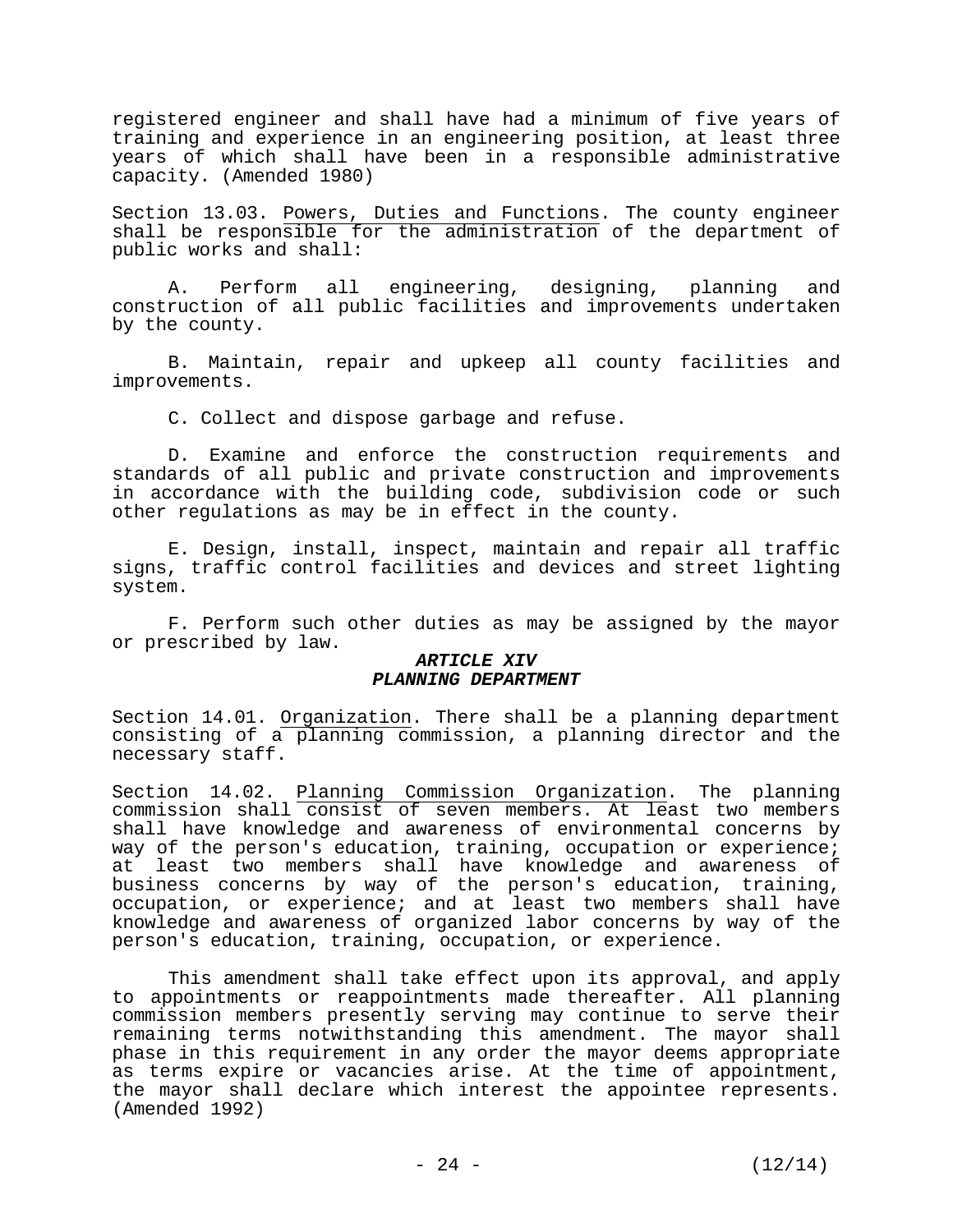registered engineer and shall have had a minimum of five years of training and experience in an engineering position, at least three years of which shall have been in a responsible administrative capacity. (Amended 1980)

Section 13.03. Powers, Duties and Functions. The county engineer shall be responsible for the administration of the department of public works and shall:

A. Perform all engineering, designing, planning and construction of all public facilities and improvements undertaken by the county.

B. Maintain, repair and upkeep all county facilities and improvements.

C. Collect and dispose garbage and refuse.

D. Examine and enforce the construction requirements and standards of all public and private construction and improvements in accordance with the building code, subdivision code or such other regulations as may be in effect in the county.

E. Design, install, inspect, maintain and repair all traffic signs, traffic control facilities and devices and street lighting system.

F. Perform such other duties as may be assigned by the mayor or prescribed by law.

## *ARTICLE XIV*
## *PLANNING DEPARTMENT*

Section 14.01. Organization. There shall be a planning department consisting of a planning commission, a planning director and the necessary staff.

Section 14.02. Planning Commission Organization. The planning commission shall consist of seven members. At least two members shall have knowledge and awareness of environmental concerns by way of the person's education, training, occupation or experience; at least two members shall have knowledge and awareness of business concerns by way of the person's education, training, occupation, or experience; and at least two members shall have knowledge and awareness of organized labor concerns by way of the person's education, training, occupation, or experience.

This amendment shall take effect upon its approval, and apply to appointments or reappointments made thereafter. All planning commission members presently serving may continue to serve their remaining terms notwithstanding this amendment. The mayor shall phase in this requirement in any order the mayor deems appropriate as terms expire or vacancies arise. At the time of appointment, the mayor shall declare which interest the appointee represents. (Amended 1992)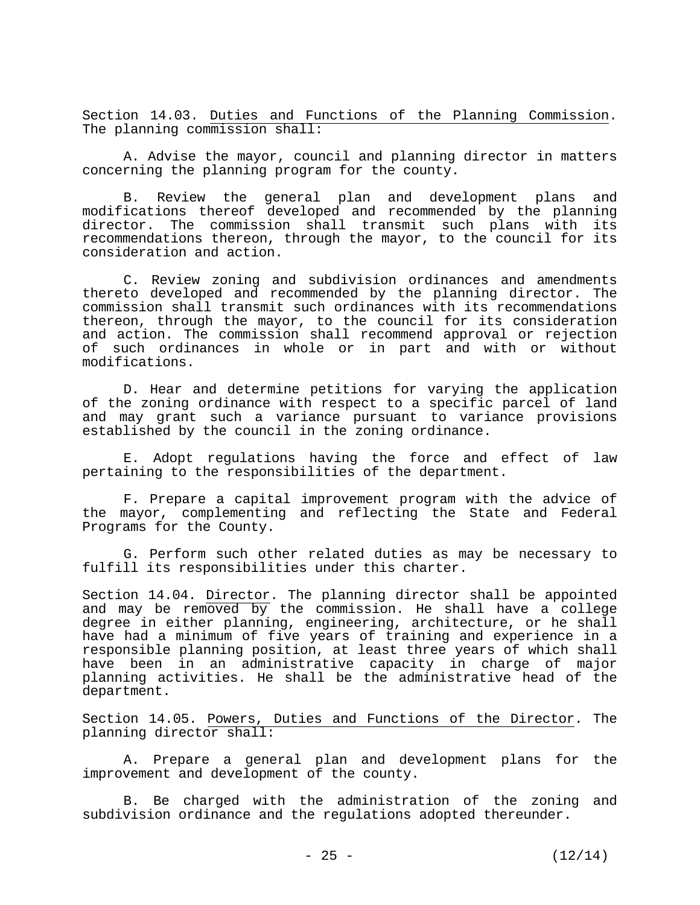Section 14.03. Duties and Functions of the Planning Commission. The planning commission shall:

A. Advise the mayor, council and planning director in matters concerning the planning program for the county.

B. Review the general plan and development plans and modifications thereof developed and recommended by the planning director. The commission shall transmit such plans with its recommendations thereon, through the mayor, to the council for its consideration and action.

C. Review zoning and subdivision ordinances and amendments thereto developed and recommended by the planning director. The commission shall transmit such ordinances with its recommendations thereon, through the mayor, to the council for its consideration and action. The commission shall recommend approval or rejection of such ordinances in whole or in part and with or without modifications.

D. Hear and determine petitions for varying the application of the zoning ordinance with respect to a specific parcel of land and may grant such a variance pursuant to variance provisions established by the council in the zoning ordinance.

E. Adopt regulations having the force and effect of law pertaining to the responsibilities of the department.

F. Prepare a capital improvement program with the advice of the mayor, complementing and reflecting the State and Federal Programs for the County.

G. Perform such other related duties as may be necessary to fulfill its responsibilities under this charter.

Section 14.04. Director. The planning director shall be appointed and may be removed by the commission. He shall have a college degree in either planning, engineering, architecture, or he shall have had a minimum of five years of training and experience in a responsible planning position, at least three years of which shall have been in an administrative capacity in charge of major planning activities. He shall be the administrative head of the department.

Section 14.05. Powers, Duties and Functions of the Director. The planning director shall:

A. Prepare a general plan and development plans for the improvement and development of the county.

B. Be charged with the administration of the zoning and subdivision ordinance and the regulations adopted thereunder.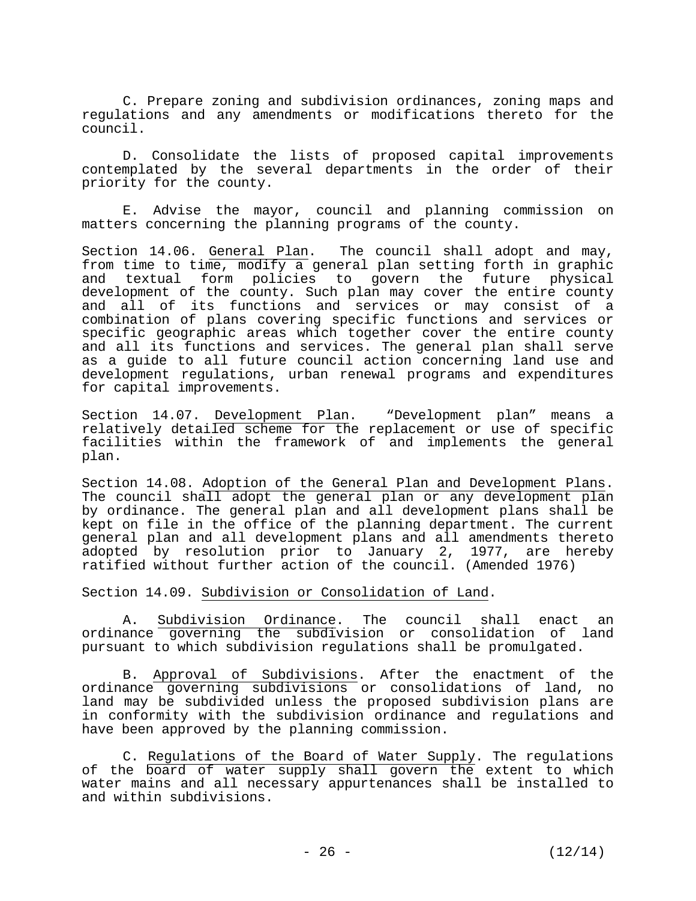C. Prepare zoning and subdivision ordinances, zoning maps and regulations and any amendments or modifications thereto for the council.

D. Consolidate the lists of proposed capital improvements contemplated by the several departments in the order of their priority for the county.

E. Advise the mayor, council and planning commission on matters concerning the planning programs of the county.

Section 14.06. General Plan. The council shall adopt and may, from time to time, modify a general plan setting forth in graphic and textual form policies to govern the future physical development of the county. Such plan may cover the entire county and all of its functions and services or may consist of a combination of plans covering specific functions and services or specific geographic areas which together cover the entire county and all its functions and services. The general plan shall serve as a guide to all future council action concerning land use and development regulations, urban renewal programs and expenditures for capital improvements.

Section 14.07. Development Plan. "Development plan" means a relatively detailed scheme for the replacement or use of specific facilities within the framework of and implements the general plan.

Section 14.08. Adoption of the General Plan and Development Plans. The council shall adopt the general plan or any development plan by ordinance. The general plan and all development plans shall be kept on file in the office of the planning department. The current general plan and all development plans and all amendments thereto adopted by resolution prior to January 2, 1977, are hereby ratified without further action of the council. (Amended 1976)

Section 14.09. Subdivision or Consolidation of Land.

A. Subdivision Ordinance. The council shall enact an ordinance governing the subdivision or consolidation of land pursuant to which subdivision regulations shall be promulgated.

B. Approval of Subdivisions. After the enactment of the ordinance governing subdivisions or consolidations of land, no land may be subdivided unless the proposed subdivision plans are in conformity with the subdivision ordinance and regulations and have been approved by the planning commission.

C. Regulations of the Board of Water Supply. The regulations of the board of water supply shall govern the extent to which water mains and all necessary appurtenances shall be installed to and within subdivisions.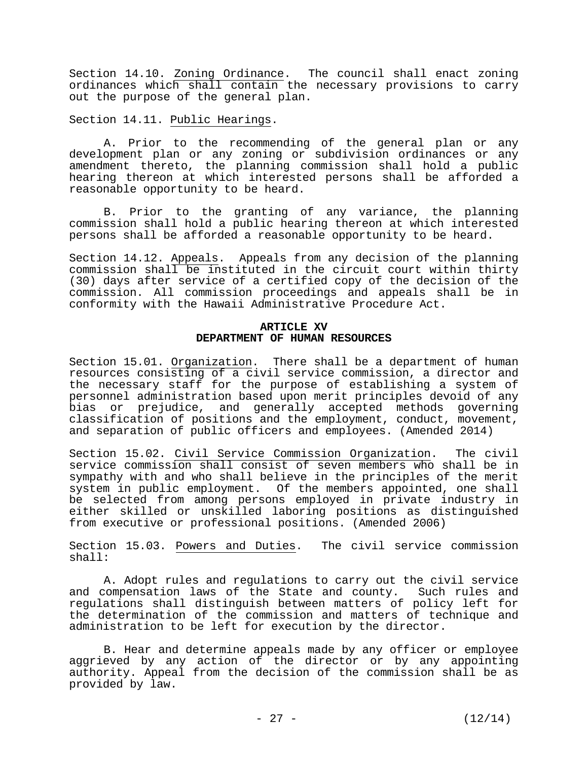Section 14.10. Zoning Ordinance. The council shall enact zoning ordinances which shall contain the necessary provisions to carry out the purpose of the general plan.

Section 14.11. Public Hearings.

A. Prior to the recommending of the general plan or any development plan or any zoning or subdivision ordinances or any amendment thereto, the planning commission shall hold a public hearing thereon at which interested persons shall be afforded a reasonable opportunity to be heard.

B. Prior to the granting of any variance, the planning commission shall hold a public hearing thereon at which interested persons shall be afforded a reasonable opportunity to be heard.

Section 14.12. Appeals. Appeals from any decision of the planning commission shall be instituted in the circuit court within thirty (30) days after service of a certified copy of the decision of the commission. All commission proceedings and appeals shall be in conformity with the Hawaii Administrative Procedure Act.

## ARTICLE XV
## DEPARTMENT OF HUMAN RESOURCES

Section 15.01. Organization. There shall be a department of human resources consisting of a civil service commission, a director and the necessary staff for the purpose of establishing a system of personnel administration based upon merit principles devoid of any bias or prejudice, and generally accepted methods governing classification of positions and the employment, conduct, movement, and separation of public officers and employees. (Amended 2014)

Section 15.02. Civil Service Commission Organization. The civil service commission shall consist of seven members who shall be in sympathy with and who shall believe in the principles of the merit system in public employment. Of the members appointed, one shall be selected from among persons employed in private industry in either skilled or unskilled laboring positions as distinguished from executive or professional positions. (Amended 2006)

Section 15.03. Powers and Duties. The civil service commission shall:

A. Adopt rules and regulations to carry out the civil service and compensation laws of the State and county. Such rules and regulations shall distinguish between matters of policy left for the determination of the commission and matters of technique and administration to be left for execution by the director.

B. Hear and determine appeals made by any officer or employee aggrieved by any action of the director or by any appointing authority. Appeal from the decision of the commission shall be as provided by law.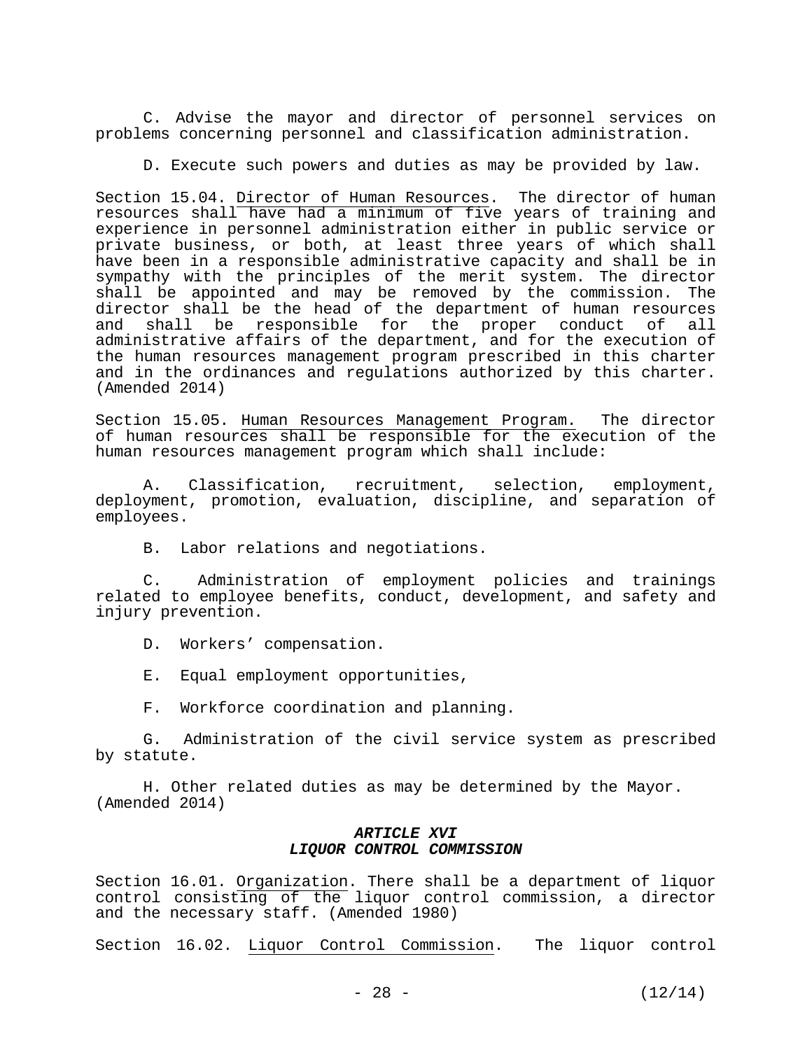C. Advise the mayor and director of personnel services on problems concerning personnel and classification administration.

D. Execute such powers and duties as may be provided by law.

Section 15.04. Director of Human Resources. The director of human resources shall have had a minimum of five years of training and experience in personnel administration either in public service or private business, or both, at least three years of which shall have been in a responsible administrative capacity and shall be in sympathy with the principles of the merit system. The director shall be appointed and may be removed by the commission. The director shall be the head of the department of human resources and shall be responsible for the proper conduct of all administrative affairs of the department, and for the execution of the human resources management program prescribed in this charter and in the ordinances and regulations authorized by this charter. (Amended 2014)

Section 15.05. Human Resources Management Program. The director of human resources shall be responsible for the execution of the human resources management program which shall include:

A. Classification, recruitment, selection, employment, deployment, promotion, evaluation, discipline, and separation of employees.

B. Labor relations and negotiations.

C. Administration of employment policies and trainings related to employee benefits, conduct, development, and safety and injury prevention.

D. Workers' compensation.

E. Equal employment opportunities,

F. Workforce coordination and planning.

G. Administration of the civil service system as prescribed by statute.

H. Other related duties as may be determined by the Mayor. (Amended 2014)

### *ARTICLE XVI*
### *LIQUOR CONTROL COMMISSION*

Section 16.01. Organization. There shall be a department of liquor control consisting of the liquor control commission, a director and the necessary staff. (Amended 1980)

Section 16.02. Liquor Control Commission. The liquor control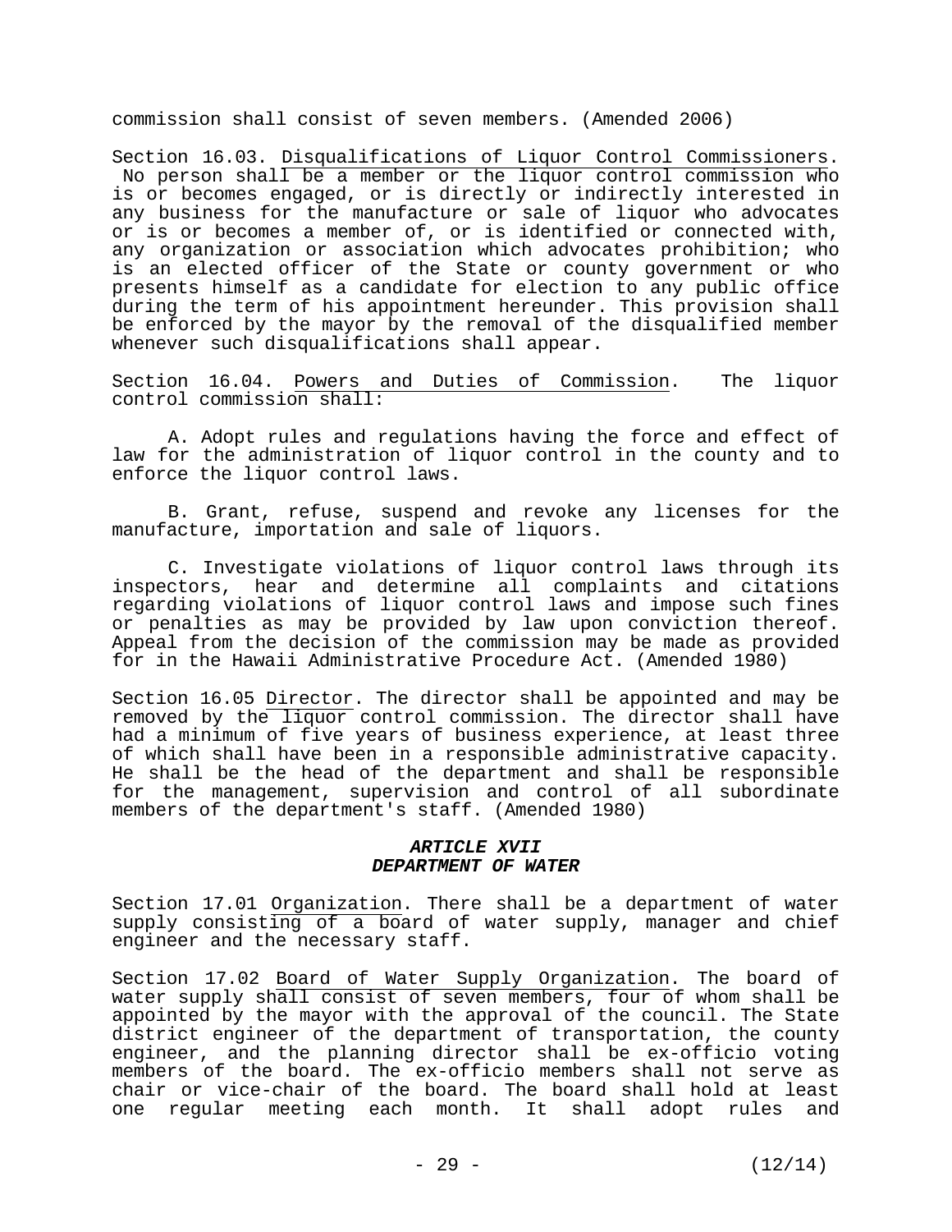commission shall consist of seven members. (Amended 2006)

Section 16.03. Disqualifications of Liquor Control Commissioners. No person shall be a member or the liquor control commission who is or becomes engaged, or is directly or indirectly interested in any business for the manufacture or sale of liquor who advocates or is or becomes a member of, or is identified or connected with, any organization or association which advocates prohibition; who is an elected officer of the State or county government or who presents himself as a candidate for election to any public office during the term of his appointment hereunder. This provision shall be enforced by the mayor by the removal of the disqualified member whenever such disqualifications shall appear.

Section 16.04. Powers and Duties of Commission. The liquor control commission shall:

A. Adopt rules and regulations having the force and effect of law for the administration of liquor control in the county and to enforce the liquor control laws.

B. Grant, refuse, suspend and revoke any licenses for the manufacture, importation and sale of liquors.

C. Investigate violations of liquor control laws through its inspectors, hear and determine all complaints and citations regarding violations of liquor control laws and impose such fines or penalties as may be provided by law upon conviction thereof. Appeal from the decision of the commission may be made as provided for in the Hawaii Administrative Procedure Act. (Amended 1980)

Section 16.05 Director. The director shall be appointed and may be removed by the liquor control commission. The director shall have had a minimum of five years of business experience, at least three of which shall have been in a responsible administrative capacity. He shall be the head of the department and shall be responsible for the management, supervision and control of all subordinate members of the department's staff. (Amended 1980)

## ***ARTICLE XVII***
## ***DEPARTMENT OF WATER***

Section 17.01 Organization. There shall be a department of water supply consisting of a board of water supply, manager and chief engineer and the necessary staff.

Section 17.02 Board of Water Supply Organization. The board of water supply shall consist of seven members, four of whom shall be appointed by the mayor with the approval of the council. The State district engineer of the department of transportation, the county engineer, and the planning director shall be ex-officio voting members of the board. The ex-officio members shall not serve as chair or vice-chair of the board. The board shall hold at least one regular meeting each month. It shall adopt rules and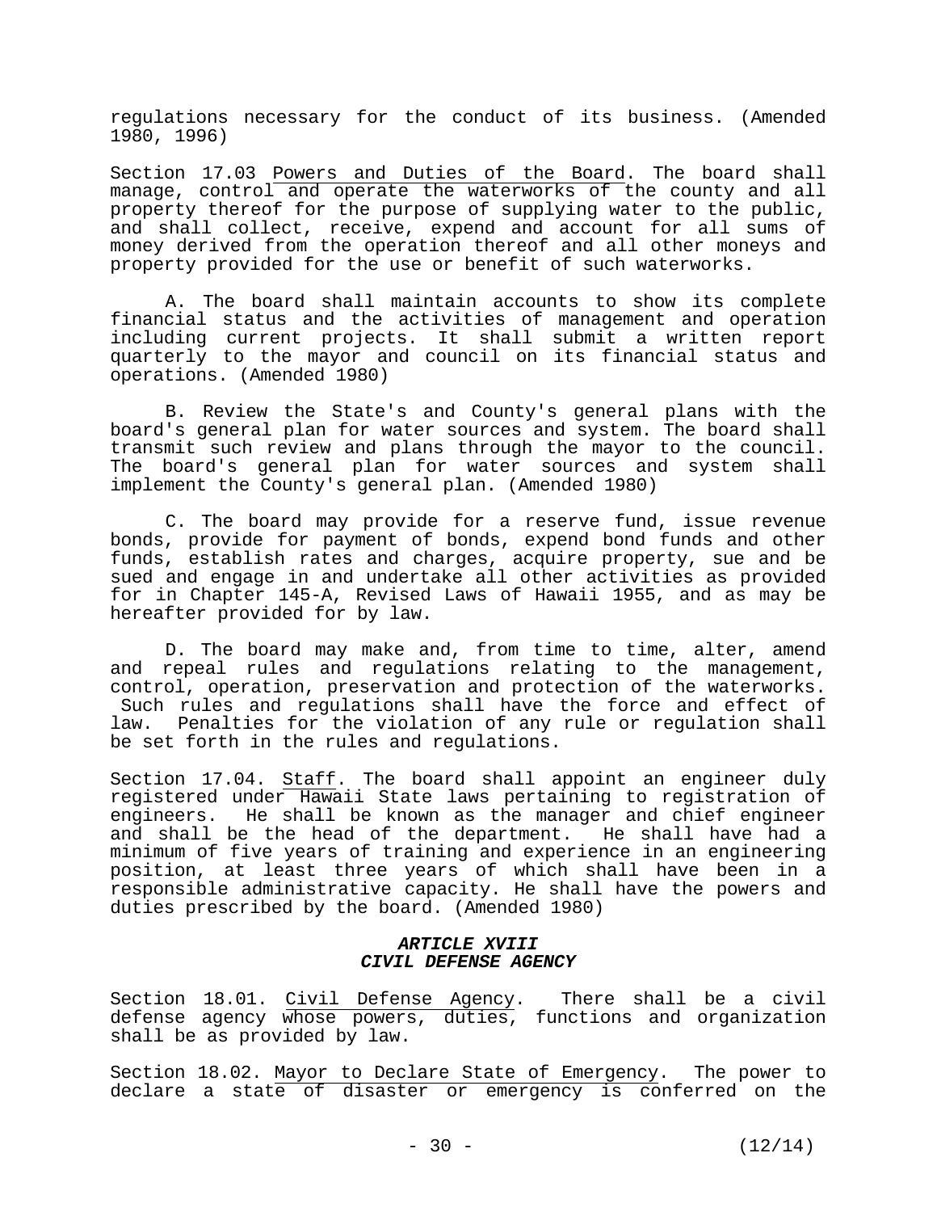regulations necessary for the conduct of its business. (Amended 1980, 1996)

Section 17.03 Powers and Duties of the Board. The board shall manage, control and operate the waterworks of the county and all property thereof for the purpose of supplying water to the public, and shall collect, receive, expend and account for all sums of money derived from the operation thereof and all other moneys and property provided for the use or benefit of such waterworks.

A. The board shall maintain accounts to show its complete financial status and the activities of management and operation including current projects. It shall submit a written report quarterly to the mayor and council on its financial status and operations. (Amended 1980)

B. Review the State's and County's general plans with the board's general plan for water sources and system. The board shall transmit such review and plans through the mayor to the council. The board's general plan for water sources and system shall implement the County's general plan. (Amended 1980)

C. The board may provide for a reserve fund, issue revenue bonds, provide for payment of bonds, expend bond funds and other funds, establish rates and charges, acquire property, sue and be sued and engage in and undertake all other activities as provided for in Chapter 145-A, Revised Laws of Hawaii 1955, and as may be hereafter provided for by law.

D. The board may make and, from time to time, alter, amend and repeal rules and regulations relating to the management, control, operation, preservation and protection of the waterworks. Such rules and regulations shall have the force and effect of law. Penalties for the violation of any rule or regulation shall be set forth in the rules and regulations.

Section 17.04. Staff. The board shall appoint an engineer duly registered under Hawaii State laws pertaining to registration of engineers. He shall be known as the manager and chief engineer and shall be the head of the department. He shall have had a minimum of five years of training and experience in an engineering position, at least three years of which shall have been in a responsible administrative capacity. He shall have the powers and duties prescribed by the board. (Amended 1980)

## *ARTICLE XVIII*
## *CIVIL DEFENSE AGENCY*

Section 18.01. Civil Defense Agency. There shall be a civil defense agency whose powers, duties, functions and organization shall be as provided by law.

Section 18.02. Mayor to Declare State of Emergency. The power to declare a state of disaster or emergency is conferred on the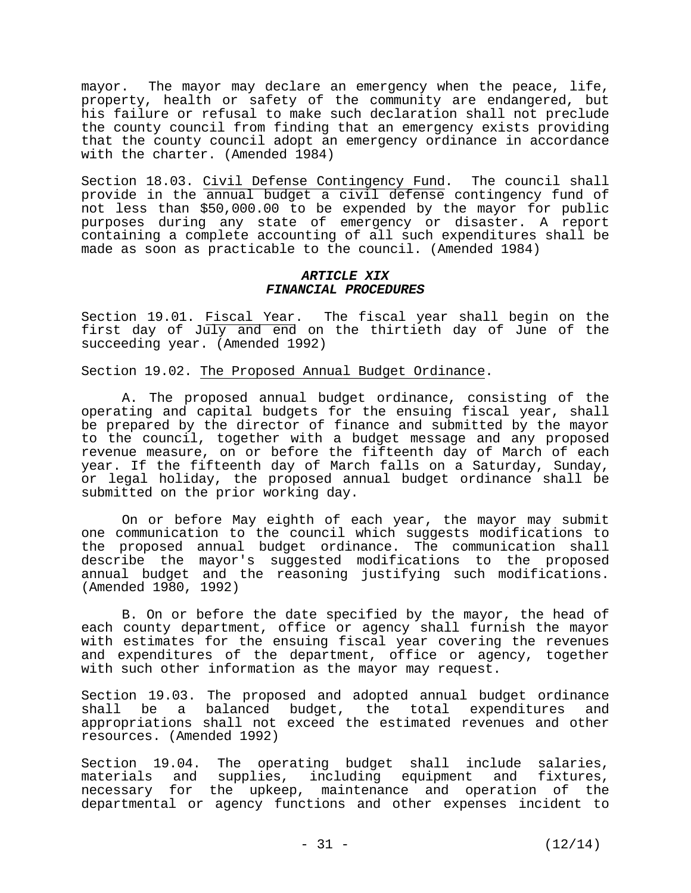mayor. The mayor may declare an emergency when the peace, life, property, health or safety of the community are endangered, but his failure or refusal to make such declaration shall not preclude the county council from finding that an emergency exists providing that the county council adopt an emergency ordinance in accordance with the charter. (Amended 1984)

Section 18.03. Civil Defense Contingency Fund. The council shall provide in the annual budget a civil defense contingency fund of not less than $50,000.00 to be expended by the mayor for public purposes during any state of emergency or disaster. A report containing a complete accounting of all such expenditures shall be made as soon as practicable to the council. (Amended 1984)

## *ARTICLE XIX*
## *FINANCIAL PROCEDURES*

Section 19.01. Fiscal Year. The fiscal year shall begin on the first day of July and end on the thirtieth day of June of the succeeding year. (Amended 1992)

Section 19.02. The Proposed Annual Budget Ordinance.

A. The proposed annual budget ordinance, consisting of the operating and capital budgets for the ensuing fiscal year, shall be prepared by the director of finance and submitted by the mayor to the council, together with a budget message and any proposed revenue measure, on or before the fifteenth day of March of each year. If the fifteenth day of March falls on a Saturday, Sunday, or legal holiday, the proposed annual budget ordinance shall be submitted on the prior working day.

On or before May eighth of each year, the mayor may submit one communication to the council which suggests modifications to the proposed annual budget ordinance. The communication shall describe the mayor's suggested modifications to the proposed annual budget and the reasoning justifying such modifications. (Amended 1980, 1992)

B. On or before the date specified by the mayor, the head of each county department, office or agency shall furnish the mayor with estimates for the ensuing fiscal year covering the revenues and expenditures of the department, office or agency, together with such other information as the mayor may request.

Section 19.03. The proposed and adopted annual budget ordinance shall be a balanced budget, the total expenditures and appropriations shall not exceed the estimated revenues and other resources. (Amended 1992)

Section 19.04. The operating budget shall include salaries, materials and supplies, including equipment and fixtures, necessary for the upkeep, maintenance and operation of the departmental or agency functions and other expenses incident to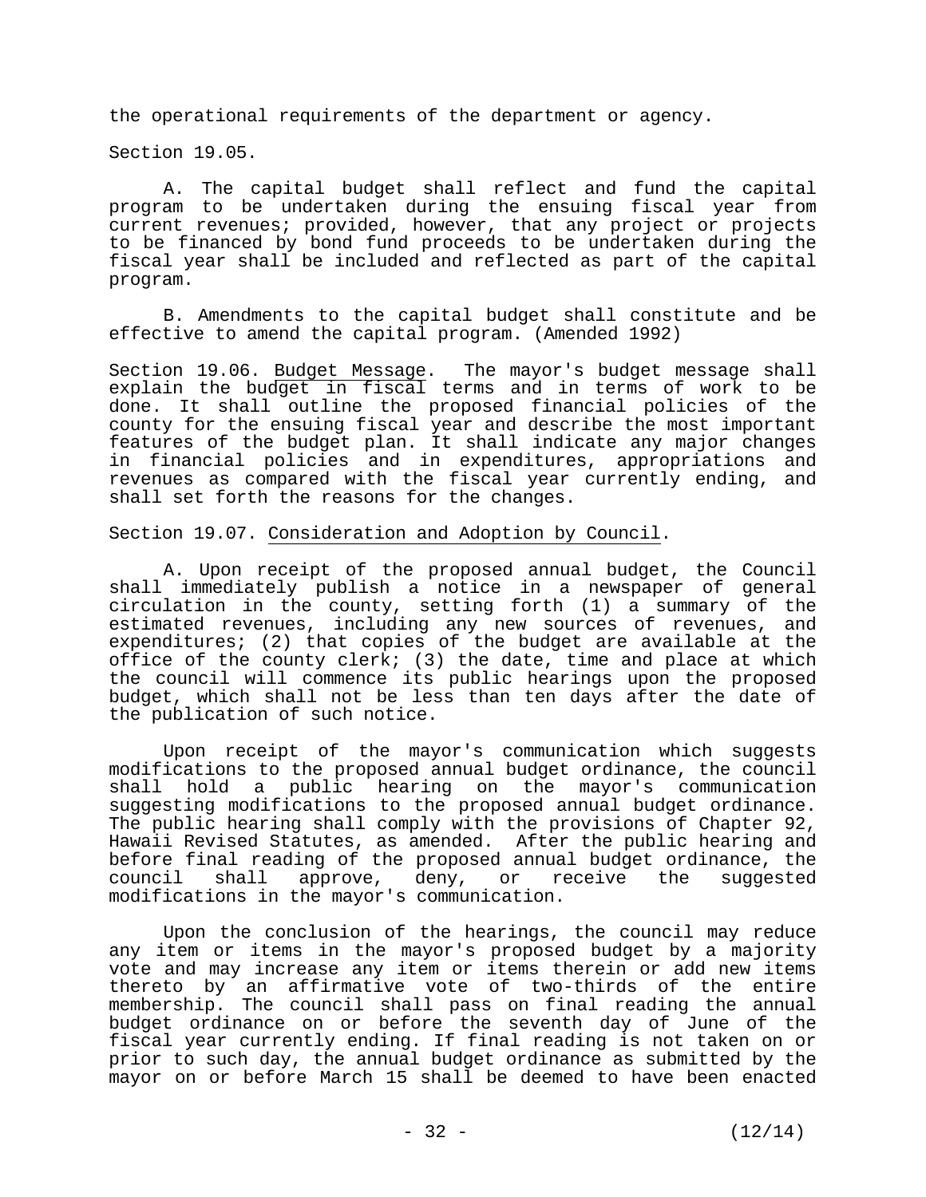the operational requirements of the department or agency.

Section 19.05.

A. The capital budget shall reflect and fund the capital program to be undertaken during the ensuing fiscal year from current revenues; provided, however, that any project or projects to be financed by bond fund proceeds to be undertaken during the fiscal year shall be included and reflected as part of the capital program.

B. Amendments to the capital budget shall constitute and be effective to amend the capital program. (Amended 1992)

Section 19.06. Budget Message. The mayor's budget message shall explain the budget in fiscal terms and in terms of work to be done. It shall outline the proposed financial policies of the county for the ensuing fiscal year and describe the most important features of the budget plan. It shall indicate any major changes in financial policies and in expenditures, appropriations and revenues as compared with the fiscal year currently ending, and shall set forth the reasons for the changes.

Section 19.07. Consideration and Adoption by Council.

A. Upon receipt of the proposed annual budget, the Council shall immediately publish a notice in a newspaper of general circulation in the county, setting forth (1) a summary of the estimated revenues, including any new sources of revenues, and expenditures; (2) that copies of the budget are available at the office of the county clerk; (3) the date, time and place at which the council will commence its public hearings upon the proposed budget, which shall not be less than ten days after the date of the publication of such notice.

Upon receipt of the mayor's communication which suggests modifications to the proposed annual budget ordinance, the council shall hold a public hearing on the mayor's communication suggesting modifications to the proposed annual budget ordinance. The public hearing shall comply with the provisions of Chapter 92, Hawaii Revised Statutes, as amended. After the public hearing and before final reading of the proposed annual budget ordinance, the council shall approve, deny, or receive the suggested modifications in the mayor's communication.

Upon the conclusion of the hearings, the council may reduce any item or items in the mayor's proposed budget by a majority vote and may increase any item or items therein or add new items thereto by an affirmative vote of two-thirds of the entire membership. The council shall pass on final reading the annual budget ordinance on or before the seventh day of June of the fiscal year currently ending. If final reading is not taken on or prior to such day, the annual budget ordinance as submitted by the mayor on or before March 15 shall be deemed to have been enacted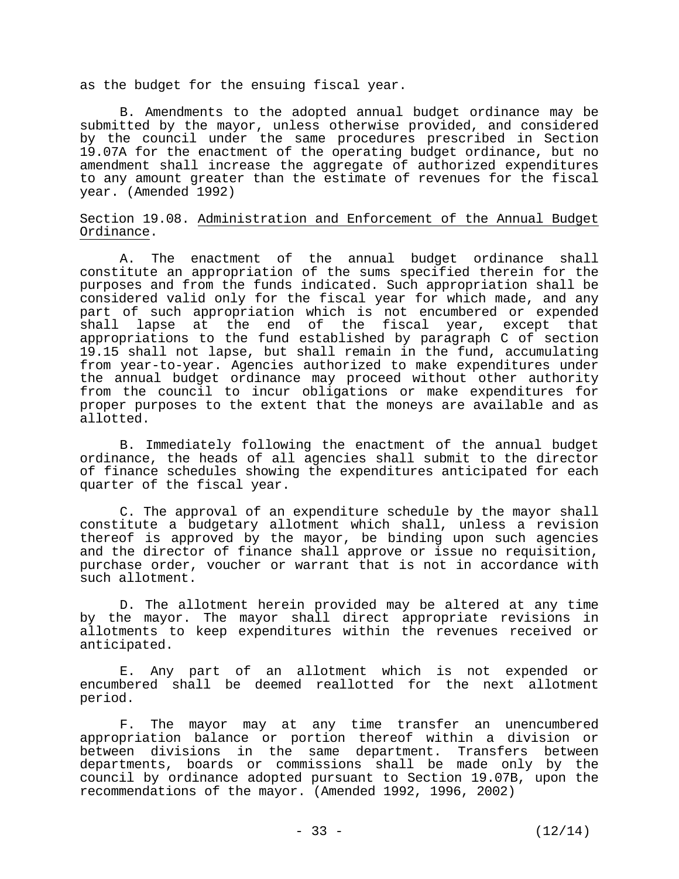as the budget for the ensuing fiscal year.

B. Amendments to the adopted annual budget ordinance may be submitted by the mayor, unless otherwise provided, and considered by the council under the same procedures prescribed in Section 19.07A for the enactment of the operating budget ordinance, but no amendment shall increase the aggregate of authorized expenditures to any amount greater than the estimate of revenues for the fiscal year. (Amended 1992)

Section 19.08. Administration and Enforcement of the Annual Budget Ordinance.

A. The enactment of the annual budget ordinance shall constitute an appropriation of the sums specified therein for the purposes and from the funds indicated. Such appropriation shall be considered valid only for the fiscal year for which made, and any part of such appropriation which is not encumbered or expended shall lapse at the end of the fiscal year, except that appropriations to the fund established by paragraph C of section 19.15 shall not lapse, but shall remain in the fund, accumulating from year-to-year. Agencies authorized to make expenditures under the annual budget ordinance may proceed without other authority from the council to incur obligations or make expenditures for proper purposes to the extent that the moneys are available and as allotted.

B. Immediately following the enactment of the annual budget ordinance, the heads of all agencies shall submit to the director of finance schedules showing the expenditures anticipated for each quarter of the fiscal year.

C. The approval of an expenditure schedule by the mayor shall constitute a budgetary allotment which shall, unless a revision thereof is approved by the mayor, be binding upon such agencies and the director of finance shall approve or issue no requisition, purchase order, voucher or warrant that is not in accordance with such allotment.

D. The allotment herein provided may be altered at any time by the mayor. The mayor shall direct appropriate revisions in allotments to keep expenditures within the revenues received or anticipated.

E. Any part of an allotment which is not expended or encumbered shall be deemed reallotted for the next allotment period.

F. The mayor may at any time transfer an unencumbered appropriation balance or portion thereof within a division or between divisions in the same department. Transfers between departments, boards or commissions shall be made only by the council by ordinance adopted pursuant to Section 19.07B, upon the recommendations of the mayor. (Amended 1992, 1996, 2002)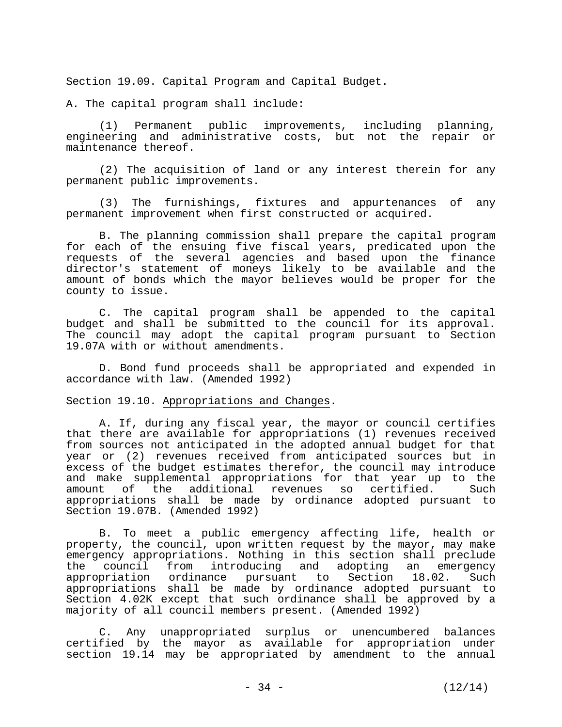Section 19.09. Capital Program and Capital Budget.

A. The capital program shall include:

(1) Permanent public improvements, including planning, engineering and administrative costs, but not the repair or maintenance thereof.

(2) The acquisition of land or any interest therein for any permanent public improvements.

(3) The furnishings, fixtures and appurtenances of any permanent improvement when first constructed or acquired.

B. The planning commission shall prepare the capital program for each of the ensuing five fiscal years, predicated upon the requests of the several agencies and based upon the finance director's statement of moneys likely to be available and the amount of bonds which the mayor believes would be proper for the county to issue.

C. The capital program shall be appended to the capital budget and shall be submitted to the council for its approval. The council may adopt the capital program pursuant to Section 19.07A with or without amendments.

D. Bond fund proceeds shall be appropriated and expended in accordance with law. (Amended 1992)

Section 19.10. Appropriations and Changes.

A. If, during any fiscal year, the mayor or council certifies that there are available for appropriations (1) revenues received from sources not anticipated in the adopted annual budget for that year or (2) revenues received from anticipated sources but in excess of the budget estimates therefor, the council may introduce and make supplemental appropriations for that year up to the amount of the additional revenues so certified. Such appropriations shall be made by ordinance adopted pursuant to Section 19.07B. (Amended 1992)

B. To meet a public emergency affecting life, health or property, the council, upon written request by the mayor, may make emergency appropriations. Nothing in this section shall preclude the council from introducing and adopting an emergency appropriation ordinance pursuant to Section 18.02. Such appropriations shall be made by ordinance adopted pursuant to Section 4.02K except that such ordinance shall be approved by a majority of all council members present. (Amended 1992)

C. Any unappropriated surplus or unencumbered balances certified by the mayor as available for appropriation under section 19.14 may be appropriated by amendment to the annual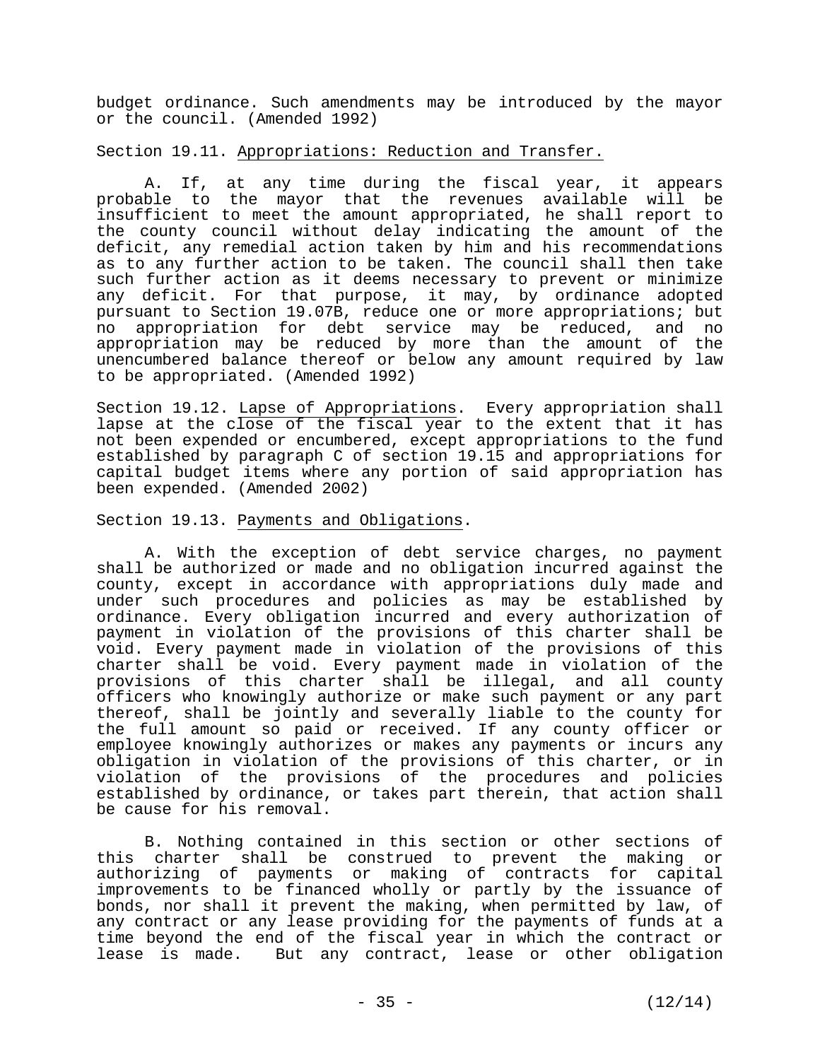budget ordinance. Such amendments may be introduced by the mayor or the council. (Amended 1992)

Section 19.11. Appropriations: Reduction and Transfer.

A. If, at any time during the fiscal year, it appears probable to the mayor that the revenues available will be insufficient to meet the amount appropriated, he shall report to the county council without delay indicating the amount of the deficit, any remedial action taken by him and his recommendations as to any further action to be taken. The council shall then take such further action as it deems necessary to prevent or minimize any deficit. For that purpose, it may, by ordinance adopted pursuant to Section 19.07B, reduce one or more appropriations; but no appropriation for debt service may be reduced, and no appropriation may be reduced by more than the amount of the unencumbered balance thereof or below any amount required by law to be appropriated. (Amended 1992)

Section 19.12. Lapse of Appropriations. Every appropriation shall lapse at the close of the fiscal year to the extent that it has not been expended or encumbered, except appropriations to the fund established by paragraph C of section 19.15 and appropriations for capital budget items where any portion of said appropriation has been expended. (Amended 2002)

Section 19.13. Payments and Obligations.

A. With the exception of debt service charges, no payment shall be authorized or made and no obligation incurred against the county, except in accordance with appropriations duly made and under such procedures and policies as may be established by ordinance. Every obligation incurred and every authorization of payment in violation of the provisions of this charter shall be void. Every payment made in violation of the provisions of this charter shall be void. Every payment made in violation of the provisions of this charter shall be illegal, and all county officers who knowingly authorize or make such payment or any part thereof, shall be jointly and severally liable to the county for the full amount so paid or received. If any county officer or employee knowingly authorizes or makes any payments or incurs any obligation in violation of the provisions of this charter, or in violation of the provisions of the procedures and policies established by ordinance, or takes part therein, that action shall be cause for his removal.

B. Nothing contained in this section or other sections of this charter shall be construed to prevent the making or authorizing of payments or making of contracts for capital improvements to be financed wholly or partly by the issuance of bonds, nor shall it prevent the making, when permitted by law, of any contract or any lease providing for the payments of funds at a time beyond the end of the fiscal year in which the contract or lease is made. But any contract, lease or other obligation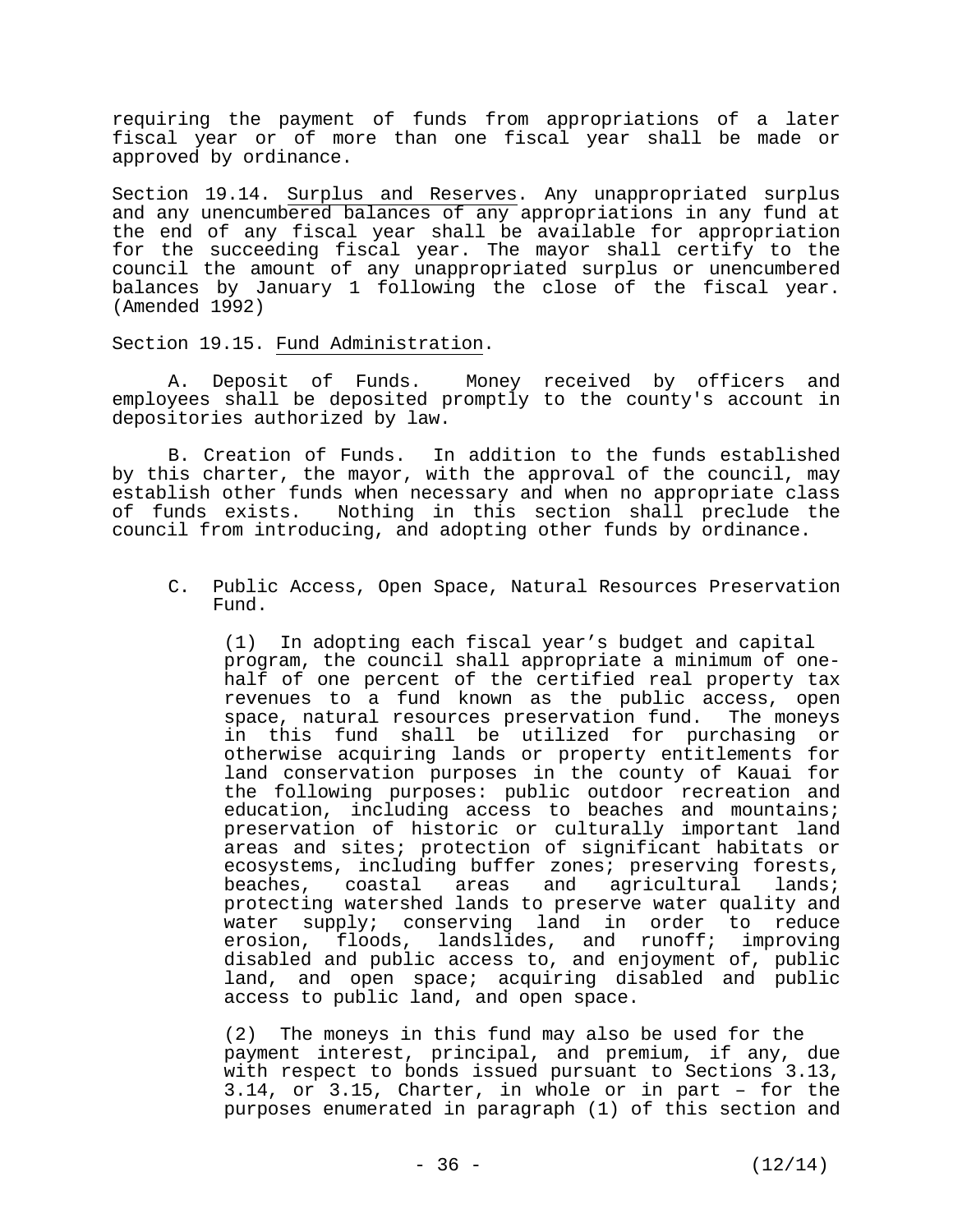requiring the payment of funds from appropriations of a later fiscal year or of more than one fiscal year shall be made or approved by ordinance.

Section 19.14. Surplus and Reserves. Any unappropriated surplus and any unencumbered balances of any appropriations in any fund at the end of any fiscal year shall be available for appropriation for the succeeding fiscal year. The mayor shall certify to the council the amount of any unappropriated surplus or unencumbered balances by January 1 following the close of the fiscal year. (Amended 1992)

Section 19.15. Fund Administration.

A. Deposit of Funds. Money received by officers and employees shall be deposited promptly to the county's account in depositories authorized by law.

B. Creation of Funds. In addition to the funds established by this charter, the mayor, with the approval of the council, may establish other funds when necessary and when no appropriate class of funds exists. Nothing in this section shall preclude the council from introducing, and adopting other funds by ordinance.

C. Public Access, Open Space, Natural Resources Preservation Fund.

(1) In adopting each fiscal year's budget and capital program, the council shall appropriate a minimum of one-half of one percent of the certified real property tax revenues to a fund known as the public access, open space, natural resources preservation fund. The moneys in this fund shall be utilized for purchasing or otherwise acquiring lands or property entitlements for land conservation purposes in the county of Kauai for the following purposes: public outdoor recreation and education, including access to beaches and mountains; preservation of historic or culturally important land areas and sites; protection of significant habitats or ecosystems, including buffer zones; preserving forests, beaches, coastal areas and agricultural lands; protecting watershed lands to preserve water quality and water supply; conserving land in order to reduce erosion, floods, landslides, and runoff; improving disabled and public access to, and enjoyment of, public land, and open space; acquiring disabled and public access to public land, and open space.

(2) The moneys in this fund may also be used for the payment interest, principal, and premium, if any, due with respect to bonds issued pursuant to Sections 3.13, 3.14, or 3.15, Charter, in whole or in part – for the purposes enumerated in paragraph (1) of this section and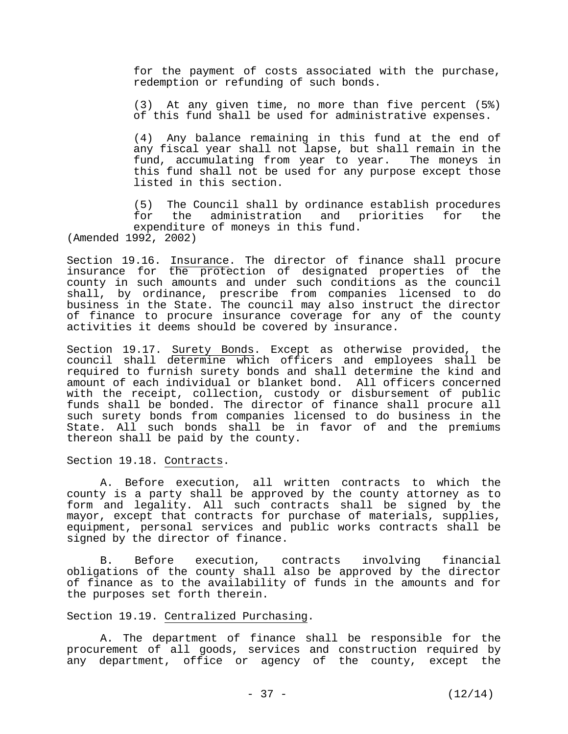for the payment of costs associated with the purchase, redemption or refunding of such bonds.

(3) At any given time, no more than five percent (5%) of this fund shall be used for administrative expenses.

(4) Any balance remaining in this fund at the end of any fiscal year shall not lapse, but shall remain in the fund, accumulating from year to year. The moneys in this fund shall not be used for any purpose except those listed in this section.

(5) The Council shall by ordinance establish procedures for the administration and priorities for the expenditure of moneys in this fund.

(Amended 1992, 2002)

Section 19.16. Insurance. The director of finance shall procure insurance for the protection of designated properties of the county in such amounts and under such conditions as the council shall, by ordinance, prescribe from companies licensed to do business in the State. The council may also instruct the director of finance to procure insurance coverage for any of the county activities it deems should be covered by insurance.

Section 19.17. Surety Bonds. Except as otherwise provided, the council shall determine which officers and employees shall be required to furnish surety bonds and shall determine the kind and amount of each individual or blanket bond. All officers concerned with the receipt, collection, custody or disbursement of public funds shall be bonded. The director of finance shall procure all such surety bonds from companies licensed to do business in the State. All such bonds shall be in favor of and the premiums thereon shall be paid by the county.

Section 19.18. Contracts.

A. Before execution, all written contracts to which the county is a party shall be approved by the county attorney as to form and legality. All such contracts shall be signed by the mayor, except that contracts for purchase of materials, supplies, equipment, personal services and public works contracts shall be signed by the director of finance.

B. Before execution, contracts involving financial obligations of the county shall also be approved by the director of finance as to the availability of funds in the amounts and for the purposes set forth therein.

Section 19.19. Centralized Purchasing.

A. The department of finance shall be responsible for the procurement of all goods, services and construction required by any department, office or agency of the county, except the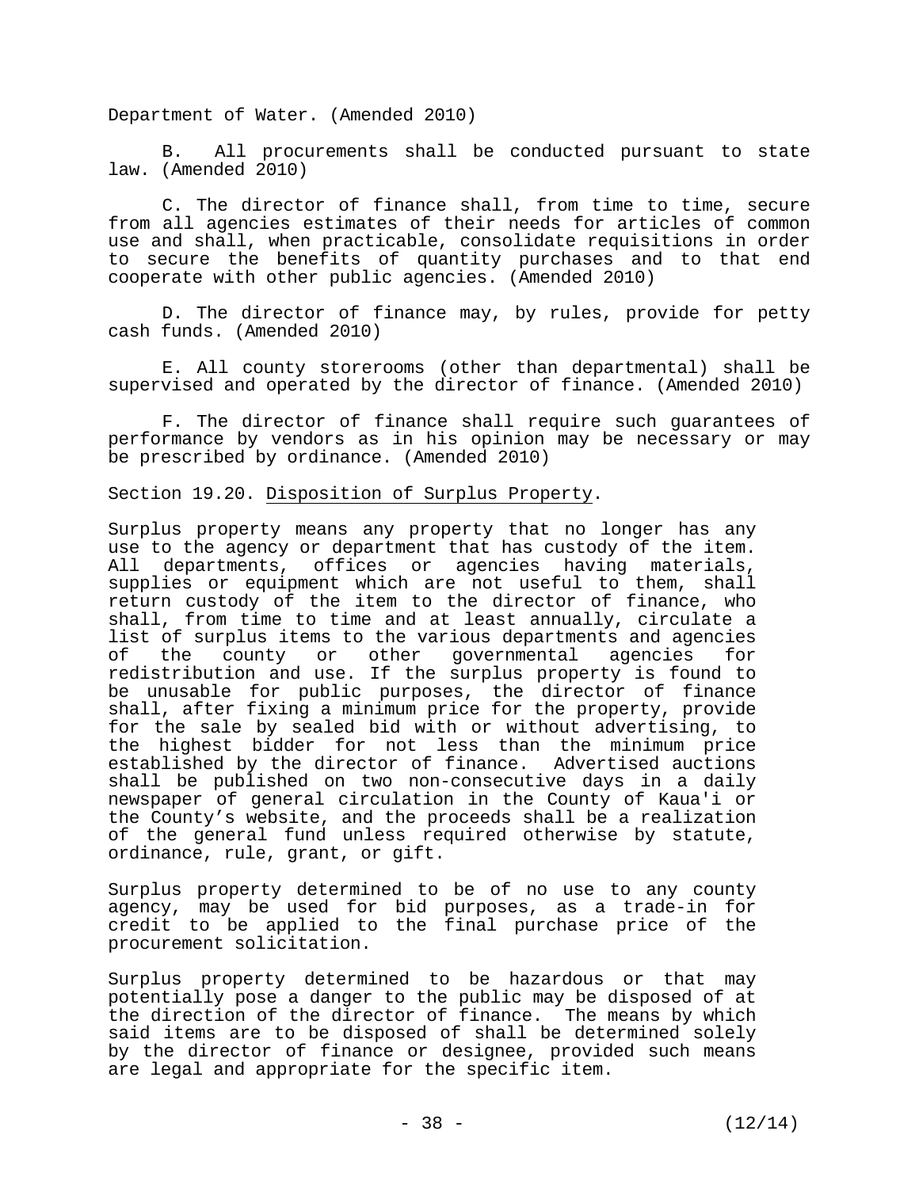Department of Water. (Amended 2010)

B. All procurements shall be conducted pursuant to state law. (Amended 2010)

C. The director of finance shall, from time to time, secure from all agencies estimates of their needs for articles of common use and shall, when practicable, consolidate requisitions in order to secure the benefits of quantity purchases and to that end cooperate with other public agencies. (Amended 2010)

D. The director of finance may, by rules, provide for petty cash funds. (Amended 2010)

E. All county storerooms (other than departmental) shall be supervised and operated by the director of finance. (Amended 2010)

F. The director of finance shall require such guarantees of performance by vendors as in his opinion may be necessary or may be prescribed by ordinance. (Amended 2010)

Section 19.20. Disposition of Surplus Property.

Surplus property means any property that no longer has any use to the agency or department that has custody of the item. All departments, offices or agencies having materials, supplies or equipment which are not useful to them, shall return custody of the item to the director of finance, who shall, from time to time and at least annually, circulate a list of surplus items to the various departments and agencies of the county or other governmental agencies for redistribution and use. If the surplus property is found to be unusable for public purposes, the director of finance shall, after fixing a minimum price for the property, provide for the sale by sealed bid with or without advertising, to the highest bidder for not less than the minimum price established by the director of finance. Advertised auctions shall be published on two non-consecutive days in a daily newspaper of general circulation in the County of Kaua'i or the County's website, and the proceeds shall be a realization of the general fund unless required otherwise by statute, ordinance, rule, grant, or gift.

Surplus property determined to be of no use to any county agency, may be used for bid purposes, as a trade-in for credit to be applied to the final purchase price of the procurement solicitation.

Surplus property determined to be hazardous or that may potentially pose a danger to the public may be disposed of at the direction of the director of finance. The means by which said items are to be disposed of shall be determined solely by the director of finance or designee, provided such means are legal and appropriate for the specific item.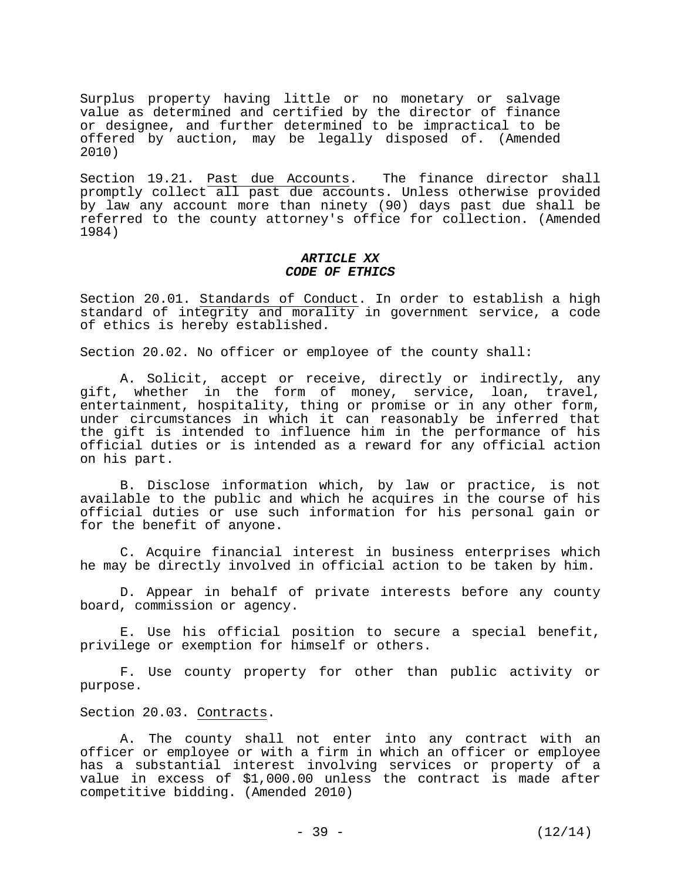Surplus property having little or no monetary or salvage value as determined and certified by the director of finance or designee, and further determined to be impractical to be offered by auction, may be legally disposed of. (Amended 2010)

Section 19.21. Past due Accounts. The finance director shall promptly collect all past due accounts. Unless otherwise provided by law any account more than ninety (90) days past due shall be referred to the county attorney's office for collection. (Amended 1984)

## *ARTICLE XX*
## *CODE OF ETHICS*

Section 20.01. Standards of Conduct. In order to establish a high standard of integrity and morality in government service, a code of ethics is hereby established.

Section 20.02. No officer or employee of the county shall:

A. Solicit, accept or receive, directly or indirectly, any gift, whether in the form of money, service, loan, travel, entertainment, hospitality, thing or promise or in any other form, under circumstances in which it can reasonably be inferred that the gift is intended to influence him in the performance of his official duties or is intended as a reward for any official action on his part.

B. Disclose information which, by law or practice, is not available to the public and which he acquires in the course of his official duties or use such information for his personal gain or for the benefit of anyone.

C. Acquire financial interest in business enterprises which he may be directly involved in official action to be taken by him.

D. Appear in behalf of private interests before any county board, commission or agency.

E. Use his official position to secure a special benefit, privilege or exemption for himself or others.

F. Use county property for other than public activity or purpose.

Section 20.03. Contracts.

A. The county shall not enter into any contract with an officer or employee or with a firm in which an officer or employee has a substantial interest involving services or property of a value in excess of $1,000.00 unless the contract is made after competitive bidding. (Amended 2010)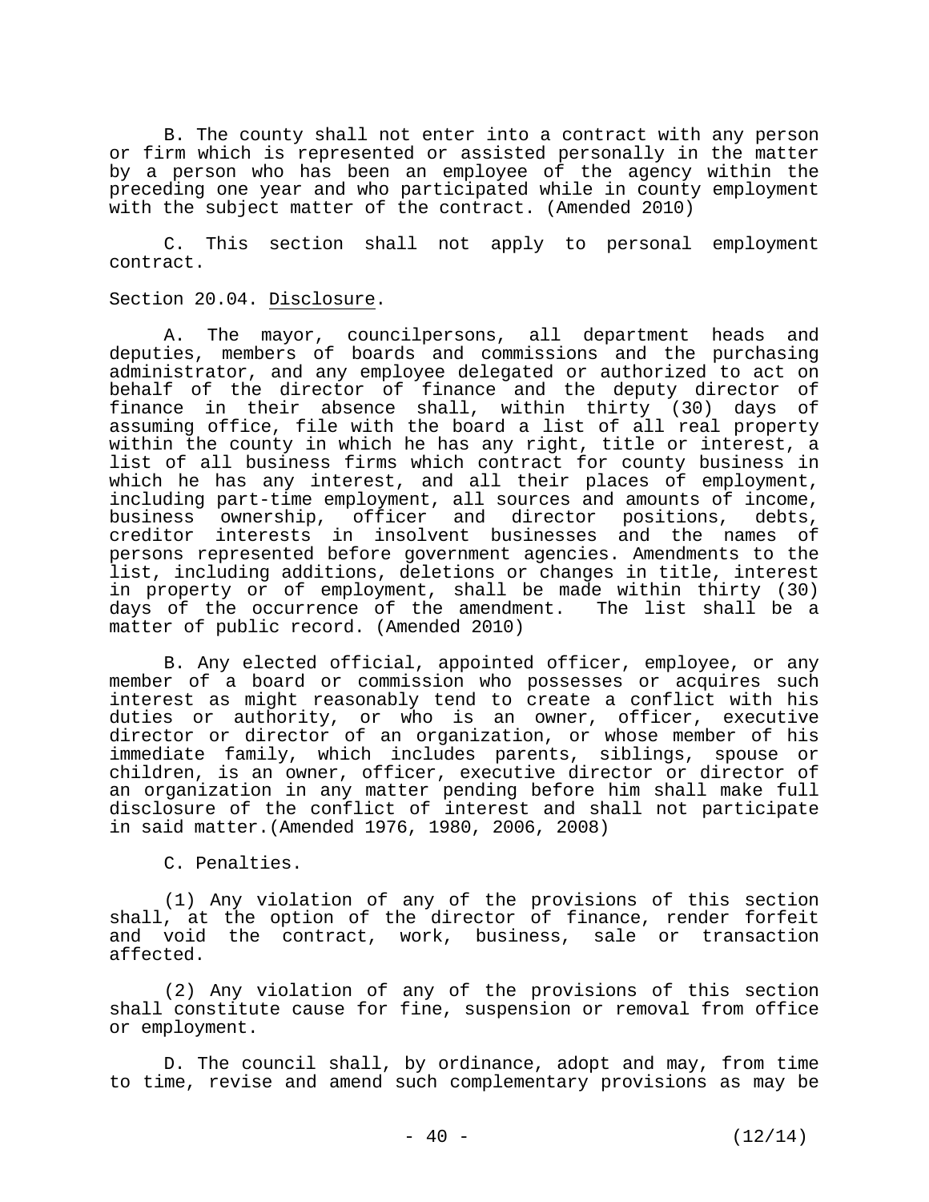B. The county shall not enter into a contract with any person or firm which is represented or assisted personally in the matter by a person who has been an employee of the agency within the preceding one year and who participated while in county employment with the subject matter of the contract. (Amended 2010)

C. This section shall not apply to personal employment contract.

Section 20.04. Disclosure.

A. The mayor, councilpersons, all department heads and deputies, members of boards and commissions and the purchasing administrator, and any employee delegated or authorized to act on behalf of the director of finance and the deputy director of finance in their absence shall, within thirty (30) days of assuming office, file with the board a list of all real property within the county in which he has any right, title or interest, a list of all business firms which contract for county business in which he has any interest, and all their places of employment, including part-time employment, all sources and amounts of income, business ownership, officer and director positions, debts, creditor interests in insolvent businesses and the names of persons represented before government agencies. Amendments to the list, including additions, deletions or changes in title, interest in property or of employment, shall be made within thirty (30) days of the occurrence of the amendment. The list shall be a matter of public record. (Amended 2010)

B. Any elected official, appointed officer, employee, or any member of a board or commission who possesses or acquires such interest as might reasonably tend to create a conflict with his duties or authority, or who is an owner, officer, executive director or director of an organization, or whose member of his immediate family, which includes parents, siblings, spouse or children, is an owner, officer, executive director or director of an organization in any matter pending before him shall make full disclosure of the conflict of interest and shall not participate in said matter.(Amended 1976, 1980, 2006, 2008)

C. Penalties.

(1) Any violation of any of the provisions of this section shall, at the option of the director of finance, render forfeit and void the contract, work, business, sale or transaction affected.

(2) Any violation of any of the provisions of this section shall constitute cause for fine, suspension or removal from office or employment.

D. The council shall, by ordinance, adopt and may, from time to time, revise and amend such complementary provisions as may be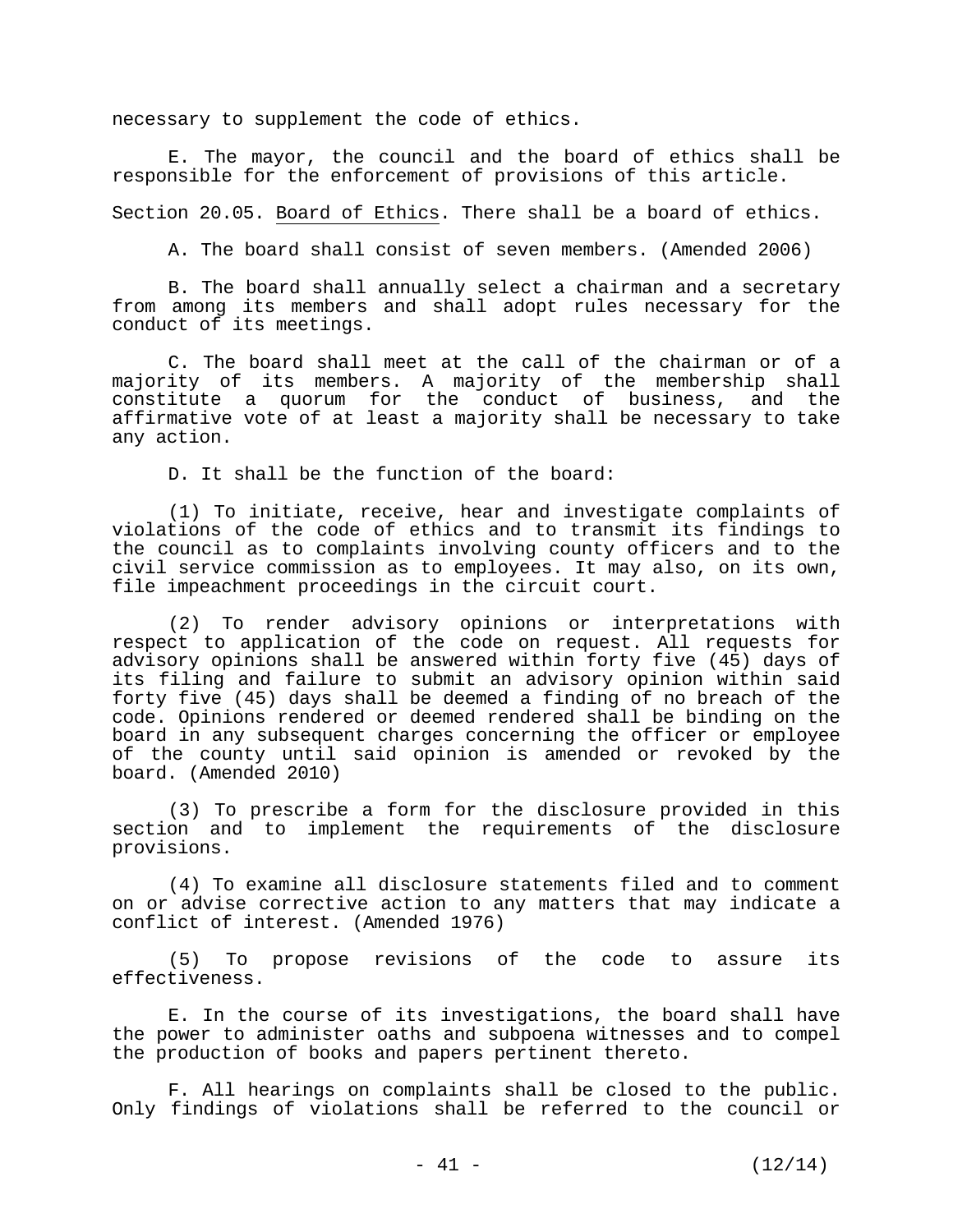necessary to supplement the code of ethics.

E. The mayor, the council and the board of ethics shall be responsible for the enforcement of provisions of this article.

Section 20.05. Board of Ethics. There shall be a board of ethics.

A. The board shall consist of seven members. (Amended 2006)

B. The board shall annually select a chairman and a secretary from among its members and shall adopt rules necessary for the conduct of its meetings.

C. The board shall meet at the call of the chairman or of a majority of its members. A majority of the membership shall constitute a quorum for the conduct of business, and the affirmative vote of at least a majority shall be necessary to take any action.

D. It shall be the function of the board:

(1) To initiate, receive, hear and investigate complaints of violations of the code of ethics and to transmit its findings to the council as to complaints involving county officers and to the civil service commission as to employees. It may also, on its own, file impeachment proceedings in the circuit court.

(2) To render advisory opinions or interpretations with respect to application of the code on request. All requests for advisory opinions shall be answered within forty five (45) days of its filing and failure to submit an advisory opinion within said forty five (45) days shall be deemed a finding of no breach of the code. Opinions rendered or deemed rendered shall be binding on the board in any subsequent charges concerning the officer or employee of the county until said opinion is amended or revoked by the board. (Amended 2010)

(3) To prescribe a form for the disclosure provided in this section and to implement the requirements of the disclosure provisions.

(4) To examine all disclosure statements filed and to comment on or advise corrective action to any matters that may indicate a conflict of interest. (Amended 1976)

(5) To propose revisions of the code to assure its effectiveness.

E. In the course of its investigations, the board shall have the power to administer oaths and subpoena witnesses and to compel the production of books and papers pertinent thereto.

F. All hearings on complaints shall be closed to the public. Only findings of violations shall be referred to the council or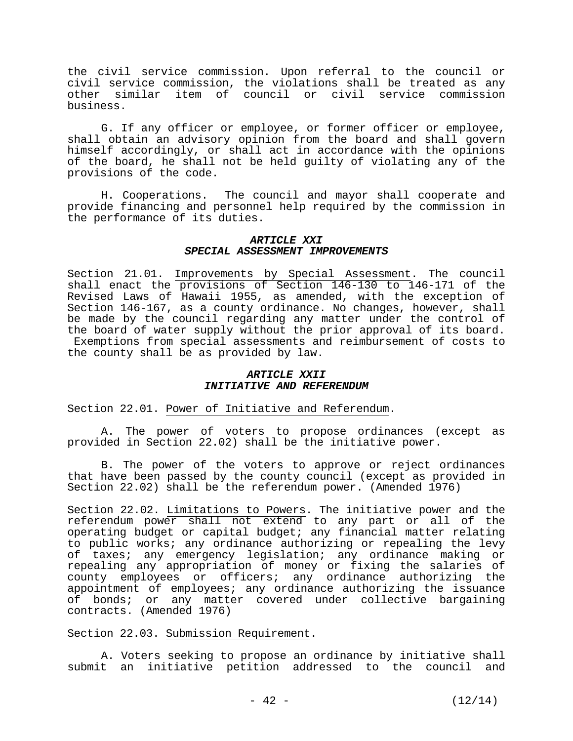the civil service commission. Upon referral to the council or civil service commission, the violations shall be treated as any other similar item of council or civil service commission business.

G. If any officer or employee, or former officer or employee, shall obtain an advisory opinion from the board and shall govern himself accordingly, or shall act in accordance with the opinions of the board, he shall not be held guilty of violating any of the provisions of the code.

H. Cooperations. The council and mayor shall cooperate and provide financing and personnel help required by the commission in the performance of its duties.

### *ARTICLE XXI*
### *SPECIAL ASSESSMENT IMPROVEMENTS*

Section 21.01. Improvements by Special Assessment. The council shall enact the provisions of Section 146-130 to 146-171 of the Revised Laws of Hawaii 1955, as amended, with the exception of Section 146-167, as a county ordinance. No changes, however, shall be made by the council regarding any matter under the control of the board of water supply without the prior approval of its board. Exemptions from special assessments and reimbursement of costs to the county shall be as provided by law.

### *ARTICLE XXII*
### *INITIATIVE AND REFERENDUM*

Section 22.01. Power of Initiative and Referendum.

A. The power of voters to propose ordinances (except as provided in Section 22.02) shall be the initiative power.

B. The power of the voters to approve or reject ordinances that have been passed by the county council (except as provided in Section 22.02) shall be the referendum power. (Amended 1976)

Section 22.02. Limitations to Powers. The initiative power and the referendum power shall not extend to any part or all of the operating budget or capital budget; any financial matter relating to public works; any ordinance authorizing or repealing the levy of taxes; any emergency legislation; any ordinance making or repealing any appropriation of money or fixing the salaries of county employees or officers; any ordinance authorizing the appointment of employees; any ordinance authorizing the issuance of bonds; or any matter covered under collective bargaining contracts. (Amended 1976)

Section 22.03. Submission Requirement.

A. Voters seeking to propose an ordinance by initiative shall submit an initiative petition addressed to the council and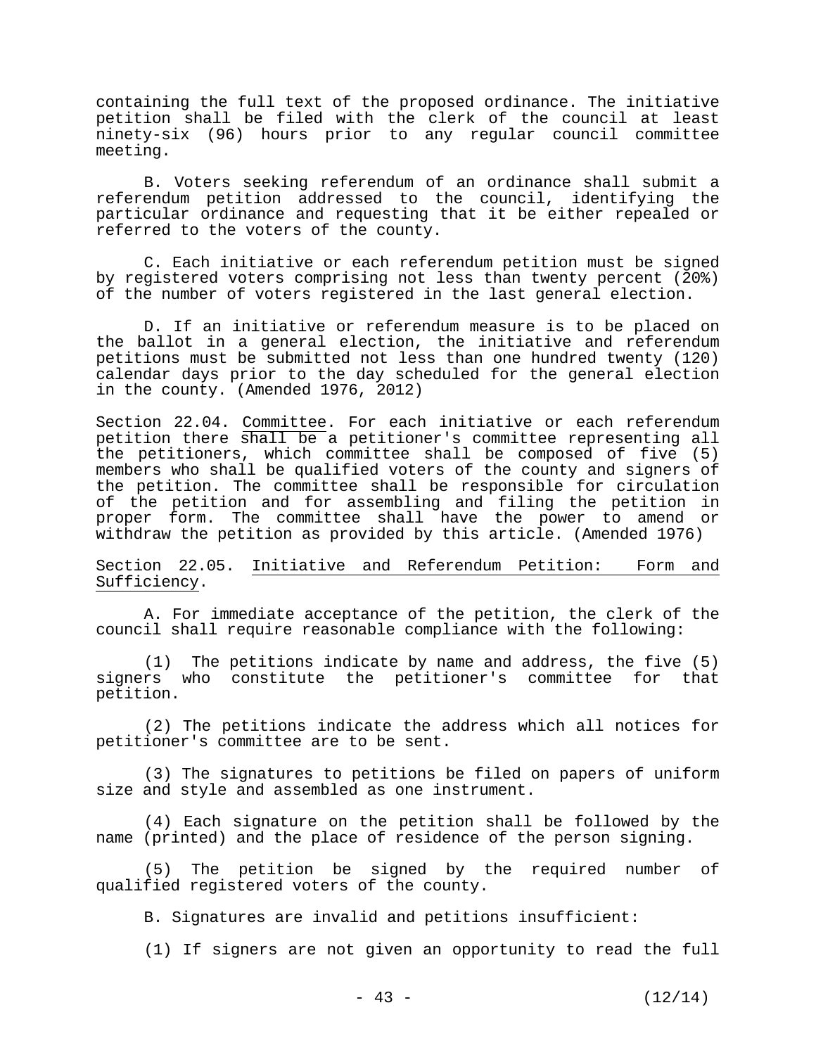containing the full text of the proposed ordinance. The initiative petition shall be filed with the clerk of the council at least ninety-six (96) hours prior to any regular council committee meeting.

B. Voters seeking referendum of an ordinance shall submit a referendum petition addressed to the council, identifying the particular ordinance and requesting that it be either repealed or referred to the voters of the county.

C. Each initiative or each referendum petition must be signed by registered voters comprising not less than twenty percent (20%) of the number of voters registered in the last general election.

D. If an initiative or referendum measure is to be placed on the ballot in a general election, the initiative and referendum petitions must be submitted not less than one hundred twenty (120) calendar days prior to the day scheduled for the general election in the county. (Amended 1976, 2012)

Section 22.04. Committee. For each initiative or each referendum petition there shall be a petitioner's committee representing all the petitioners, which committee shall be composed of five (5) members who shall be qualified voters of the county and signers of the petition. The committee shall be responsible for circulation of the petition and for assembling and filing the petition in proper form. The committee shall have the power to amend or withdraw the petition as provided by this article. (Amended 1976)

Section 22.05. Initiative and Referendum Petition: Form and Sufficiency.

A. For immediate acceptance of the petition, the clerk of the council shall require reasonable compliance with the following:

(1) The petitions indicate by name and address, the five (5) signers who constitute the petitioner's committee for that petition.

(2) The petitions indicate the address which all notices for petitioner's committee are to be sent.

(3) The signatures to petitions be filed on papers of uniform size and style and assembled as one instrument.

(4) Each signature on the petition shall be followed by the name (printed) and the place of residence of the person signing.

(5) The petition be signed by the required number of qualified registered voters of the county.

B. Signatures are invalid and petitions insufficient:

(1) If signers are not given an opportunity to read the full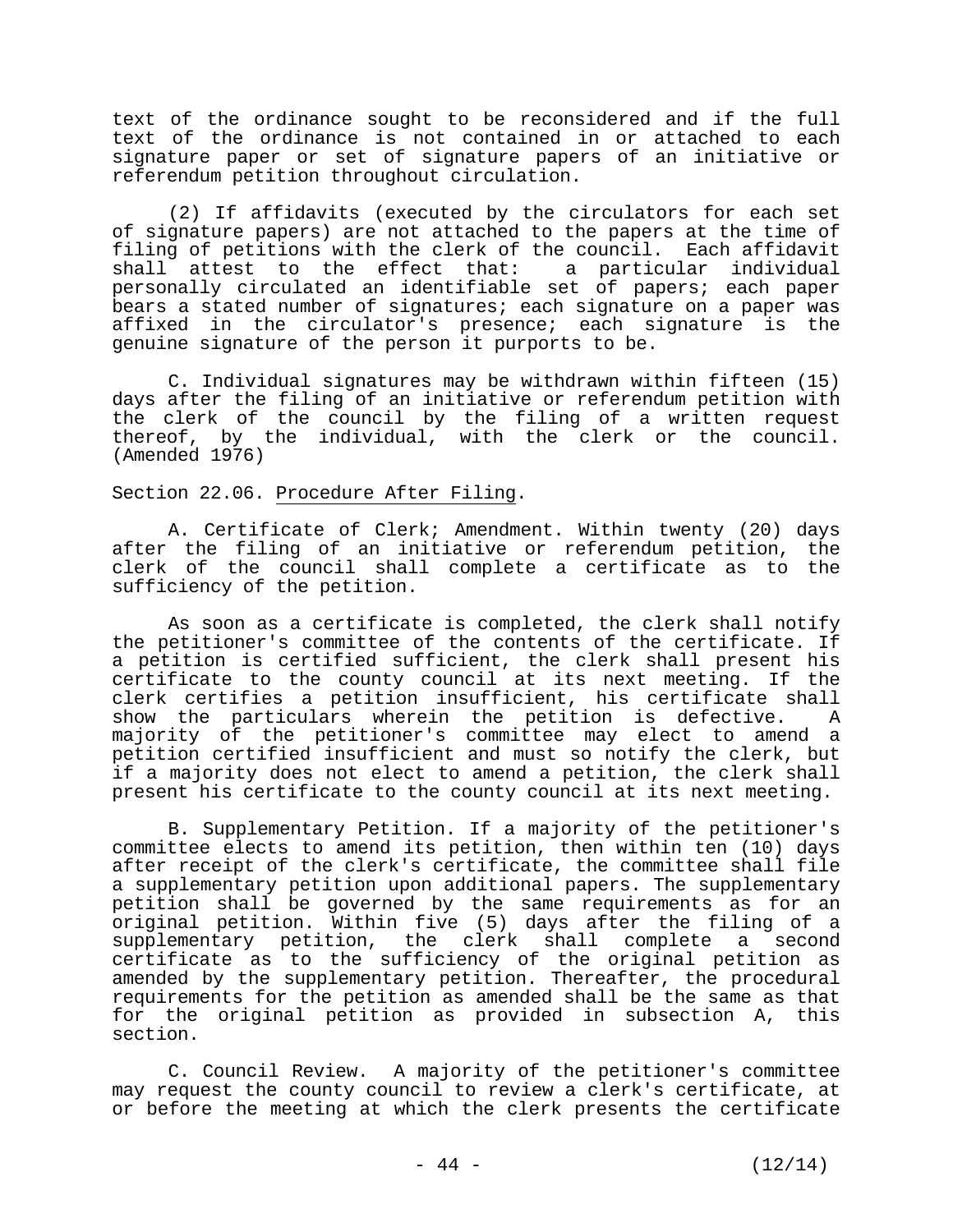text of the ordinance sought to be reconsidered and if the full text of the ordinance is not contained in or attached to each signature paper or set of signature papers of an initiative or referendum petition throughout circulation.

(2) If affidavits (executed by the circulators for each set of signature papers) are not attached to the papers at the time of filing of petitions with the clerk of the council. Each affidavit shall attest to the effect that: a particular individual personally circulated an identifiable set of papers; each paper bears a stated number of signatures; each signature on a paper was affixed in the circulator's presence; each signature is the genuine signature of the person it purports to be.

C. Individual signatures may be withdrawn within fifteen (15) days after the filing of an initiative or referendum petition with the clerk of the council by the filing of a written request thereof, by the individual, with the clerk or the council. (Amended 1976)

Section 22.06. Procedure After Filing.

A. Certificate of Clerk; Amendment. Within twenty (20) days after the filing of an initiative or referendum petition, the clerk of the council shall complete a certificate as to the sufficiency of the petition.

As soon as a certificate is completed, the clerk shall notify the petitioner's committee of the contents of the certificate. If a petition is certified sufficient, the clerk shall present his certificate to the county council at its next meeting. If the clerk certifies a petition insufficient, his certificate shall show the particulars wherein the petition is defective. A majority of the petitioner's committee may elect to amend a petition certified insufficient and must so notify the clerk, but if a majority does not elect to amend a petition, the clerk shall present his certificate to the county council at its next meeting.

B. Supplementary Petition. If a majority of the petitioner's committee elects to amend its petition, then within ten (10) days after receipt of the clerk's certificate, the committee shall file a supplementary petition upon additional papers. The supplementary petition shall be governed by the same requirements as for an original petition. Within five (5) days after the filing of a supplementary petition, the clerk shall complete a second certificate as to the sufficiency of the original petition as amended by the supplementary petition. Thereafter, the procedural requirements for the petition as amended shall be the same as that for the original petition as provided in subsection A, this section.

C. Council Review. A majority of the petitioner's committee may request the county council to review a clerk's certificate, at or before the meeting at which the clerk presents the certificate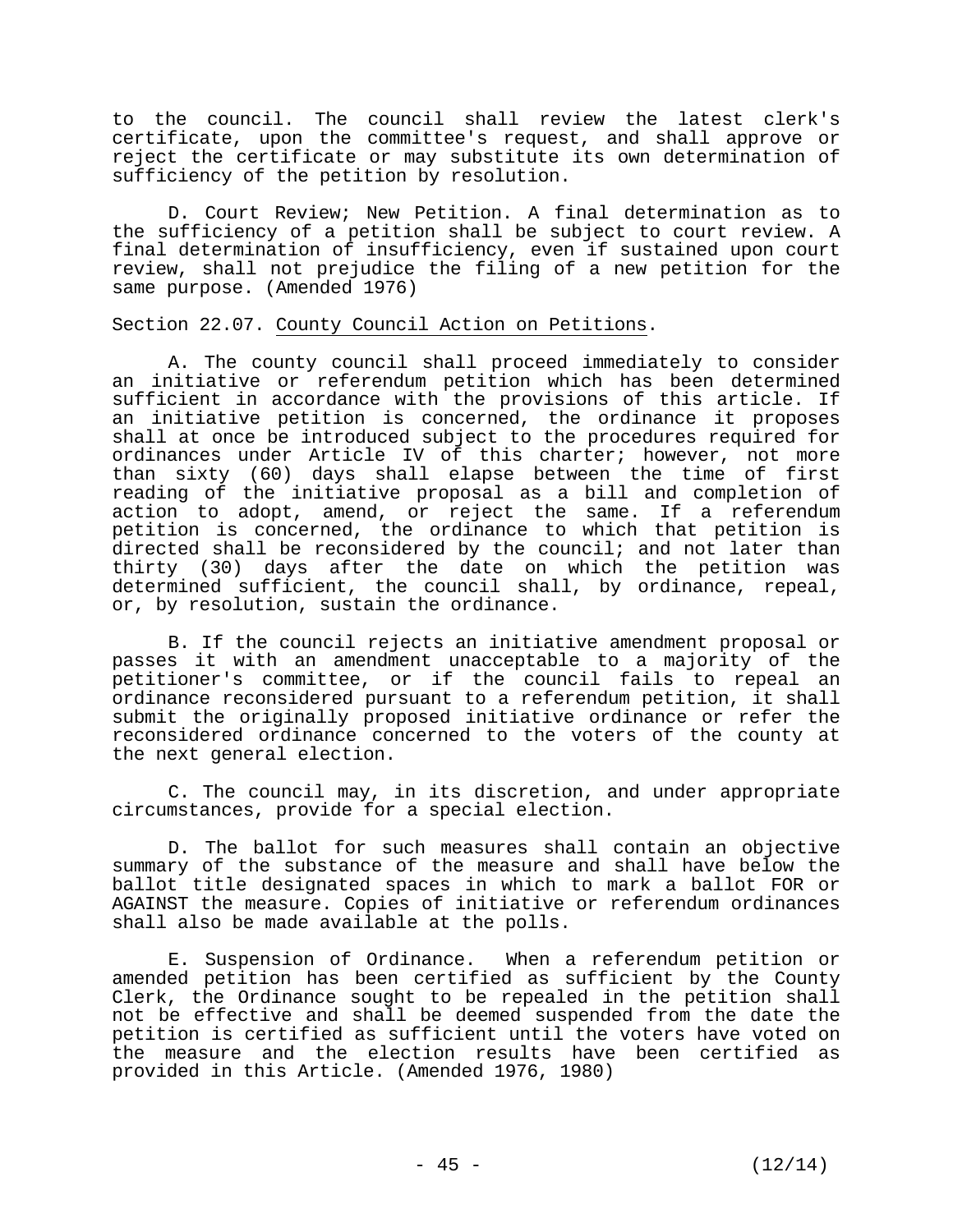to the council. The council shall review the latest clerk's certificate, upon the committee's request, and shall approve or reject the certificate or may substitute its own determination of sufficiency of the petition by resolution.

D. Court Review; New Petition. A final determination as to the sufficiency of a petition shall be subject to court review. A final determination of insufficiency, even if sustained upon court review, shall not prejudice the filing of a new petition for the same purpose. (Amended 1976)

Section 22.07. County Council Action on Petitions.

A. The county council shall proceed immediately to consider an initiative or referendum petition which has been determined sufficient in accordance with the provisions of this article. If an initiative petition is concerned, the ordinance it proposes shall at once be introduced subject to the procedures required for ordinances under Article IV of this charter; however, not more than sixty (60) days shall elapse between the time of first reading of the initiative proposal as a bill and completion of action to adopt, amend, or reject the same. If a referendum petition is concerned, the ordinance to which that petition is directed shall be reconsidered by the council; and not later than thirty (30) days after the date on which the petition was determined sufficient, the council shall, by ordinance, repeal, or, by resolution, sustain the ordinance.

B. If the council rejects an initiative amendment proposal or passes it with an amendment unacceptable to a majority of the petitioner's committee, or if the council fails to repeal an ordinance reconsidered pursuant to a referendum petition, it shall submit the originally proposed initiative ordinance or refer the reconsidered ordinance concerned to the voters of the county at the next general election.

C. The council may, in its discretion, and under appropriate circumstances, provide for a special election.

D. The ballot for such measures shall contain an objective summary of the substance of the measure and shall have below the ballot title designated spaces in which to mark a ballot FOR or AGAINST the measure. Copies of initiative or referendum ordinances shall also be made available at the polls.

E. Suspension of Ordinance. When a referendum petition or amended petition has been certified as sufficient by the County Clerk, the Ordinance sought to be repealed in the petition shall not be effective and shall be deemed suspended from the date the petition is certified as sufficient until the voters have voted on the measure and the election results have been certified as provided in this Article. (Amended 1976, 1980)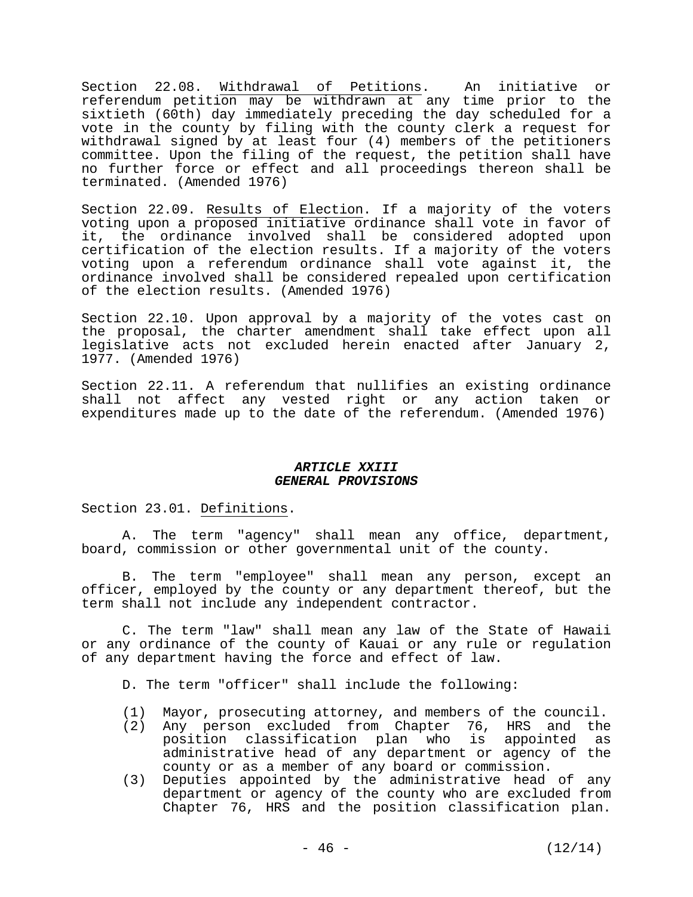Section 22.08. Withdrawal of Petitions. An initiative or referendum petition may be withdrawn at any time prior to the sixtieth (60th) day immediately preceding the day scheduled for a vote in the county by filing with the county clerk a request for withdrawal signed by at least four (4) members of the petitioners committee. Upon the filing of the request, the petition shall have no further force or effect and all proceedings thereon shall be terminated. (Amended 1976)

Section 22.09. Results of Election. If a majority of the voters voting upon a proposed initiative ordinance shall vote in favor of it, the ordinance involved shall be considered adopted upon certification of the election results. If a majority of the voters voting upon a referendum ordinance shall vote against it, the ordinance involved shall be considered repealed upon certification of the election results. (Amended 1976)

Section 22.10. Upon approval by a majority of the votes cast on the proposal, the charter amendment shall take effect upon all legislative acts not excluded herein enacted after January 2, 1977. (Amended 1976)

Section 22.11. A referendum that nullifies an existing ordinance shall not affect any vested right or any action taken or expenditures made up to the date of the referendum. (Amended 1976)

## *ARTICLE XXIII*
## *GENERAL PROVISIONS*

Section 23.01. Definitions.

A. The term "agency" shall mean any office, department, board, commission or other governmental unit of the county.

B. The term "employee" shall mean any person, except an officer, employed by the county or any department thereof, but the term shall not include any independent contractor.

C. The term "law" shall mean any law of the State of Hawaii or any ordinance of the county of Kauai or any rule or regulation of any department having the force and effect of law.

D. The term "officer" shall include the following:

(1) Mayor, prosecuting attorney, and members of the council.
(2) Any person excluded from Chapter 76, HRS and the position classification plan who is appointed as administrative head of any department or agency of the county or as a member of any board or commission.
(3) Deputies appointed by the administrative head of any department or agency of the county who are excluded from Chapter 76, HRS and the position classification plan.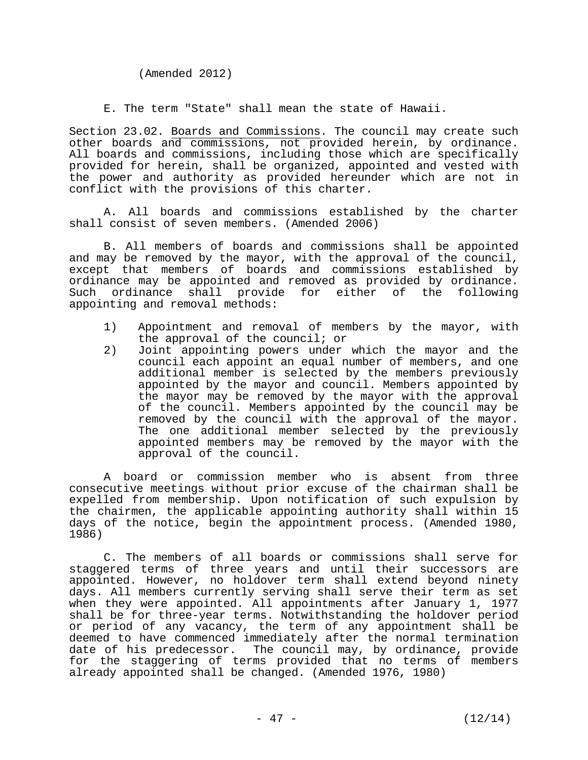(Amended 2012)

E. The term "State" shall mean the state of Hawaii.

Section 23.02. Boards and Commissions. The council may create such other boards and commissions, not provided herein, by ordinance. All boards and commissions, including those which are specifically provided for herein, shall be organized, appointed and vested with the power and authority as provided hereunder which are not in conflict with the provisions of this charter.

A. All boards and commissions established by the charter shall consist of seven members. (Amended 2006)

B. All members of boards and commissions shall be appointed and may be removed by the mayor, with the approval of the council, except that members of boards and commissions established by ordinance may be appointed and removed as provided by ordinance. Such ordinance shall provide for either of the following appointing and removal methods:

1) Appointment and removal of members by the mayor, with the approval of the council; or
2) Joint appointing powers under which the mayor and the council each appoint an equal number of members, and one additional member is selected by the members previously appointed by the mayor and council. Members appointed by the mayor may be removed by the mayor with the approval of the council. Members appointed by the council may be removed by the council with the approval of the mayor. The one additional member selected by the previously appointed members may be removed by the mayor with the approval of the council.

A board or commission member who is absent from three consecutive meetings without prior excuse of the chairman shall be expelled from membership. Upon notification of such expulsion by the chairmen, the applicable appointing authority shall within 15 days of the notice, begin the appointment process. (Amended 1980, 1986)

C. The members of all boards or commissions shall serve for staggered terms of three years and until their successors are appointed. However, no holdover term shall extend beyond ninety days. All members currently serving shall serve their term as set when they were appointed. All appointments after January 1, 1977 shall be for three-year terms. Notwithstanding the holdover period or period of any vacancy, the term of any appointment shall be deemed to have commenced immediately after the normal termination date of his predecessor. The council may, by ordinance, provide for the staggering of terms provided that no terms of members already appointed shall be changed. (Amended 1976, 1980)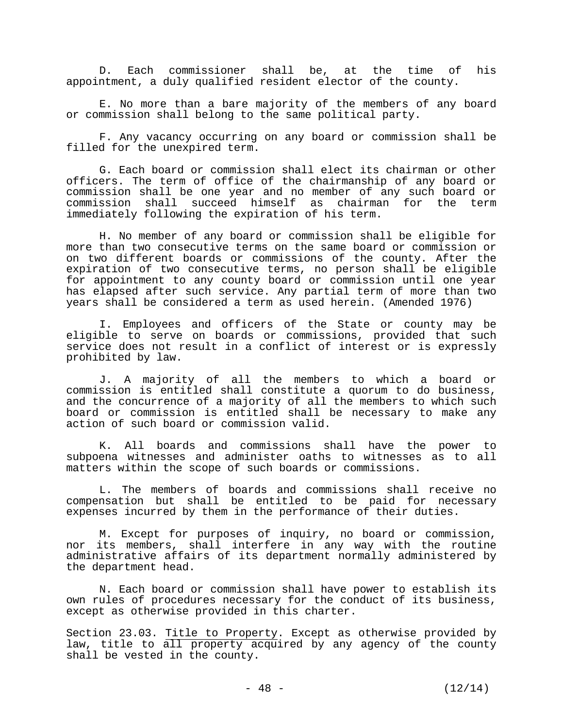D. Each commissioner shall be, at the time of his appointment, a duly qualified resident elector of the county.

E. No more than a bare majority of the members of any board or commission shall belong to the same political party.

F. Any vacancy occurring on any board or commission shall be filled for the unexpired term.

G. Each board or commission shall elect its chairman or other officers. The term of office of the chairmanship of any board or commission shall be one year and no member of any such board or commission shall succeed himself as chairman for the term immediately following the expiration of his term.

H. No member of any board or commission shall be eligible for more than two consecutive terms on the same board or commission or on two different boards or commissions of the county. After the expiration of two consecutive terms, no person shall be eligible for appointment to any county board or commission until one year has elapsed after such service. Any partial term of more than two years shall be considered a term as used herein. (Amended 1976)

I. Employees and officers of the State or county may be eligible to serve on boards or commissions, provided that such service does not result in a conflict of interest or is expressly prohibited by law.

J. A majority of all the members to which a board or commission is entitled shall constitute a quorum to do business, and the concurrence of a majority of all the members to which such board or commission is entitled shall be necessary to make any action of such board or commission valid.

K. All boards and commissions shall have the power to subpoena witnesses and administer oaths to witnesses as to all matters within the scope of such boards or commissions.

L. The members of boards and commissions shall receive no compensation but shall be entitled to be paid for necessary expenses incurred by them in the performance of their duties.

M. Except for purposes of inquiry, no board or commission, nor its members, shall interfere in any way with the routine administrative affairs of its department normally administered by the department head.

N. Each board or commission shall have power to establish its own rules of procedures necessary for the conduct of its business, except as otherwise provided in this charter.

Section 23.03. Title to Property. Except as otherwise provided by law, title to all property acquired by any agency of the county shall be vested in the county.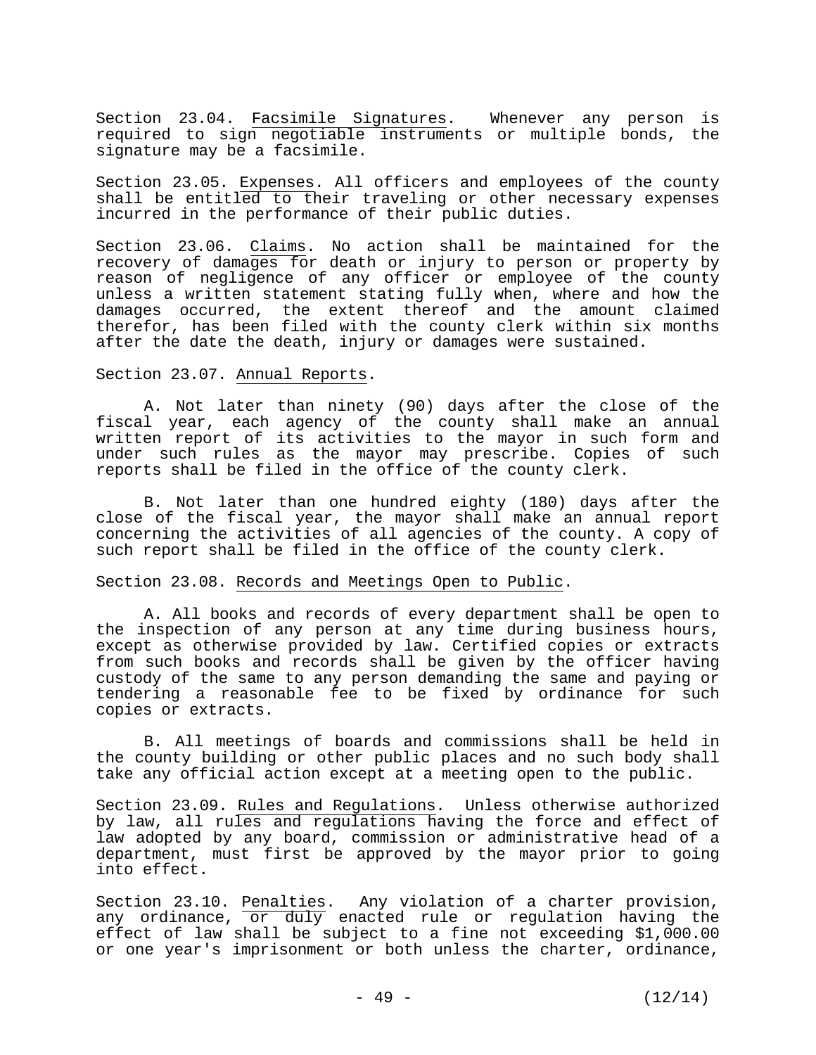Section 23.04. Facsimile Signatures. Whenever any person is required to sign negotiable instruments or multiple bonds, the signature may be a facsimile.

Section 23.05. Expenses. All officers and employees of the county shall be entitled to their traveling or other necessary expenses incurred in the performance of their public duties.

Section 23.06. Claims. No action shall be maintained for the recovery of damages for death or injury to person or property by reason of negligence of any officer or employee of the county unless a written statement stating fully when, where and how the damages occurred, the extent thereof and the amount claimed therefor, has been filed with the county clerk within six months after the date the death, injury or damages were sustained.

Section 23.07. Annual Reports.

A. Not later than ninety (90) days after the close of the fiscal year, each agency of the county shall make an annual written report of its activities to the mayor in such form and under such rules as the mayor may prescribe. Copies of such reports shall be filed in the office of the county clerk.

B. Not later than one hundred eighty (180) days after the close of the fiscal year, the mayor shall make an annual report concerning the activities of all agencies of the county. A copy of such report shall be filed in the office of the county clerk.

Section 23.08. Records and Meetings Open to Public.

A. All books and records of every department shall be open to the inspection of any person at any time during business hours, except as otherwise provided by law. Certified copies or extracts from such books and records shall be given by the officer having custody of the same to any person demanding the same and paying or tendering a reasonable fee to be fixed by ordinance for such copies or extracts.

B. All meetings of boards and commissions shall be held in the county building or other public places and no such body shall take any official action except at a meeting open to the public.

Section 23.09. Rules and Regulations. Unless otherwise authorized by law, all rules and regulations having the force and effect of law adopted by any board, commission or administrative head of a department, must first be approved by the mayor prior to going into effect.

Section 23.10. Penalties. Any violation of a charter provision, any ordinance, or duly enacted rule or regulation having the effect of law shall be subject to a fine not exceeding $1,000.00 or one year's imprisonment or both unless the charter, ordinance,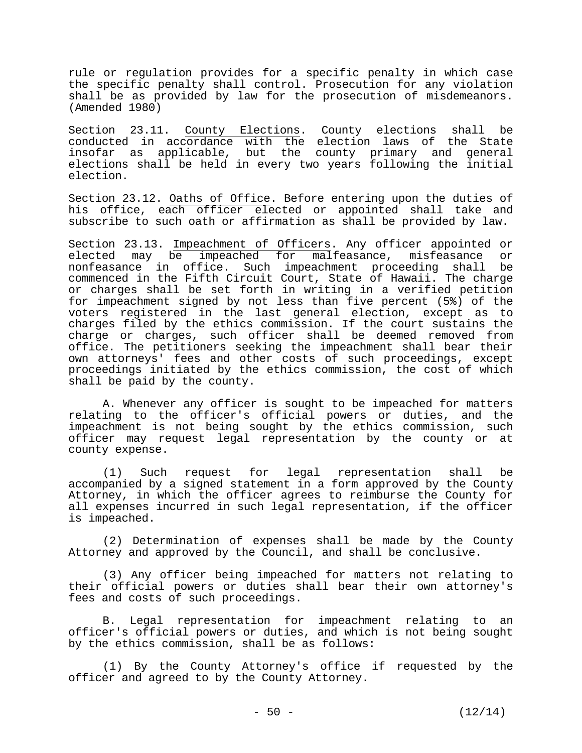rule or regulation provides for a specific penalty in which case the specific penalty shall control. Prosecution for any violation shall be as provided by law for the prosecution of misdemeanors. (Amended 1980)

Section 23.11. <u>County Elections</u>. County elections shall be conducted in accordance with the election laws of the State insofar as applicable, but the county primary and general elections shall be held in every two years following the initial election.

Section 23.12. <u>Oaths of Office</u>. Before entering upon the duties of his office, each officer elected or appointed shall take and subscribe to such oath or affirmation as shall be provided by law.

Section 23.13. <u>Impeachment of Officers</u>. Any officer appointed or elected may be impeached for malfeasance, misfeasance or nonfeasance in office. Such impeachment proceeding shall be commenced in the Fifth Circuit Court, State of Hawaii. The charge or charges shall be set forth in writing in a verified petition for impeachment signed by not less than five percent (5%) of the voters registered in the last general election, except as to charges filed by the ethics commission. If the court sustains the charge or charges, such officer shall be deemed removed from office. The petitioners seeking the impeachment shall bear their own attorneys' fees and other costs of such proceedings, except proceedings initiated by the ethics commission, the cost of which shall be paid by the county.

A. Whenever any officer is sought to be impeached for matters relating to the officer's official powers or duties, and the impeachment is not being sought by the ethics commission, such officer may request legal representation by the county or at county expense.

(1) Such request for legal representation shall be accompanied by a signed statement in a form approved by the County Attorney, in which the officer agrees to reimburse the County for all expenses incurred in such legal representation, if the officer is impeached.

(2) Determination of expenses shall be made by the County Attorney and approved by the Council, and shall be conclusive.

(3) Any officer being impeached for matters not relating to their official powers or duties shall bear their own attorney's fees and costs of such proceedings.

B. Legal representation for impeachment relating to an officer's official powers or duties, and which is not being sought by the ethics commission, shall be as follows:

(1) By the County Attorney's office if requested by the officer and agreed to by the County Attorney.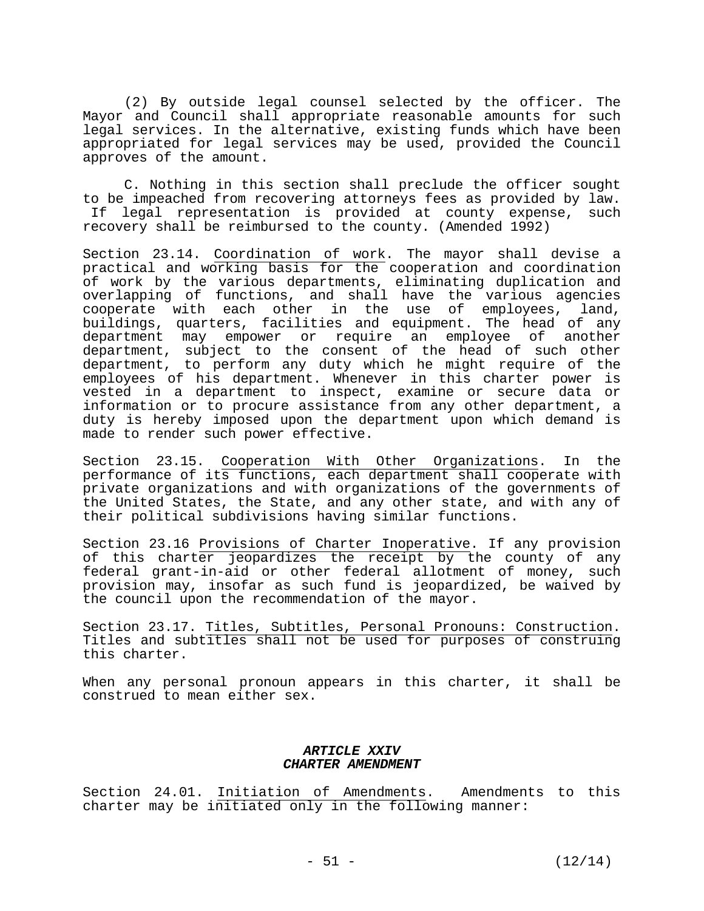(2) By outside legal counsel selected by the officer. The Mayor and Council shall appropriate reasonable amounts for such legal services. In the alternative, existing funds which have been appropriated for legal services may be used, provided the Council approves of the amount.

C. Nothing in this section shall preclude the officer sought to be impeached from recovering attorneys fees as provided by law. If legal representation is provided at county expense, such recovery shall be reimbursed to the county. (Amended 1992)

Section 23.14. Coordination of work. The mayor shall devise a practical and working basis for the cooperation and coordination of work by the various departments, eliminating duplication and overlapping of functions, and shall have the various agencies cooperate with each other in the use of employees, land, buildings, quarters, facilities and equipment. The head of any department may empower or require an employee of another department, subject to the consent of the head of such other department, to perform any duty which he might require of the employees of his department. Whenever in this charter power is vested in a department to inspect, examine or secure data or information or to procure assistance from any other department, a duty is hereby imposed upon the department upon which demand is made to render such power effective.

Section 23.15. Cooperation With Other Organizations. In the performance of its functions, each department shall cooperate with private organizations and with organizations of the governments of the United States, the State, and any other state, and with any of their political subdivisions having similar functions.

Section 23.16 Provisions of Charter Inoperative. If any provision of this charter jeopardizes the receipt by the county of any federal grant-in-aid or other federal allotment of money, such provision may, insofar as such fund is jeopardized, be waived by the council upon the recommendation of the mayor.

Section 23.17. Titles, Subtitles, Personal Pronouns: Construction. Titles and subtitles shall not be used for purposes of construing this charter.

When any personal pronoun appears in this charter, it shall be construed to mean either sex.

## ***ARTICLE XXIV***
## ***CHARTER AMENDMENT***

Section 24.01. Initiation of Amendments. Amendments to this charter may be initiated only in the following manner: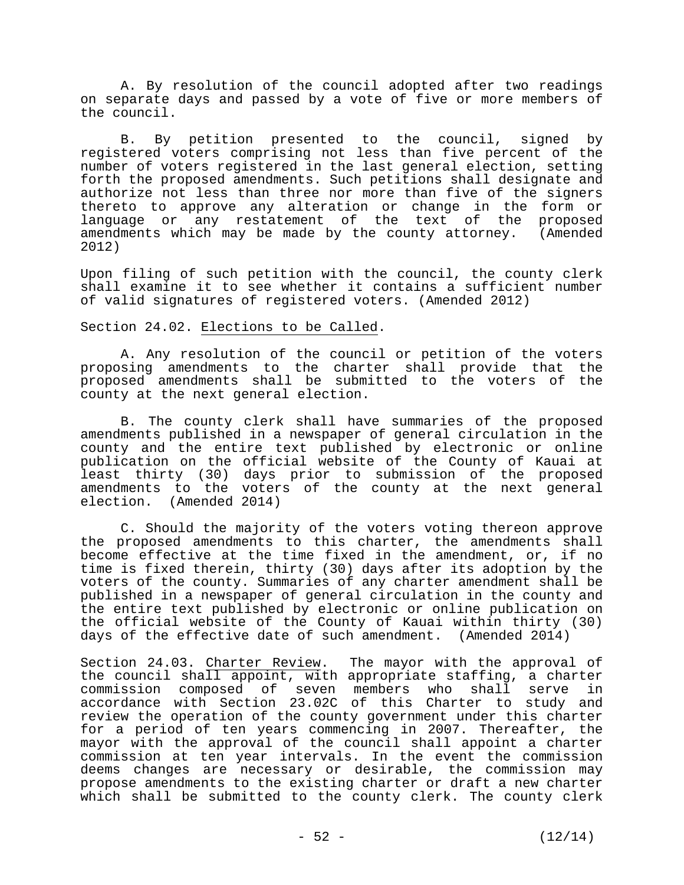A. By resolution of the council adopted after two readings on separate days and passed by a vote of five or more members of the council.

B. By petition presented to the council, signed by registered voters comprising not less than five percent of the number of voters registered in the last general election, setting forth the proposed amendments. Such petitions shall designate and authorize not less than three nor more than five of the signers thereto to approve any alteration or change in the form or language or any restatement of the text of the proposed amendments which may be made by the county attorney. (Amended 2012)

Upon filing of such petition with the council, the county clerk shall examine it to see whether it contains a sufficient number of valid signatures of registered voters. (Amended 2012)

Section 24.02. Elections to be Called.

A. Any resolution of the council or petition of the voters proposing amendments to the charter shall provide that the proposed amendments shall be submitted to the voters of the county at the next general election.

B. The county clerk shall have summaries of the proposed amendments published in a newspaper of general circulation in the county and the entire text published by electronic or online publication on the official website of the County of Kauai at least thirty (30) days prior to submission of the proposed amendments to the voters of the county at the next general election. (Amended 2014)

C. Should the majority of the voters voting thereon approve the proposed amendments to this charter, the amendments shall become effective at the time fixed in the amendment, or, if no time is fixed therein, thirty (30) days after its adoption by the voters of the county. Summaries of any charter amendment shall be published in a newspaper of general circulation in the county and the entire text published by electronic or online publication on the official website of the County of Kauai within thirty (30) days of the effective date of such amendment. (Amended 2014)

Section 24.03. Charter Review. The mayor with the approval of the council shall appoint, with appropriate staffing, a charter commission composed of seven members who shall serve in accordance with Section 23.02C of this Charter to study and review the operation of the county government under this charter for a period of ten years commencing in 2007. Thereafter, the mayor with the approval of the council shall appoint a charter commission at ten year intervals. In the event the commission deems changes are necessary or desirable, the commission may propose amendments to the existing charter or draft a new charter which shall be submitted to the county clerk. The county clerk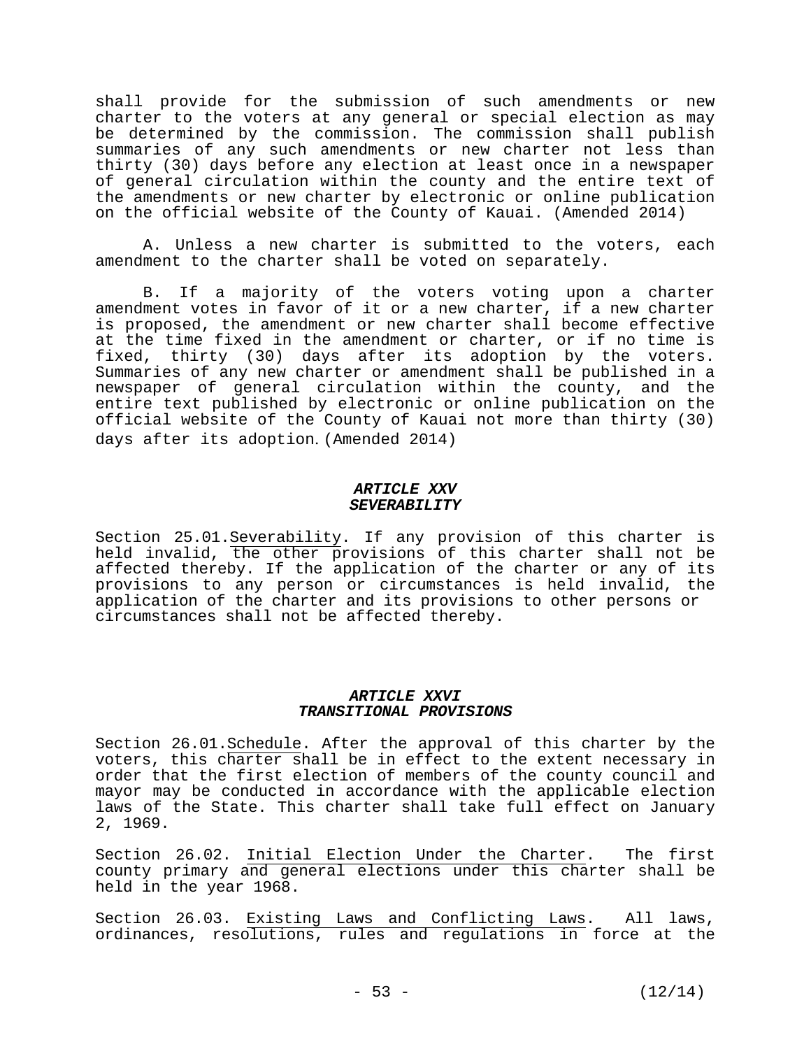shall provide for the submission of such amendments or new charter to the voters at any general or special election as may be determined by the commission. The commission shall publish summaries of any such amendments or new charter not less than thirty (30) days before any election at least once in a newspaper of general circulation within the county and the entire text of the amendments or new charter by electronic or online publication on the official website of the County of Kauai. (Amended 2014)

A. Unless a new charter is submitted to the voters, each amendment to the charter shall be voted on separately.

B. If a majority of the voters voting upon a charter amendment votes in favor of it or a new charter, if a new charter is proposed, the amendment or new charter shall become effective at the time fixed in the amendment or charter, or if no time is fixed, thirty (30) days after its adoption by the voters. Summaries of any new charter or amendment shall be published in a newspaper of general circulation within the county, and the entire text published by electronic or online publication on the official website of the County of Kauai not more than thirty (30) days after its adoption. (Amended 2014)

## *ARTICLE XXV*
## *SEVERABILITY*

Section 25.01. Severability. If any provision of this charter is held invalid, the other provisions of this charter shall not be affected thereby. If the application of the charter or any of its provisions to any person or circumstances is held invalid, the application of the charter and its provisions to other persons or circumstances shall not be affected thereby.

## *ARTICLE XXVI*
## *TRANSITIONAL PROVISIONS*

Section 26.01. Schedule. After the approval of this charter by the voters, this charter shall be in effect to the extent necessary in order that the first election of members of the county council and mayor may be conducted in accordance with the applicable election laws of the State. This charter shall take full effect on January 2, 1969.

Section 26.02. Initial Election Under the Charter. The first county primary and general elections under this charter shall be held in the year 1968.

Section 26.03. Existing Laws and Conflicting Laws. All laws, ordinances, resolutions, rules and regulations in force at the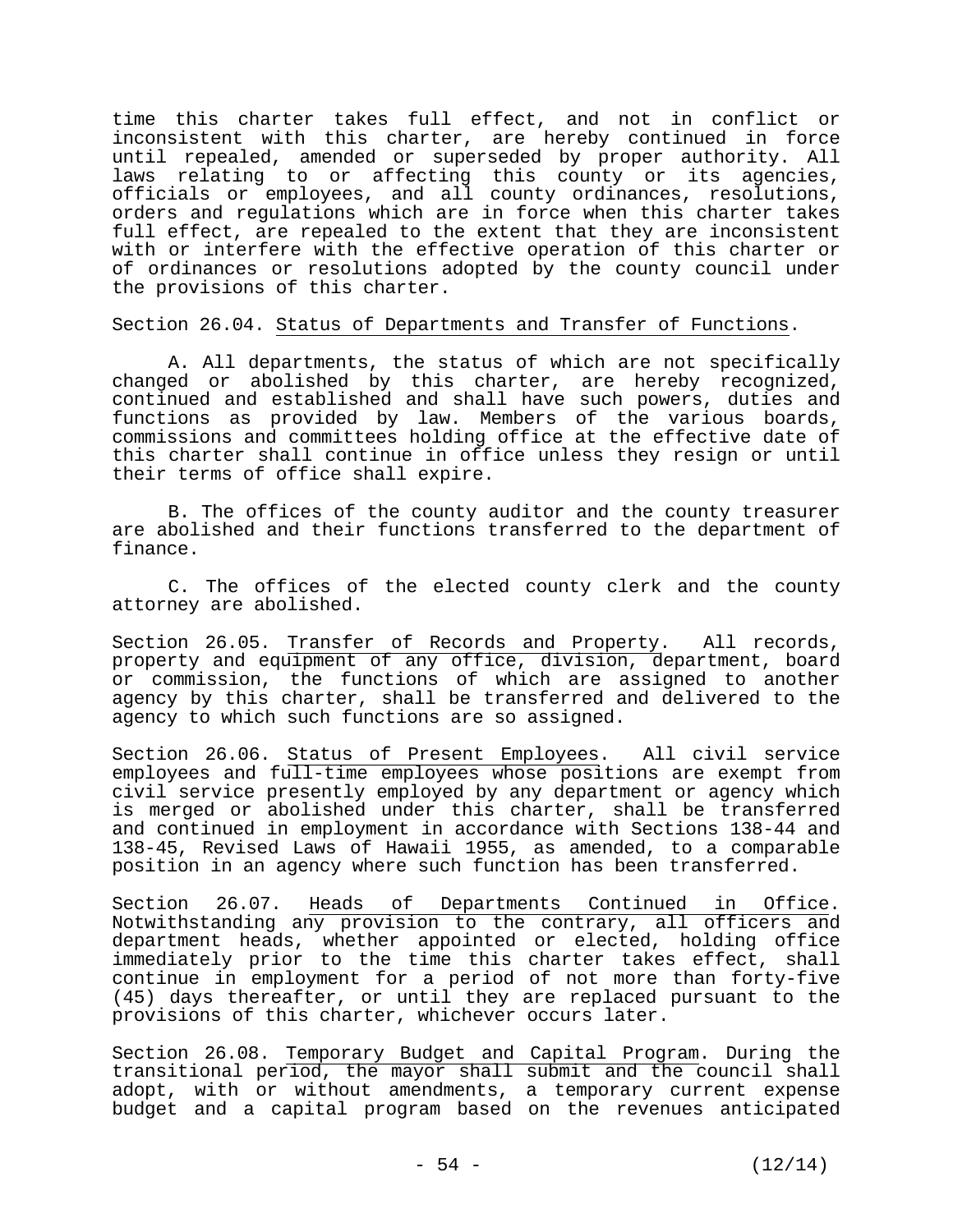time this charter takes full effect, and not in conflict or inconsistent with this charter, are hereby continued in force until repealed, amended or superseded by proper authority. All laws relating to or affecting this county or its agencies, officials or employees, and all county ordinances, resolutions, orders and regulations which are in force when this charter takes full effect, are repealed to the extent that they are inconsistent with or interfere with the effective operation of this charter or of ordinances or resolutions adopted by the county council under the provisions of this charter.

Section 26.04. Status of Departments and Transfer of Functions.

A. All departments, the status of which are not specifically changed or abolished by this charter, are hereby recognized, continued and established and shall have such powers, duties and functions as provided by law. Members of the various boards, commissions and committees holding office at the effective date of this charter shall continue in office unless they resign or until their terms of office shall expire.

B. The offices of the county auditor and the county treasurer are abolished and their functions transferred to the department of finance.

C. The offices of the elected county clerk and the county attorney are abolished.

Section 26.05. Transfer of Records and Property. All records, property and equipment of any office, division, department, board or commission, the functions of which are assigned to another agency by this charter, shall be transferred and delivered to the agency to which such functions are so assigned.

Section 26.06. Status of Present Employees. All civil service employees and full-time employees whose positions are exempt from civil service presently employed by any department or agency which is merged or abolished under this charter, shall be transferred and continued in employment in accordance with Sections 138-44 and 138-45, Revised Laws of Hawaii 1955, as amended, to a comparable position in an agency where such function has been transferred.

Section 26.07. Heads of Departments Continued in Office. Notwithstanding any provision to the contrary, all officers and department heads, whether appointed or elected, holding office immediately prior to the time this charter takes effect, shall continue in employment for a period of not more than forty-five (45) days thereafter, or until they are replaced pursuant to the provisions of this charter, whichever occurs later.

Section 26.08. Temporary Budget and Capital Program. During the transitional period, the mayor shall submit and the council shall adopt, with or without amendments, a temporary current expense budget and a capital program based on the revenues anticipated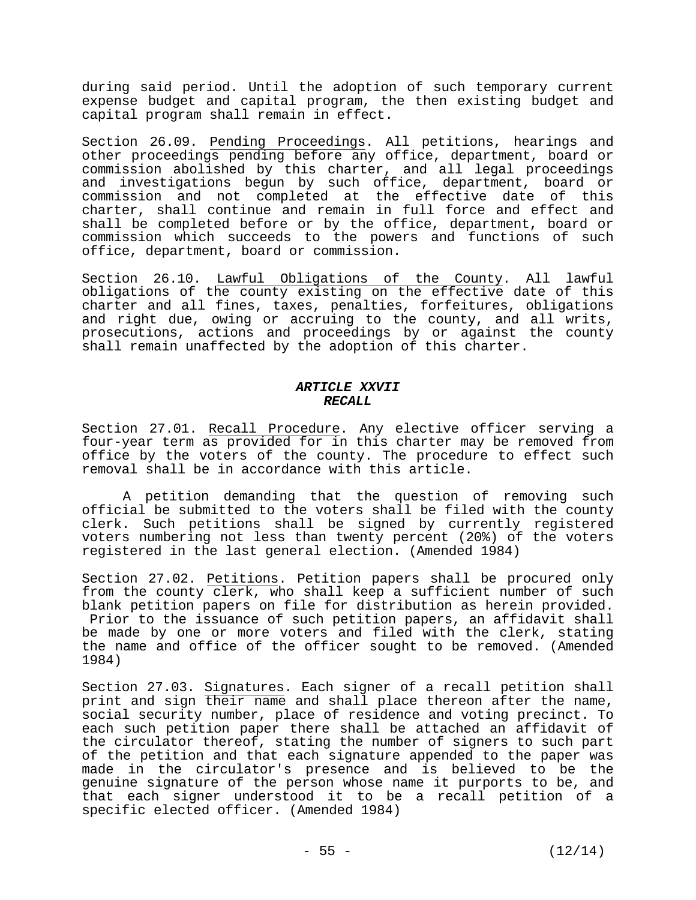during said period. Until the adoption of such temporary current expense budget and capital program, the then existing budget and capital program shall remain in effect.

Section 26.09. Pending Proceedings. All petitions, hearings and other proceedings pending before any office, department, board or commission abolished by this charter, and all legal proceedings and investigations begun by such office, department, board or commission and not completed at the effective date of this charter, shall continue and remain in full force and effect and shall be completed before or by the office, department, board or commission which succeeds to the powers and functions of such office, department, board or commission.

Section 26.10. Lawful Obligations of the County. All lawful obligations of the county existing on the effective date of this charter and all fines, taxes, penalties, forfeitures, obligations and right due, owing or accruing to the county, and all writs, prosecutions, actions and proceedings by or against the county shall remain unaffected by the adoption of this charter.

## *ARTICLE XXVII*
## *RECALL*

Section 27.01. Recall Procedure. Any elective officer serving a four-year term as provided for in this charter may be removed from office by the voters of the county. The procedure to effect such removal shall be in accordance with this article.

A petition demanding that the question of removing such official be submitted to the voters shall be filed with the county clerk. Such petitions shall be signed by currently registered voters numbering not less than twenty percent (20%) of the voters registered in the last general election. (Amended 1984)

Section 27.02. Petitions. Petition papers shall be procured only from the county clerk, who shall keep a sufficient number of such blank petition papers on file for distribution as herein provided. Prior to the issuance of such petition papers, an affidavit shall be made by one or more voters and filed with the clerk, stating the name and office of the officer sought to be removed. (Amended 1984)

Section 27.03. Signatures. Each signer of a recall petition shall print and sign their name and shall place thereon after the name, social security number, place of residence and voting precinct. To each such petition paper there shall be attached an affidavit of the circulator thereof, stating the number of signers to such part of the petition and that each signature appended to the paper was made in the circulator's presence and is believed to be the genuine signature of the person whose name it purports to be, and that each signer understood it to be a recall petition of a specific elected officer. (Amended 1984)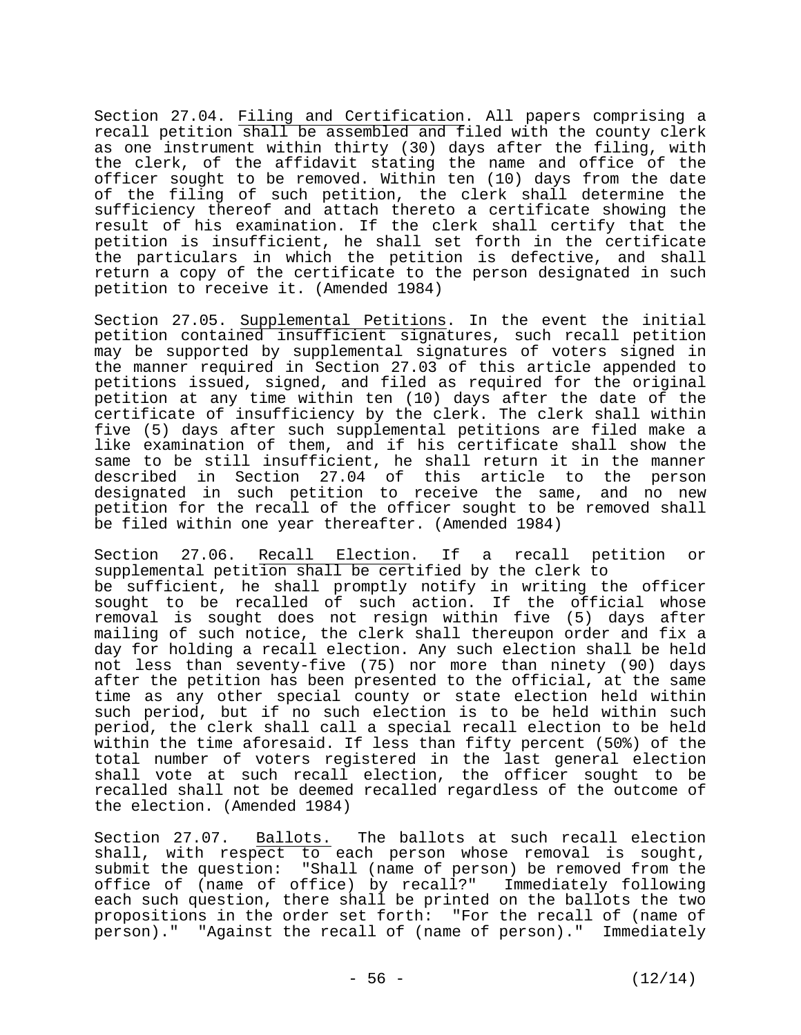Section 27.04. Filing and Certification. All papers comprising a recall petition shall be assembled and filed with the county clerk as one instrument within thirty (30) days after the filing, with the clerk, of the affidavit stating the name and office of the officer sought to be removed. Within ten (10) days from the date of the filing of such petition, the clerk shall determine the sufficiency thereof and attach thereto a certificate showing the result of his examination. If the clerk shall certify that the petition is insufficient, he shall set forth in the certificate the particulars in which the petition is defective, and shall return a copy of the certificate to the person designated in such petition to receive it. (Amended 1984)

Section 27.05. Supplemental Petitions. In the event the initial petition contained insufficient signatures, such recall petition may be supported by supplemental signatures of voters signed in the manner required in Section 27.03 of this article appended to petitions issued, signed, and filed as required for the original petition at any time within ten (10) days after the date of the certificate of insufficiency by the clerk. The clerk shall within five (5) days after such supplemental petitions are filed make a like examination of them, and if his certificate shall show the same to be still insufficient, he shall return it in the manner described in Section 27.04 of this article to the person designated in such petition to receive the same, and no new petition for the recall of the officer sought to be removed shall be filed within one year thereafter. (Amended 1984)

Section 27.06. Recall Election. If a recall petition or supplemental petition shall be certified by the clerk to be sufficient, he shall promptly notify in writing the officer sought to be recalled of such action. If the official whose removal is sought does not resign within five (5) days after mailing of such notice, the clerk shall thereupon order and fix a day for holding a recall election. Any such election shall be held not less than seventy-five (75) nor more than ninety (90) days after the petition has been presented to the official, at the same time as any other special county or state election held within such period, but if no such election is to be held within such period, the clerk shall call a special recall election to be held within the time aforesaid. If less than fifty percent (50%) of the total number of voters registered in the last general election shall vote at such recall election, the officer sought to be recalled shall not be deemed recalled regardless of the outcome of the election. (Amended 1984)

Section 27.07. Ballots. The ballots at such recall election shall, with respect to each person whose removal is sought, submit the question: "Shall (name of person) be removed from the office of (name of office) by recall?" Immediately following each such question, there shall be printed on the ballots the two propositions in the order set forth: "For the recall of (name of person)." "Against the recall of (name of person)." Immediately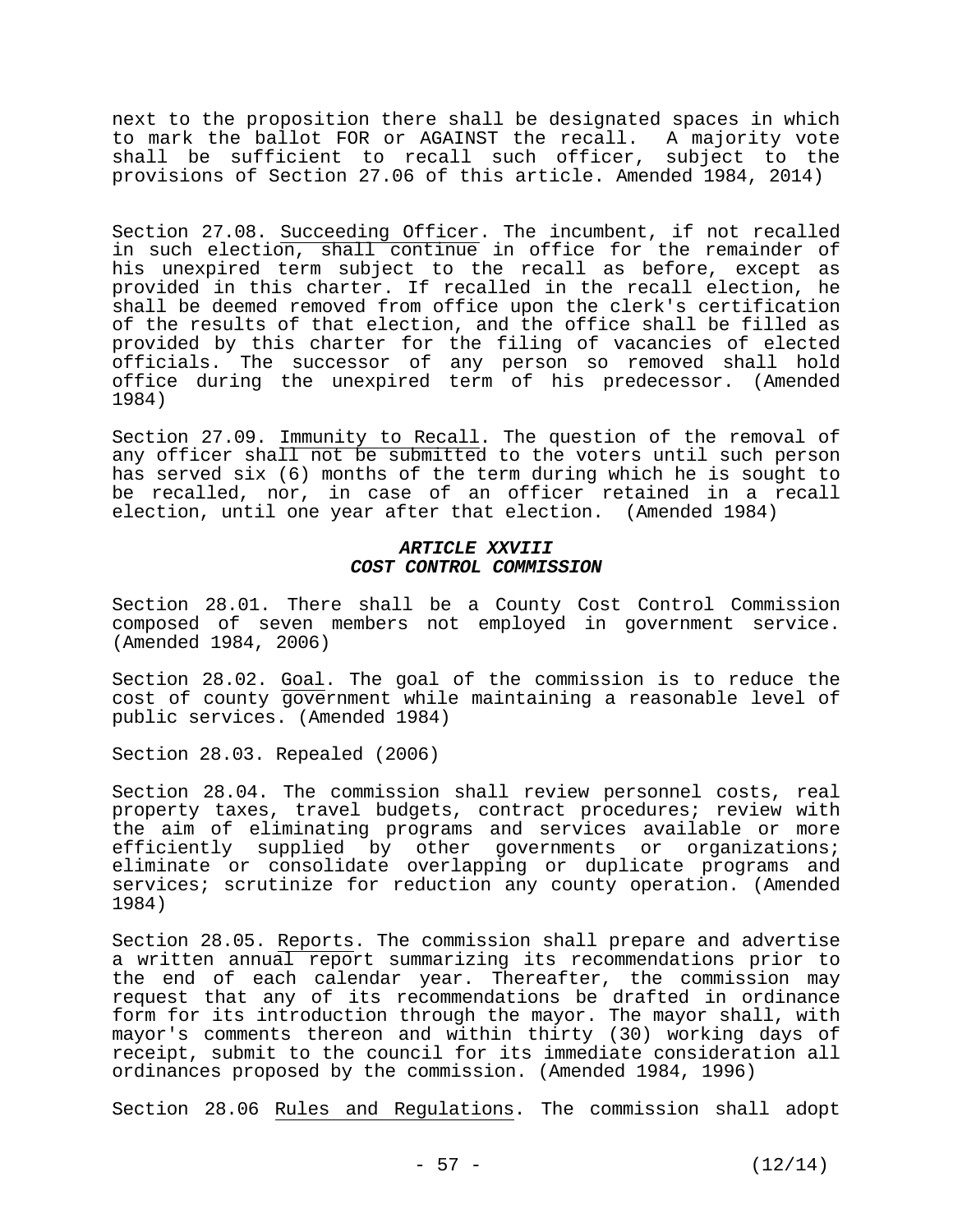next to the proposition there shall be designated spaces in which to mark the ballot FOR or AGAINST the recall. A majority vote shall be sufficient to recall such officer, subject to the provisions of Section 27.06 of this article. Amended 1984, 2014)

Section 27.08. Succeeding Officer. The incumbent, if not recalled in such election, shall continue in office for the remainder of his unexpired term subject to the recall as before, except as provided in this charter. If recalled in the recall election, he shall be deemed removed from office upon the clerk's certification of the results of that election, and the office shall be filled as provided by this charter for the filing of vacancies of elected officials. The successor of any person so removed shall hold office during the unexpired term of his predecessor. (Amended 1984)

Section 27.09. Immunity to Recall. The question of the removal of any officer shall not be submitted to the voters until such person has served six (6) months of the term during which he is sought to be recalled, nor, in case of an officer retained in a recall election, until one year after that election. (Amended 1984)

## *ARTICLE XXVIII*
## *COST CONTROL COMMISSION*

Section 28.01. There shall be a County Cost Control Commission composed of seven members not employed in government service. (Amended 1984, 2006)

Section 28.02. Goal. The goal of the commission is to reduce the cost of county government while maintaining a reasonable level of public services. (Amended 1984)

Section 28.03. Repealed (2006)

Section 28.04. The commission shall review personnel costs, real property taxes, travel budgets, contract procedures; review with the aim of eliminating programs and services available or more efficiently supplied by other governments or organizations; eliminate or consolidate overlapping or duplicate programs and services; scrutinize for reduction any county operation. (Amended 1984)

Section 28.05. Reports. The commission shall prepare and advertise a written annual report summarizing its recommendations prior to the end of each calendar year. Thereafter, the commission may request that any of its recommendations be drafted in ordinance form for its introduction through the mayor. The mayor shall, with mayor's comments thereon and within thirty (30) working days of receipt, submit to the council for its immediate consideration all ordinances proposed by the commission. (Amended 1984, 1996)

Section 28.06 Rules and Regulations. The commission shall adopt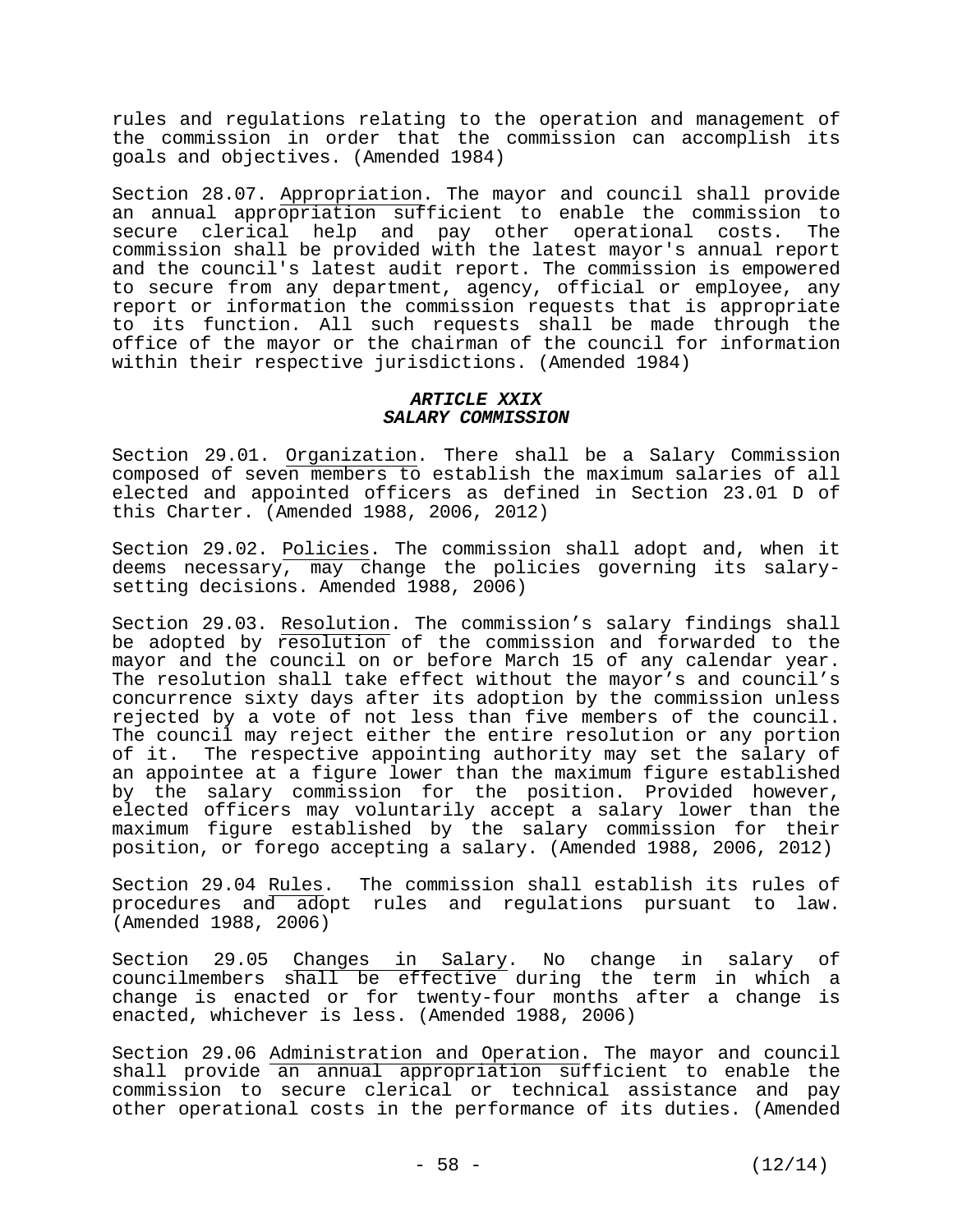rules and regulations relating to the operation and management of the commission in order that the commission can accomplish its goals and objectives. (Amended 1984)

Section 28.07. Appropriation. The mayor and council shall provide an annual appropriation sufficient to enable the commission to secure clerical help and pay other operational costs. The commission shall be provided with the latest mayor's annual report and the council's latest audit report. The commission is empowered to secure from any department, agency, official or employee, any report or information the commission requests that is appropriate to its function. All such requests shall be made through the office of the mayor or the chairman of the council for information within their respective jurisdictions. (Amended 1984)

## *ARTICLE XXIX*
## *SALARY COMMISSION*

Section 29.01. Organization. There shall be a Salary Commission composed of seven members to establish the maximum salaries of all elected and appointed officers as defined in Section 23.01 D of this Charter. (Amended 1988, 2006, 2012)

Section 29.02. Policies. The commission shall adopt and, when it deems necessary, may change the policies governing its salary-setting decisions. Amended 1988, 2006)

Section 29.03. Resolution. The commission's salary findings shall be adopted by resolution of the commission and forwarded to the mayor and the council on or before March 15 of any calendar year. The resolution shall take effect without the mayor's and council's concurrence sixty days after its adoption by the commission unless rejected by a vote of not less than five members of the council. The council may reject either the entire resolution or any portion of it. The respective appointing authority may set the salary of an appointee at a figure lower than the maximum figure established by the salary commission for the position. Provided however, elected officers may voluntarily accept a salary lower than the maximum figure established by the salary commission for their position, or forego accepting a salary. (Amended 1988, 2006, 2012)

Section 29.04 Rules. The commission shall establish its rules of procedures and adopt rules and regulations pursuant to law. (Amended 1988, 2006)

Section 29.05 Changes in Salary. No change in salary of councilmembers shall be effective during the term in which a change is enacted or for twenty-four months after a change is enacted, whichever is less. (Amended 1988, 2006)

Section 29.06 Administration and Operation. The mayor and council shall provide an annual appropriation sufficient to enable the commission to secure clerical or technical assistance and pay other operational costs in the performance of its duties. (Amended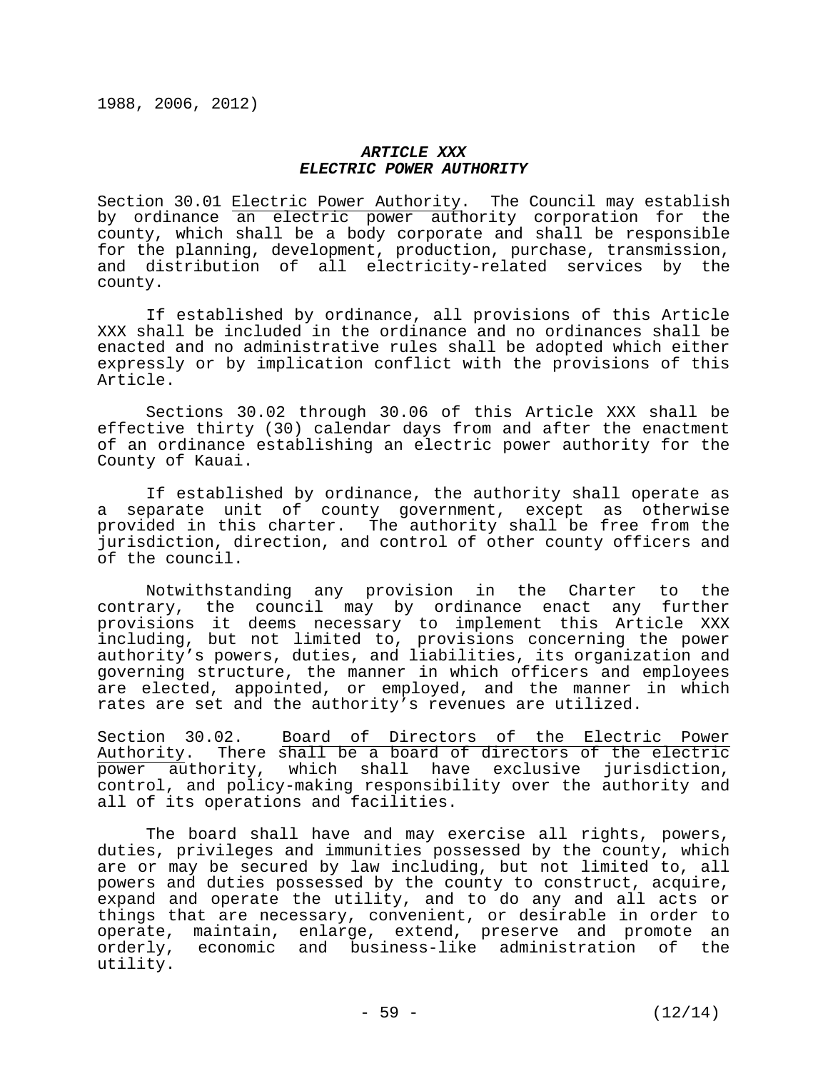1988, 2006, 2012)

## *ARTICLE XXX*
## *ELECTRIC POWER AUTHORITY*

Section 30.01 Electric Power Authority. The Council may establish by ordinance an electric power authority corporation for the county, which shall be a body corporate and shall be responsible for the planning, development, production, purchase, transmission, and distribution of all electricity-related services by the county.

If established by ordinance, all provisions of this Article XXX shall be included in the ordinance and no ordinances shall be enacted and no administrative rules shall be adopted which either expressly or by implication conflict with the provisions of this Article.

Sections 30.02 through 30.06 of this Article XXX shall be effective thirty (30) calendar days from and after the enactment of an ordinance establishing an electric power authority for the County of Kauai.

If established by ordinance, the authority shall operate as a separate unit of county government, except as otherwise provided in this charter. The authority shall be free from the jurisdiction, direction, and control of other county officers and of the council.

Notwithstanding any provision in the Charter to the contrary, the council may by ordinance enact any further provisions it deems necessary to implement this Article XXX including, but not limited to, provisions concerning the power authority's powers, duties, and liabilities, its organization and governing structure, the manner in which officers and employees are elected, appointed, or employed, and the manner in which rates are set and the authority's revenues are utilized.

Section 30.02. Board of Directors of the Electric Power Authority. There shall be a board of directors of the electric power authority, which shall have exclusive jurisdiction, control, and policy-making responsibility over the authority and all of its operations and facilities.

The board shall have and may exercise all rights, powers, duties, privileges and immunities possessed by the county, which are or may be secured by law including, but not limited to, all powers and duties possessed by the county to construct, acquire, expand and operate the utility, and to do any and all acts or things that are necessary, convenient, or desirable in order to operate, maintain, enlarge, extend, preserve and promote an orderly, economic and business-like administration of the utility.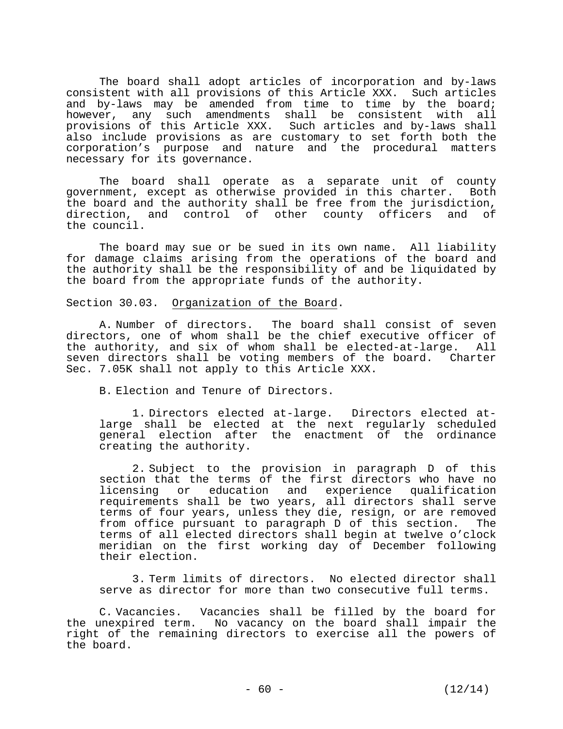The board shall adopt articles of incorporation and by-laws consistent with all provisions of this Article XXX. Such articles and by-laws may be amended from time to time by the board; however, any such amendments shall be consistent with all provisions of this Article XXX. Such articles and by-laws shall also include provisions as are customary to set forth both the corporation's purpose and nature and the procedural matters necessary for its governance.

The board shall operate as a separate unit of county government, except as otherwise provided in this charter. Both the board and the authority shall be free from the jurisdiction, direction, and control of other county officers and of the council.

The board may sue or be sued in its own name. All liability for damage claims arising from the operations of the board and the authority shall be the responsibility of and be liquidated by the board from the appropriate funds of the authority.

Section 30.03. Organization of the Board.

A. Number of directors. The board shall consist of seven directors, one of whom shall be the chief executive officer of the authority, and six of whom shall be elected-at-large. All seven directors shall be voting members of the board. Charter Sec. 7.05K shall not apply to this Article XXX.

B. Election and Tenure of Directors.

1. Directors elected at-large. Directors elected at-large shall be elected at the next regularly scheduled general election after the enactment of the ordinance creating the authority.

2. Subject to the provision in paragraph D of this section that the terms of the first directors who have no licensing or education and experience qualification requirements shall be two years, all directors shall serve terms of four years, unless they die, resign, or are removed from office pursuant to paragraph D of this section. The terms of all elected directors shall begin at twelve o'clock meridian on the first working day of December following their election.

3. Term limits of directors. No elected director shall serve as director for more than two consecutive full terms.

C. Vacancies. Vacancies shall be filled by the board for the unexpired term. No vacancy on the board shall impair the right of the remaining directors to exercise all the powers of the board.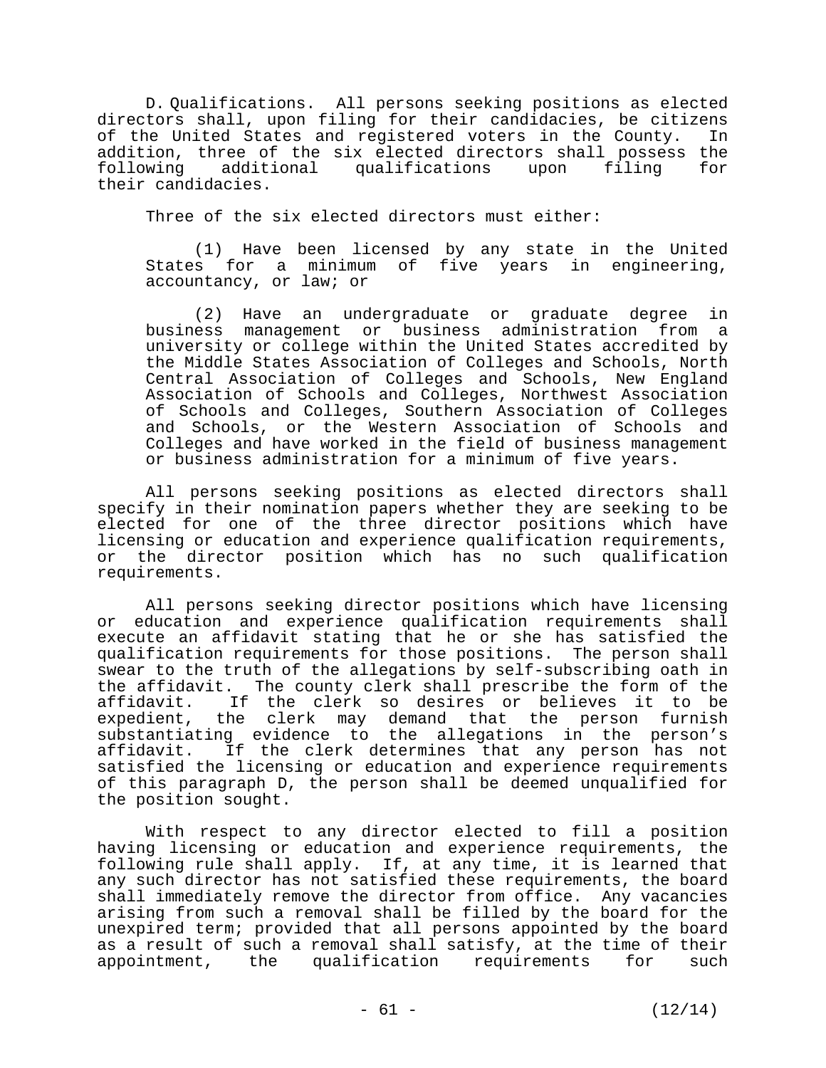D. Qualifications. All persons seeking positions as elected directors shall, upon filing for their candidacies, be citizens of the United States and registered voters in the County. In addition, three of the six elected directors shall possess the following additional qualifications upon filing for their candidacies.

Three of the six elected directors must either:

(1) Have been licensed by any state in the United States for a minimum of five years in engineering, accountancy, or law; or

(2) Have an undergraduate or graduate degree in business management or business administration from a university or college within the United States accredited by the Middle States Association of Colleges and Schools, North Central Association of Colleges and Schools, New England Association of Schools and Colleges, Northwest Association of Schools and Colleges, Southern Association of Colleges and Schools, or the Western Association of Schools and Colleges and have worked in the field of business management or business administration for a minimum of five years.

All persons seeking positions as elected directors shall specify in their nomination papers whether they are seeking to be elected for one of the three director positions which have licensing or education and experience qualification requirements, or the director position which has no such qualification requirements.

All persons seeking director positions which have licensing or education and experience qualification requirements shall execute an affidavit stating that he or she has satisfied the qualification requirements for those positions. The person shall swear to the truth of the allegations by self-subscribing oath in the affidavit. The county clerk shall prescribe the form of the affidavit. If the clerk so desires or believes it to be expedient, the clerk may demand that the person furnish substantiating evidence to the allegations in the person's affidavit. If the clerk determines that any person has not satisfied the licensing or education and experience requirements of this paragraph D, the person shall be deemed unqualified for the position sought.

With respect to any director elected to fill a position having licensing or education and experience requirements, the following rule shall apply. If, at any time, it is learned that any such director has not satisfied these requirements, the board shall immediately remove the director from office. Any vacancies arising from such a removal shall be filled by the board for the unexpired term; provided that all persons appointed by the board as a result of such a removal shall satisfy, at the time of their appointment, the qualification requirements for such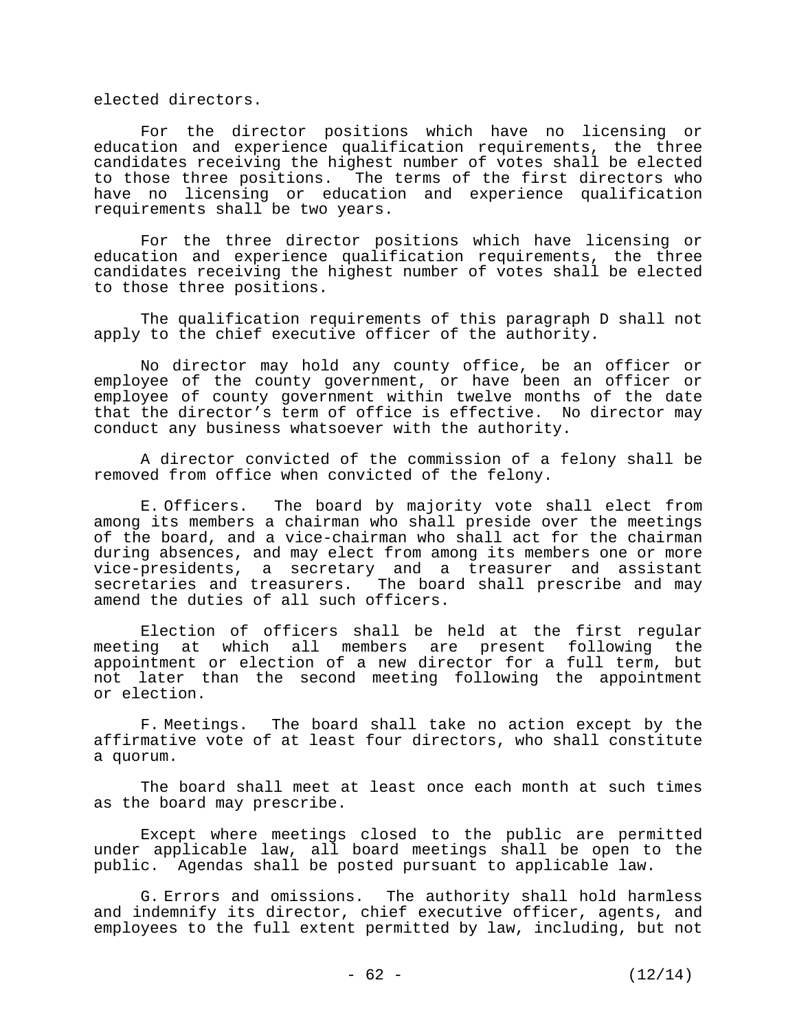elected directors.

For the director positions which have no licensing or education and experience qualification requirements, the three candidates receiving the highest number of votes shall be elected to those three positions. The terms of the first directors who have no licensing or education and experience qualification requirements shall be two years.

For the three director positions which have licensing or education and experience qualification requirements, the three candidates receiving the highest number of votes shall be elected to those three positions.

The qualification requirements of this paragraph D shall not apply to the chief executive officer of the authority.

No director may hold any county office, be an officer or employee of the county government, or have been an officer or employee of county government within twelve months of the date that the director's term of office is effective. No director may conduct any business whatsoever with the authority.

A director convicted of the commission of a felony shall be removed from office when convicted of the felony.

E. Officers. The board by majority vote shall elect from among its members a chairman who shall preside over the meetings of the board, and a vice-chairman who shall act for the chairman during absences, and may elect from among its members one or more vice-presidents, a secretary and a treasurer and assistant secretaries and treasurers. The board shall prescribe and may amend the duties of all such officers.

Election of officers shall be held at the first regular meeting at which all members are present following the appointment or election of a new director for a full term, but not later than the second meeting following the appointment or election.

F. Meetings. The board shall take no action except by the affirmative vote of at least four directors, who shall constitute a quorum.

The board shall meet at least once each month at such times as the board may prescribe.

Except where meetings closed to the public are permitted under applicable law, all board meetings shall be open to the public. Agendas shall be posted pursuant to applicable law.

G. Errors and omissions. The authority shall hold harmless and indemnify its director, chief executive officer, agents, and employees to the full extent permitted by law, including, but not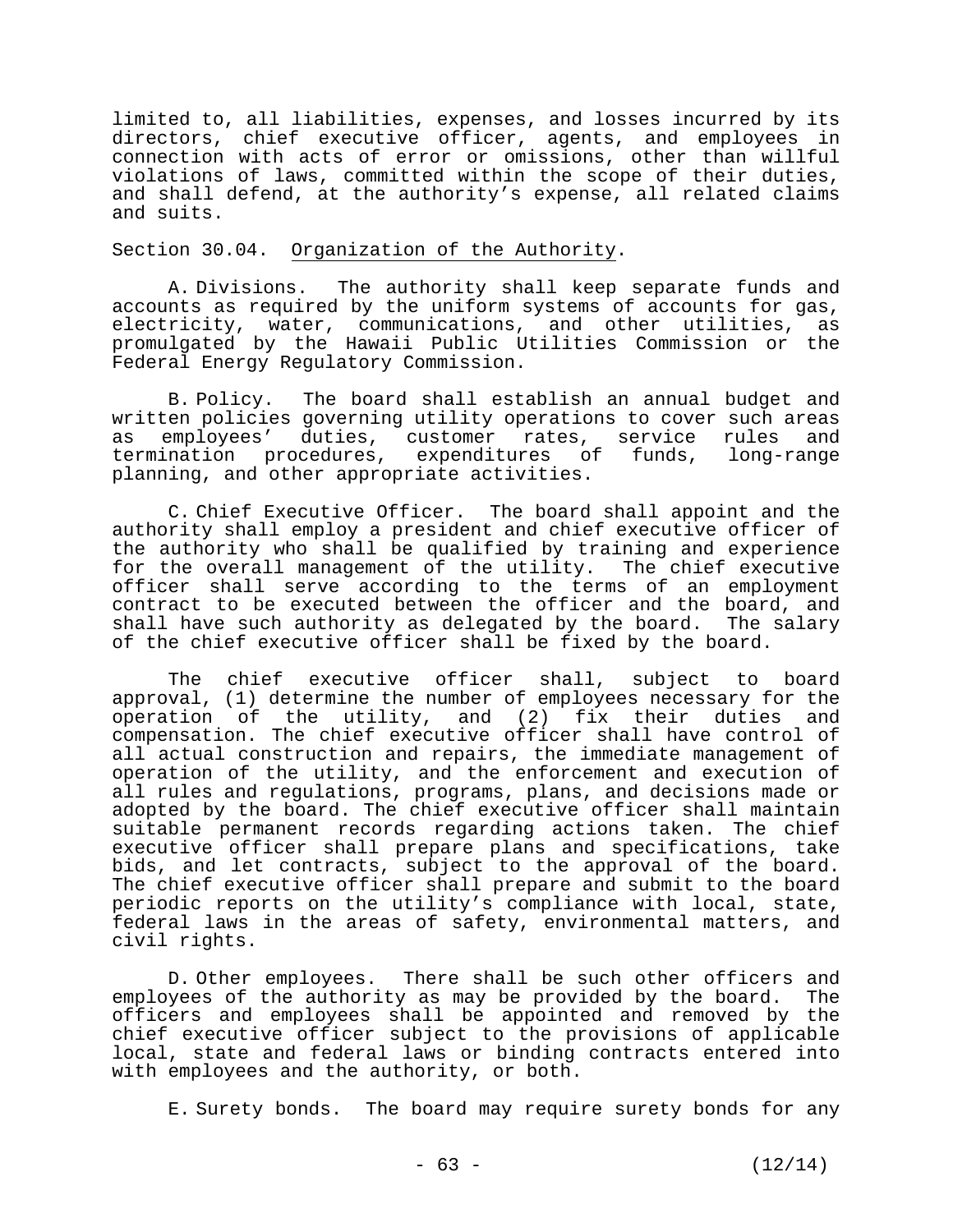limited to, all liabilities, expenses, and losses incurred by its directors, chief executive officer, agents, and employees in connection with acts of error or omissions, other than willful violations of laws, committed within the scope of their duties, and shall defend, at the authority's expense, all related claims and suits.

Section 30.04. Organization of the Authority.

A. Divisions. The authority shall keep separate funds and accounts as required by the uniform systems of accounts for gas, electricity, water, communications, and other utilities, as promulgated by the Hawaii Public Utilities Commission or the Federal Energy Regulatory Commission.

B. Policy. The board shall establish an annual budget and written policies governing utility operations to cover such areas as employees' duties, customer rates, service rules and termination procedures, expenditures of funds, long-range planning, and other appropriate activities.

C. Chief Executive Officer. The board shall appoint and the authority shall employ a president and chief executive officer of the authority who shall be qualified by training and experience for the overall management of the utility. The chief executive officer shall serve according to the terms of an employment contract to be executed between the officer and the board, and shall have such authority as delegated by the board. The salary of the chief executive officer shall be fixed by the board.

The chief executive officer shall, subject to board approval, (1) determine the number of employees necessary for the operation of the utility, and (2) fix their duties and compensation. The chief executive officer shall have control of all actual construction and repairs, the immediate management of operation of the utility, and the enforcement and execution of all rules and regulations, programs, plans, and decisions made or adopted by the board. The chief executive officer shall maintain suitable permanent records regarding actions taken. The chief executive officer shall prepare plans and specifications, take bids, and let contracts, subject to the approval of the board. The chief executive officer shall prepare and submit to the board periodic reports on the utility's compliance with local, state, federal laws in the areas of safety, environmental matters, and civil rights.

D. Other employees. There shall be such other officers and employees of the authority as may be provided by the board. The officers and employees shall be appointed and removed by the chief executive officer subject to the provisions of applicable local, state and federal laws or binding contracts entered into with employees and the authority, or both.

E. Surety bonds. The board may require surety bonds for any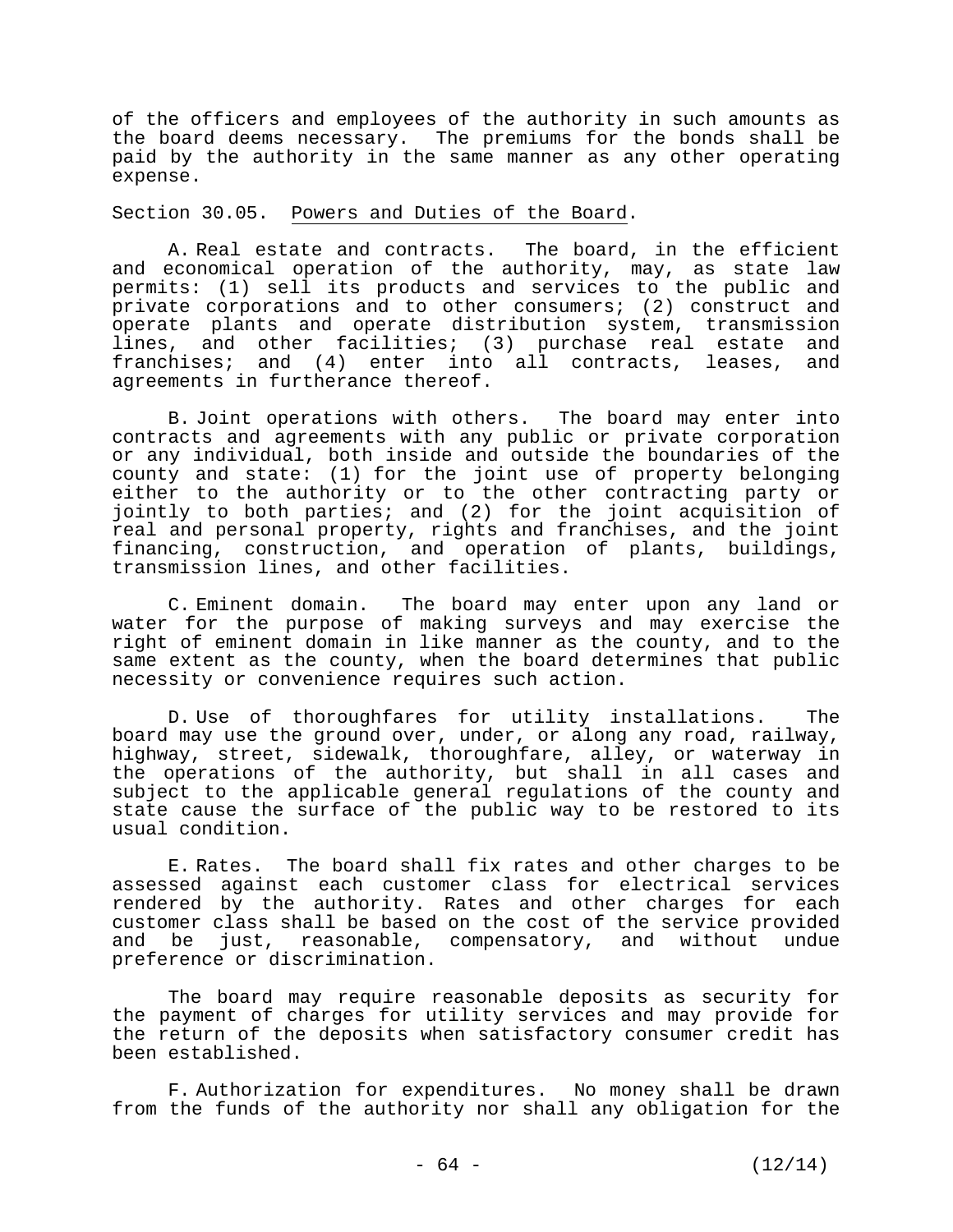of the officers and employees of the authority in such amounts as the board deems necessary. The premiums for the bonds shall be paid by the authority in the same manner as any other operating expense.

Section 30.05. Powers and Duties of the Board.

A. Real estate and contracts. The board, in the efficient and economical operation of the authority, may, as state law permits: (1) sell its products and services to the public and private corporations and to other consumers; (2) construct and operate plants and operate distribution system, transmission lines, and other facilities; (3) purchase real estate and franchises; and (4) enter into all contracts, leases, and agreements in furtherance thereof.

B. Joint operations with others. The board may enter into contracts and agreements with any public or private corporation or any individual, both inside and outside the boundaries of the county and state: (1) for the joint use of property belonging either to the authority or to the other contracting party or jointly to both parties; and (2) for the joint acquisition of real and personal property, rights and franchises, and the joint financing, construction, and operation of plants, buildings, transmission lines, and other facilities.

C. Eminent domain. The board may enter upon any land or water for the purpose of making surveys and may exercise the right of eminent domain in like manner as the county, and to the same extent as the county, when the board determines that public necessity or convenience requires such action.

D. Use of thoroughfares for utility installations. The board may use the ground over, under, or along any road, railway, highway, street, sidewalk, thoroughfare, alley, or waterway in the operations of the authority, but shall in all cases and subject to the applicable general regulations of the county and state cause the surface of the public way to be restored to its usual condition.

E. Rates. The board shall fix rates and other charges to be assessed against each customer class for electrical services rendered by the authority. Rates and other charges for each customer class shall be based on the cost of the service provided and be just, reasonable, compensatory, and without undue preference or discrimination.

The board may require reasonable deposits as security for the payment of charges for utility services and may provide for the return of the deposits when satisfactory consumer credit has been established.

F. Authorization for expenditures. No money shall be drawn from the funds of the authority nor shall any obligation for the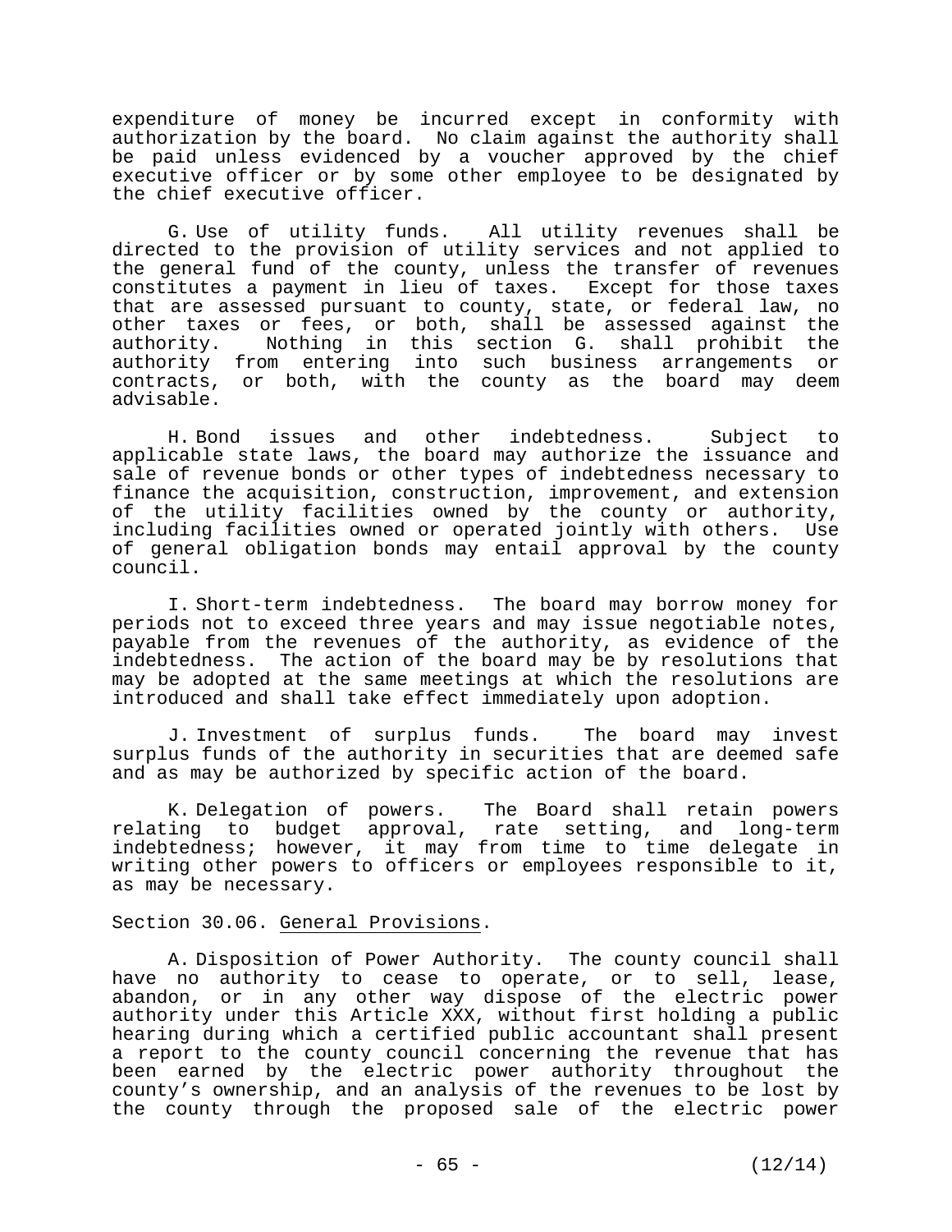expenditure of money be incurred except in conformity with authorization by the board. No claim against the authority shall be paid unless evidenced by a voucher approved by the chief executive officer or by some other employee to be designated by the chief executive officer.

G. Use of utility funds. All utility revenues shall be directed to the provision of utility services and not applied to the general fund of the county, unless the transfer of revenues constitutes a payment in lieu of taxes. Except for those taxes that are assessed pursuant to county, state, or federal law, no other taxes or fees, or both, shall be assessed against the authority. Nothing in this section G. shall prohibit the authority from entering into such business arrangements or contracts, or both, with the county as the board may deem advisable.

H. Bond issues and other indebtedness. Subject to applicable state laws, the board may authorize the issuance and sale of revenue bonds or other types of indebtedness necessary to finance the acquisition, construction, improvement, and extension of the utility facilities owned by the county or authority, including facilities owned or operated jointly with others. Use of general obligation bonds may entail approval by the county council.

I. Short-term indebtedness. The board may borrow money for periods not to exceed three years and may issue negotiable notes, payable from the revenues of the authority, as evidence of the indebtedness. The action of the board may be by resolutions that may be adopted at the same meetings at which the resolutions are introduced and shall take effect immediately upon adoption.

J. Investment of surplus funds. The board may invest surplus funds of the authority in securities that are deemed safe and as may be authorized by specific action of the board.

K. Delegation of powers. The Board shall retain powers relating to budget approval, rate setting, and long-term indebtedness; however, it may from time to time delegate in writing other powers to officers or employees responsible to it, as may be necessary.

Section 30.06. General Provisions.

A. Disposition of Power Authority. The county council shall have no authority to cease to operate, or to sell, lease, abandon, or in any other way dispose of the electric power authority under this Article XXX, without first holding a public hearing during which a certified public accountant shall present a report to the county council concerning the revenue that has been earned by the electric power authority throughout the county's ownership, and an analysis of the revenues to be lost by the county through the proposed sale of the electric power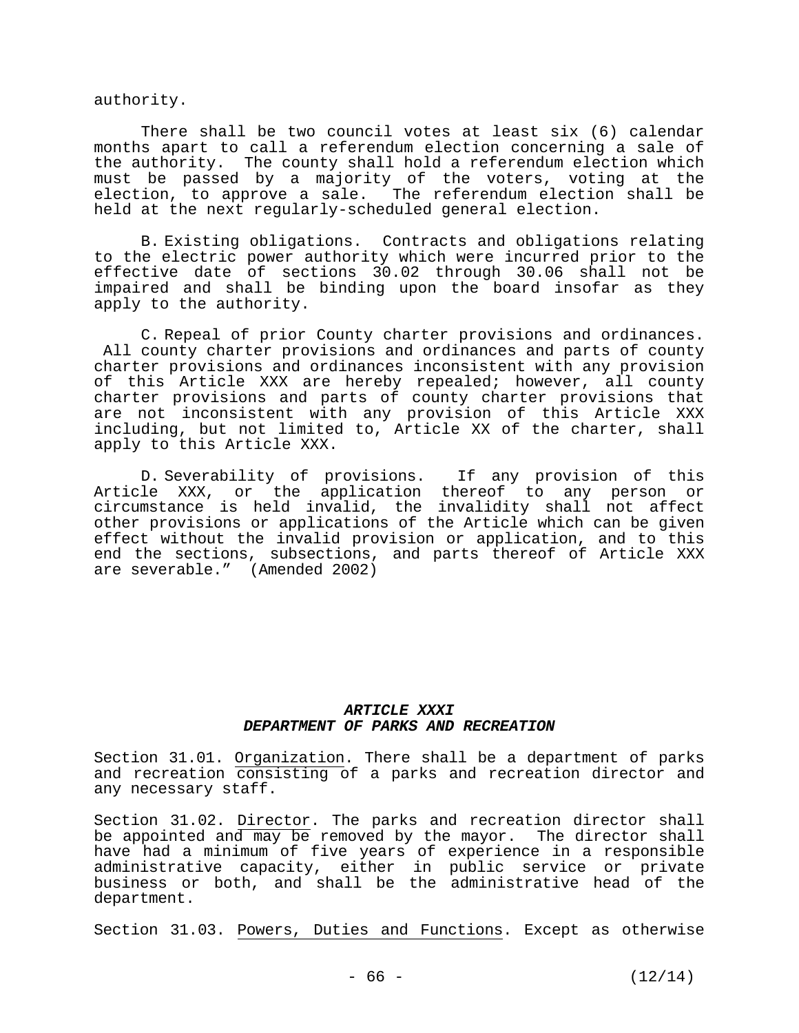authority.

There shall be two council votes at least six (6) calendar months apart to call a referendum election concerning a sale of the authority. The county shall hold a referendum election which must be passed by a majority of the voters, voting at the election, to approve a sale. The referendum election shall be held at the next regularly-scheduled general election.

B. Existing obligations. Contracts and obligations relating to the electric power authority which were incurred prior to the effective date of sections 30.02 through 30.06 shall not be impaired and shall be binding upon the board insofar as they apply to the authority.

C. Repeal of prior County charter provisions and ordinances. All county charter provisions and ordinances and parts of county charter provisions and ordinances inconsistent with any provision of this Article XXX are hereby repealed; however, all county charter provisions and parts of county charter provisions that are not inconsistent with any provision of this Article XXX including, but not limited to, Article XX of the charter, shall apply to this Article XXX.

D. Severability of provisions. If any provision of this Article XXX, or the application thereof to any person or circumstance is held invalid, the invalidity shall not affect other provisions or applications of the Article which can be given effect without the invalid provision or application, and to this end the sections, subsections, and parts thereof of Article XXX are severable." (Amended 2002)

## *ARTICLE XXXI*
## *DEPARTMENT OF PARKS AND RECREATION*

Section 31.01. Organization. There shall be a department of parks and recreation consisting of a parks and recreation director and any necessary staff.

Section 31.02. Director. The parks and recreation director shall be appointed and may be removed by the mayor. The director shall have had a minimum of five years of experience in a responsible administrative capacity, either in public service or private business or both, and shall be the administrative head of the department.

Section 31.03. Powers, Duties and Functions. Except as otherwise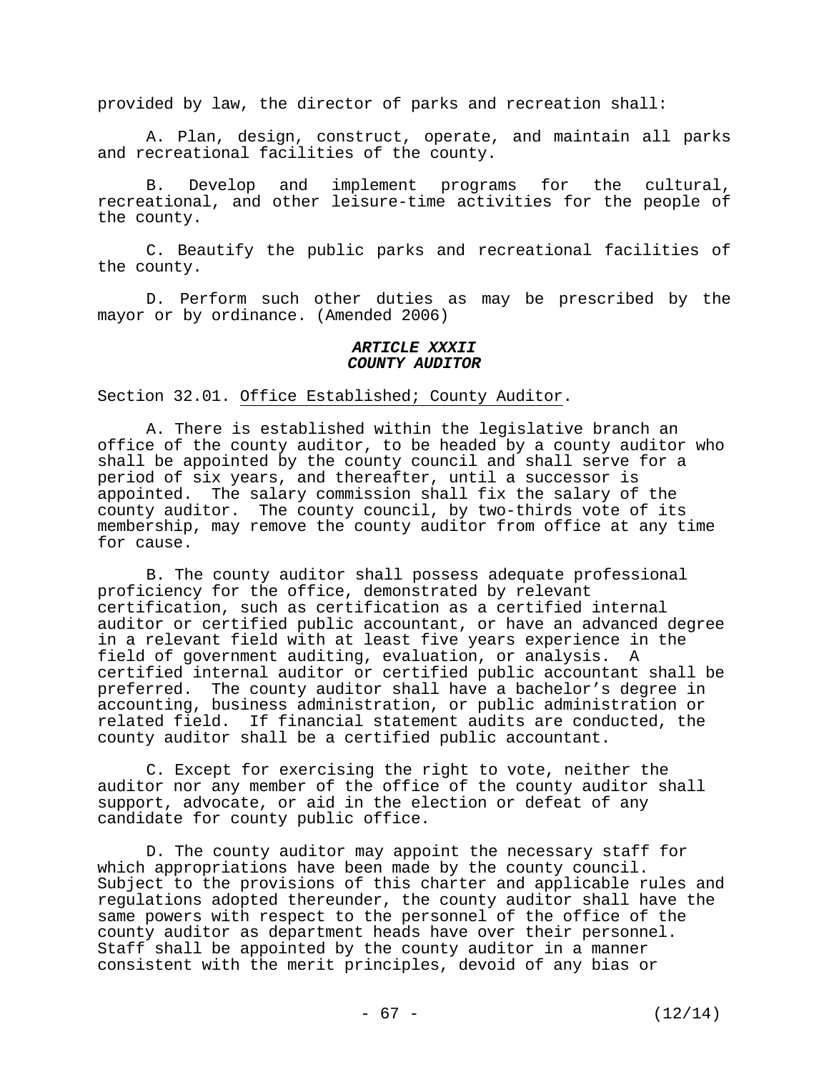provided by law, the director of parks and recreation shall:

A. Plan, design, construct, operate, and maintain all parks and recreational facilities of the county.

B. Develop and implement programs for the cultural, recreational, and other leisure-time activities for the people of the county.

C. Beautify the public parks and recreational facilities of the county.

D. Perform such other duties as may be prescribed by the mayor or by ordinance. (Amended 2006)

### *ARTICLE XXXII*
### *COUNTY AUDITOR*

Section 32.01. Office Established; County Auditor.

A. There is established within the legislative branch an office of the county auditor, to be headed by a county auditor who shall be appointed by the county council and shall serve for a period of six years, and thereafter, until a successor is appointed. The salary commission shall fix the salary of the county auditor. The county council, by two-thirds vote of its membership, may remove the county auditor from office at any time for cause.

B. The county auditor shall possess adequate professional proficiency for the office, demonstrated by relevant certification, such as certification as a certified internal auditor or certified public accountant, or have an advanced degree in a relevant field with at least five years experience in the field of government auditing, evaluation, or analysis. A certified internal auditor or certified public accountant shall be preferred. The county auditor shall have a bachelor's degree in accounting, business administration, or public administration or related field. If financial statement audits are conducted, the county auditor shall be a certified public accountant.

C. Except for exercising the right to vote, neither the auditor nor any member of the office of the county auditor shall support, advocate, or aid in the election or defeat of any candidate for county public office.

D. The county auditor may appoint the necessary staff for which appropriations have been made by the county council. Subject to the provisions of this charter and applicable rules and regulations adopted thereunder, the county auditor shall have the same powers with respect to the personnel of the office of the county auditor as department heads have over their personnel. Staff shall be appointed by the county auditor in a manner consistent with the merit principles, devoid of any bias or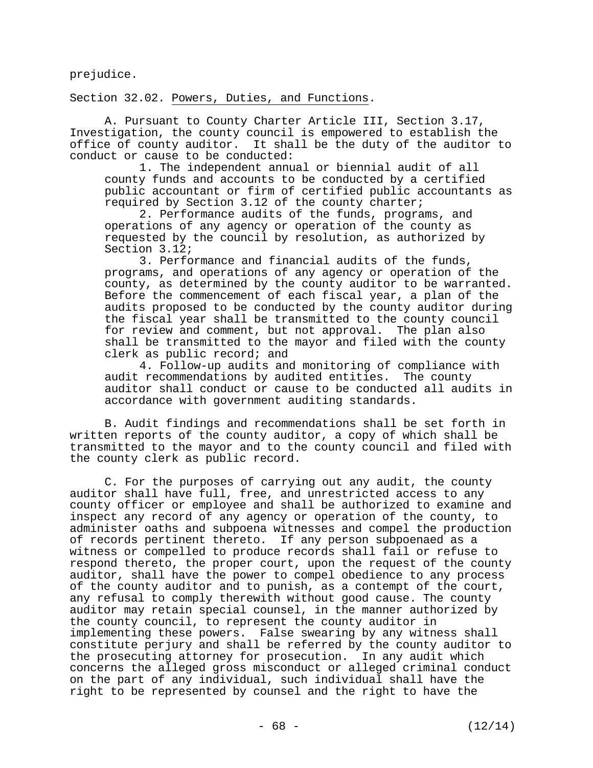prejudice.

Section 32.02. Powers, Duties, and Functions.

A. Pursuant to County Charter Article III, Section 3.17, Investigation, the county council is empowered to establish the office of county auditor. It shall be the duty of the auditor to conduct or cause to be conducted:

1. The independent annual or biennial audit of all county funds and accounts to be conducted by a certified public accountant or firm of certified public accountants as required by Section 3.12 of the county charter;

2. Performance audits of the funds, programs, and operations of any agency or operation of the county as requested by the council by resolution, as authorized by Section 3.12;

3. Performance and financial audits of the funds, programs, and operations of any agency or operation of the county, as determined by the county auditor to be warranted. Before the commencement of each fiscal year, a plan of the audits proposed to be conducted by the county auditor during the fiscal year shall be transmitted to the county council for review and comment, but not approval. The plan also shall be transmitted to the mayor and filed with the county clerk as public record; and

4. Follow-up audits and monitoring of compliance with audit recommendations by audited entities. The county auditor shall conduct or cause to be conducted all audits in accordance with government auditing standards.

B. Audit findings and recommendations shall be set forth in written reports of the county auditor, a copy of which shall be transmitted to the mayor and to the county council and filed with the county clerk as public record.

C. For the purposes of carrying out any audit, the county auditor shall have full, free, and unrestricted access to any county officer or employee and shall be authorized to examine and inspect any record of any agency or operation of the county, to administer oaths and subpoena witnesses and compel the production of records pertinent thereto. If any person subpoenaed as a witness or compelled to produce records shall fail or refuse to respond thereto, the proper court, upon the request of the county auditor, shall have the power to compel obedience to any process of the county auditor and to punish, as a contempt of the court, any refusal to comply therewith without good cause. The county auditor may retain special counsel, in the manner authorized by the county council, to represent the county auditor in implementing these powers. False swearing by any witness shall constitute perjury and shall be referred by the county auditor to the prosecuting attorney for prosecution. In any audit which concerns the alleged gross misconduct or alleged criminal conduct on the part of any individual, such individual shall have the right to be represented by counsel and the right to have the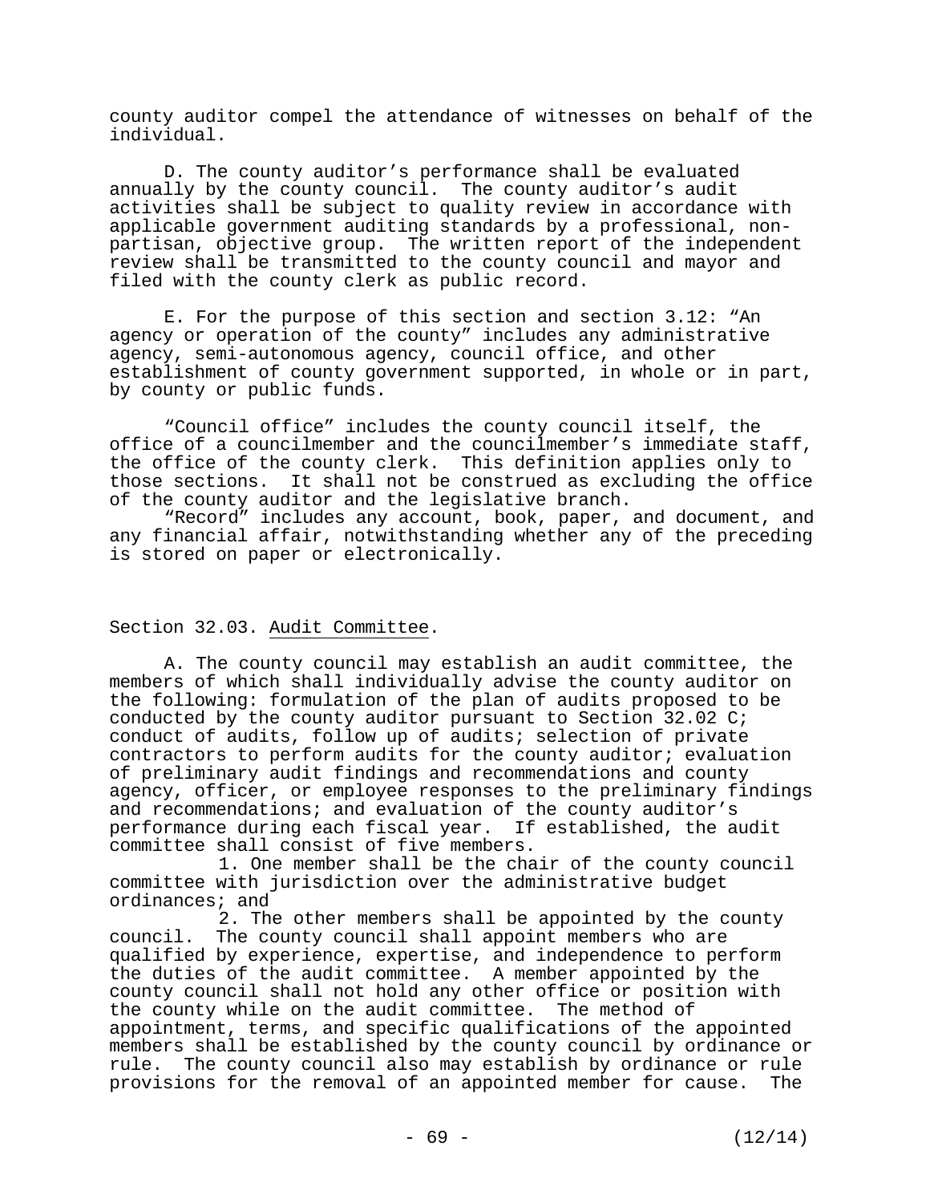county auditor compel the attendance of witnesses on behalf of the individual.

D. The county auditor's performance shall be evaluated annually by the county council. The county auditor's audit activities shall be subject to quality review in accordance with applicable government auditing standards by a professional, non-partisan, objective group. The written report of the independent review shall be transmitted to the county council and mayor and filed with the county clerk as public record.

E. For the purpose of this section and section 3.12: "An agency or operation of the county" includes any administrative agency, semi-autonomous agency, council office, and other establishment of county government supported, in whole or in part, by county or public funds.

"Council office" includes the county council itself, the office of a councilmember and the councilmember's immediate staff, the office of the county clerk. This definition applies only to those sections. It shall not be construed as excluding the office of the county auditor and the legislative branch.

"Record" includes any account, book, paper, and document, and any financial affair, notwithstanding whether any of the preceding is stored on paper or electronically.

Section 32.03. Audit Committee.

A. The county council may establish an audit committee, the members of which shall individually advise the county auditor on the following: formulation of the plan of audits proposed to be conducted by the county auditor pursuant to Section 32.02 C; conduct of audits, follow up of audits; selection of private contractors to perform audits for the county auditor; evaluation of preliminary audit findings and recommendations and county agency, officer, or employee responses to the preliminary findings and recommendations; and evaluation of the county auditor's performance during each fiscal year. If established, the audit committee shall consist of five members.

1. One member shall be the chair of the county council committee with jurisdiction over the administrative budget ordinances; and

2. The other members shall be appointed by the county council. The county council shall appoint members who are qualified by experience, expertise, and independence to perform the duties of the audit committee. A member appointed by the county council shall not hold any other office or position with the county while on the audit committee. The method of appointment, terms, and specific qualifications of the appointed members shall be established by the county council by ordinance or rule. The county council also may establish by ordinance or rule provisions for the removal of an appointed member for cause. The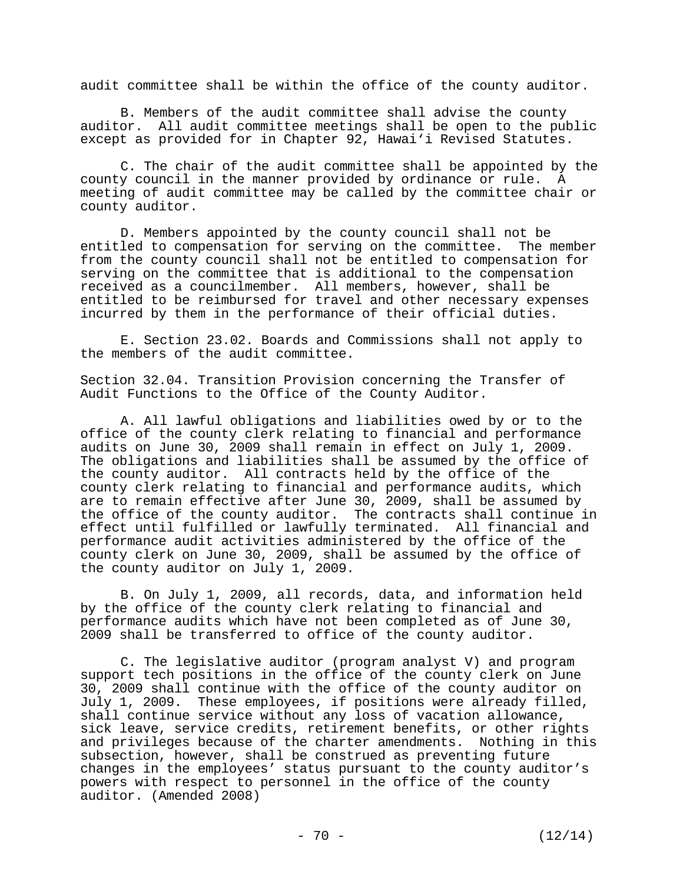audit committee shall be within the office of the county auditor.

B. Members of the audit committee shall advise the county auditor. All audit committee meetings shall be open to the public except as provided for in Chapter 92, Hawaiʻi Revised Statutes.

C. The chair of the audit committee shall be appointed by the county council in the manner provided by ordinance or rule. A meeting of audit committee may be called by the committee chair or county auditor.

D. Members appointed by the county council shall not be entitled to compensation for serving on the committee. The member from the county council shall not be entitled to compensation for serving on the committee that is additional to the compensation received as a councilmember. All members, however, shall be entitled to be reimbursed for travel and other necessary expenses incurred by them in the performance of their official duties.

E. Section 23.02. Boards and Commissions shall not apply to the members of the audit committee.

Section 32.04. Transition Provision concerning the Transfer of Audit Functions to the Office of the County Auditor.

A. All lawful obligations and liabilities owed by or to the office of the county clerk relating to financial and performance audits on June 30, 2009 shall remain in effect on July 1, 2009. The obligations and liabilities shall be assumed by the office of the county auditor. All contracts held by the office of the county clerk relating to financial and performance audits, which are to remain effective after June 30, 2009, shall be assumed by the office of the county auditor. The contracts shall continue in effect until fulfilled or lawfully terminated. All financial and performance audit activities administered by the office of the county clerk on June 30, 2009, shall be assumed by the office of the county auditor on July 1, 2009.

B. On July 1, 2009, all records, data, and information held by the office of the county clerk relating to financial and performance audits which have not been completed as of June 30, 2009 shall be transferred to office of the county auditor.

C. The legislative auditor (program analyst V) and program support tech positions in the office of the county clerk on June 30, 2009 shall continue with the office of the county auditor on July 1, 2009. These employees, if positions were already filled, shall continue service without any loss of vacation allowance, sick leave, service credits, retirement benefits, or other rights and privileges because of the charter amendments. Nothing in this subsection, however, shall be construed as preventing future changes in the employees' status pursuant to the county auditor's powers with respect to personnel in the office of the county auditor. (Amended 2008)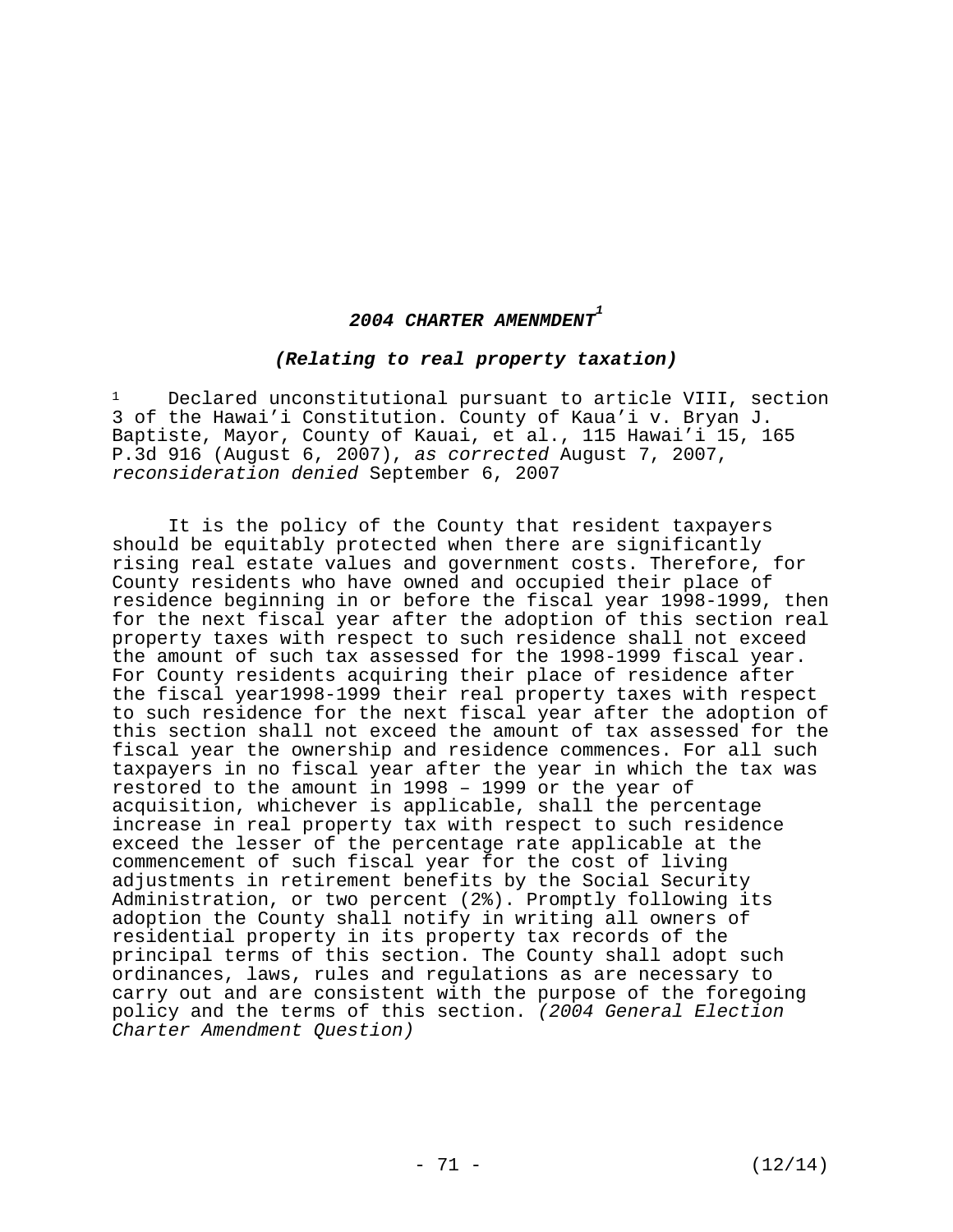## *2004 CHARTER AMENMDENT*[1]

### *(Relating to real property taxation)*

[1] Declared unconstitutional pursuant to article VIII, section 3 of the Hawai'i Constitution. County of Kaua'i v. Bryan J. Baptiste, Mayor, County of Kauai, et al., 115 Hawai'i 15, 165 P.3d 916 (August 6, 2007), *as corrected* August 7, 2007, *reconsideration denied* September 6, 2007

It is the policy of the County that resident taxpayers should be equitably protected when there are significantly rising real estate values and government costs. Therefore, for County residents who have owned and occupied their place of residence beginning in or before the fiscal year 1998-1999, then for the next fiscal year after the adoption of this section real property taxes with respect to such residence shall not exceed the amount of such tax assessed for the 1998-1999 fiscal year. For County residents acquiring their place of residence after the fiscal year1998-1999 their real property taxes with respect to such residence for the next fiscal year after the adoption of this section shall not exceed the amount of tax assessed for the fiscal year the ownership and residence commences. For all such taxpayers in no fiscal year after the year in which the tax was restored to the amount in 1998 – 1999 or the year of acquisition, whichever is applicable, shall the percentage increase in real property tax with respect to such residence exceed the lesser of the percentage rate applicable at the commencement of such fiscal year for the cost of living adjustments in retirement benefits by the Social Security Administration, or two percent (2%). Promptly following its adoption the County shall notify in writing all owners of residential property in its property tax records of the principal terms of this section. The County shall adopt such ordinances, laws, rules and regulations as are necessary to carry out and are consistent with the purpose of the foregoing policy and the terms of this section. *(2004 General Election Charter Amendment Question)*